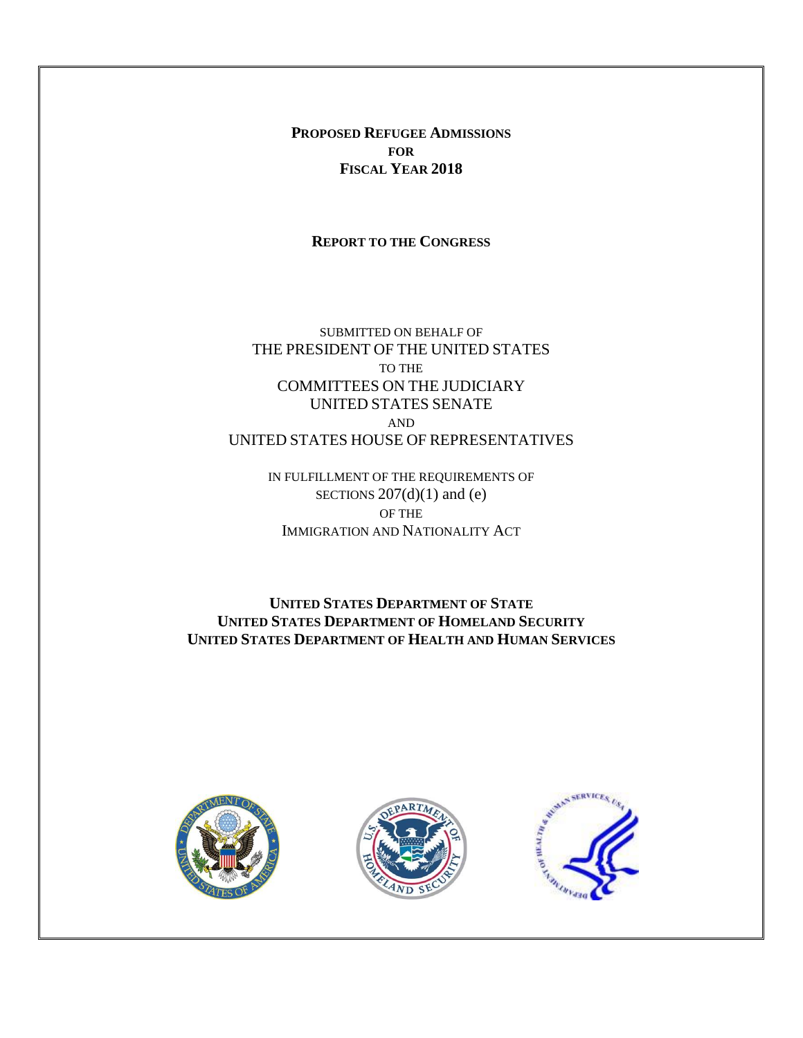# PROPOSED REFUGEE ADMISSIONS FOR FISCAL YEAR 2018

## REPORT TO THE CONGRESS

SUBMITTED ON BEHALF OF
THE PRESIDENT OF THE UNITED STATES
TO THE
COMMITTEES ON THE JUDICIARY
UNITED STATES SENATE
AND
UNITED STATES HOUSE OF REPRESENTATIVES

IN FULFILLMENT OF THE REQUIREMENTS OF
SECTIONS 207(d)(1) and (e)
OF THE
IMMIGRATION AND NATIONALITY ACT

**UNITED STATES DEPARTMENT OF STATE**
**UNITED STATES DEPARTMENT OF HOMELAND SECURITY**
**UNITED STATES DEPARTMENT OF HEALTH AND HUMAN SERVICES**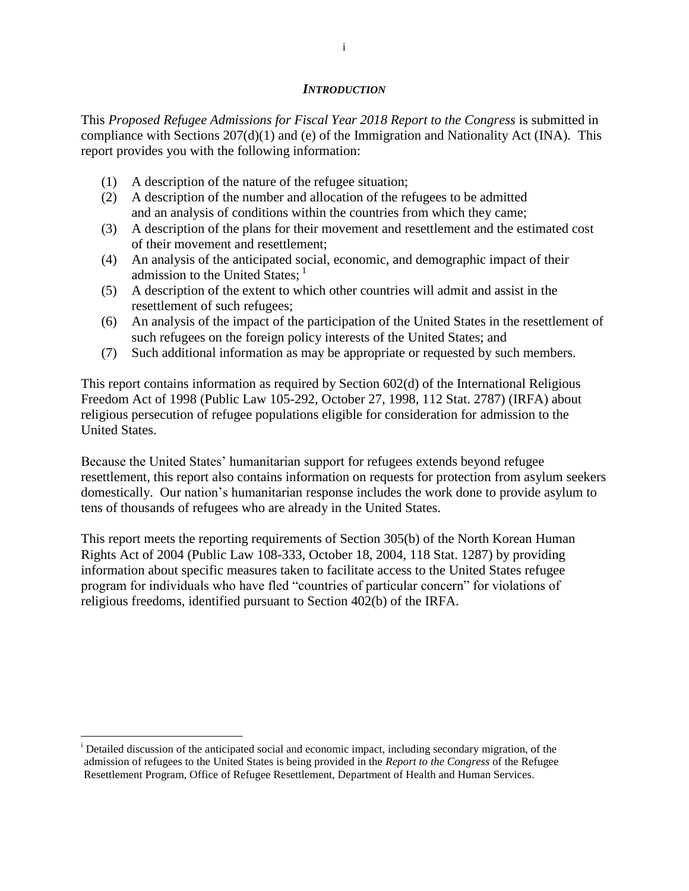## *INTRODUCTION*

This *Proposed Refugee Admissions for Fiscal Year 2018 Report to the Congress* is submitted in compliance with Sections 207(d)(1) and (e) of the Immigration and Nationality Act (INA). This report provides you with the following information:

(1) A description of the nature of the refugee situation;
(2) A description of the number and allocation of the refugees to be admitted and an analysis of conditions within the countries from which they came;
(3) A description of the plans for their movement and resettlement and the estimated cost of their movement and resettlement;
(4) An analysis of the anticipated social, economic, and demographic impact of their admission to the United States; [1]
(5) A description of the extent to which other countries will admit and assist in the resettlement of such refugees;
(6) An analysis of the impact of the participation of the United States in the resettlement of such refugees on the foreign policy interests of the United States; and
(7) Such additional information as may be appropriate or requested by such members.

This report contains information as required by Section 602(d) of the International Religious Freedom Act of 1998 (Public Law 105-292, October 27, 1998, 112 Stat. 2787) (IRFA) about religious persecution of refugee populations eligible for consideration for admission to the United States.

Because the United States' humanitarian support for refugees extends beyond refugee resettlement, this report also contains information on requests for protection from asylum seekers domestically. Our nation's humanitarian response includes the work done to provide asylum to tens of thousands of refugees who are already in the United States.

This report meets the reporting requirements of Section 305(b) of the North Korean Human Rights Act of 2004 (Public Law 108-333, October 18, 2004, 118 Stat. 1287) by providing information about specific measures taken to facilitate access to the United States refugee program for individuals who have fled "countries of particular concern" for violations of religious freedoms, identified pursuant to Section 402(b) of the IRFA.

[i] Detailed discussion of the anticipated social and economic impact, including secondary migration, of the admission of refugees to the United States is being provided in the *Report to the Congress* of the Refugee Resettlement Program, Office of Refugee Resettlement, Department of Health and Human Services.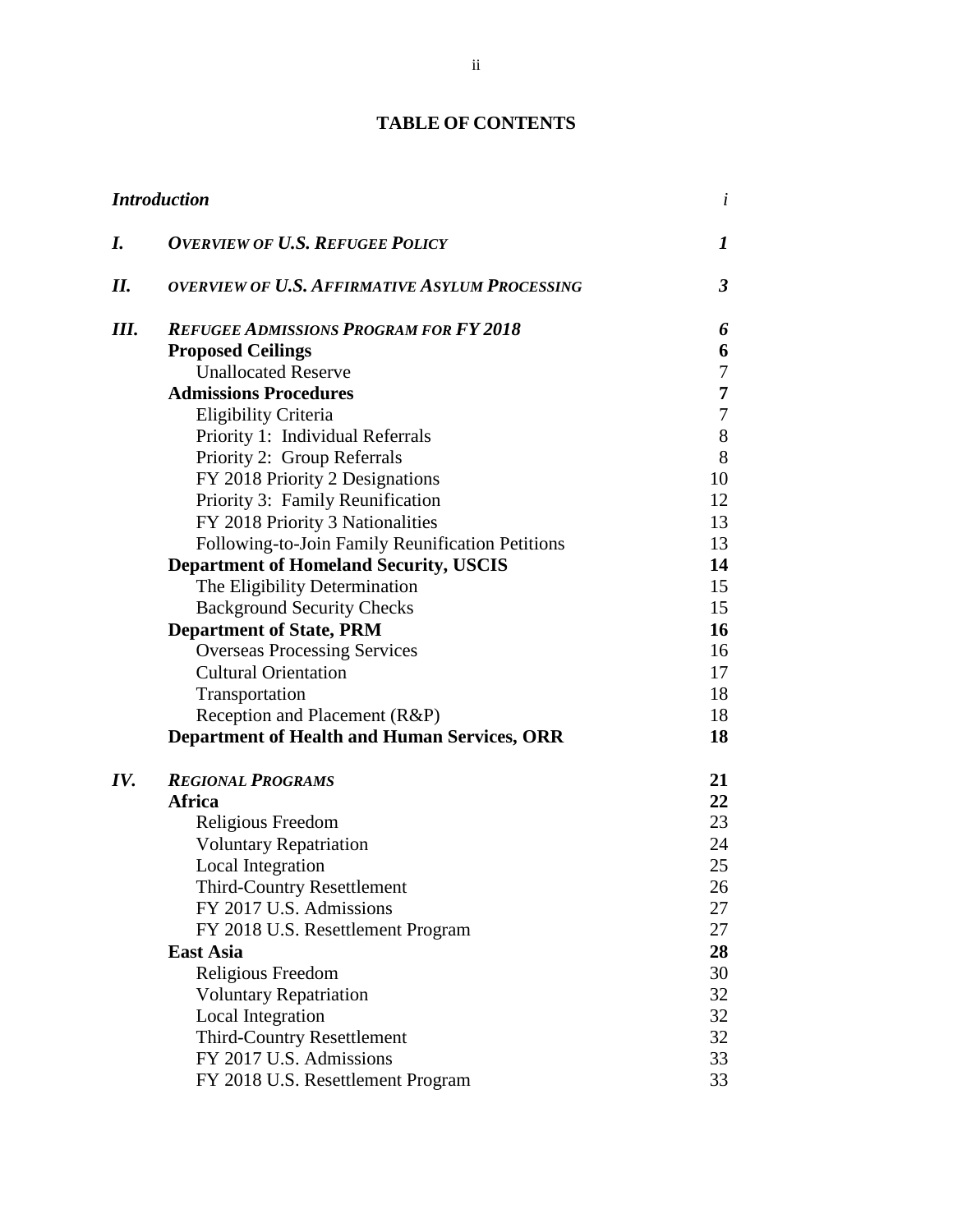# TABLE OF CONTENTS

| | | |
|---|---|---|
| | ***Introduction*** | *i* |
| ***I.*** | ***OVERVIEW OF U.S. REFUGEE POLICY*** | ***1*** |
| ***II.*** | ***OVERVIEW OF U.S. AFFIRMATIVE ASYLUM PROCESSING*** | ***3*** |
| ***III.*** | ***REFUGEE ADMISSIONS PROGRAM FOR FY 2018*** | ***6*** |
| | **Proposed Ceilings** | **6** |
| | Unallocated Reserve | 7 |
| | **Admissions Procedures** | **7** |
| | Eligibility Criteria | 7 |
| | Priority 1: Individual Referrals | 8 |
| | Priority 2: Group Referrals | 8 |
| | FY 2018 Priority 2 Designations | 10 |
| | Priority 3: Family Reunification | 12 |
| | FY 2018 Priority 3 Nationalities | 13 |
| | Following-to-Join Family Reunification Petitions | 13 |
| | **Department of Homeland Security, USCIS** | **14** |
| | The Eligibility Determination | 15 |
| | Background Security Checks | 15 |
| | **Department of State, PRM** | **16** |
| | Overseas Processing Services | 16 |
| | Cultural Orientation | 17 |
| | Transportation | 18 |
| | Reception and Placement (R&P) | 18 |
| | **Department of Health and Human Services, ORR** | **18** |
| ***IV.*** | ***REGIONAL PROGRAMS*** | **21** |
| | **Africa** | **22** |
| | Religious Freedom | 23 |
| | Voluntary Repatriation | 24 |
| | Local Integration | 25 |
| | Third-Country Resettlement | 26 |
| | FY 2017 U.S. Admissions | 27 |
| | FY 2018 U.S. Resettlement Program | 27 |
| | **East Asia** | **28** |
| | Religious Freedom | 30 |
| | Voluntary Repatriation | 32 |
| | Local Integration | 32 |
| | Third-Country Resettlement | 32 |
| | FY 2017 U.S. Admissions | 33 |
| | FY 2018 U.S. Resettlement Program | 33 |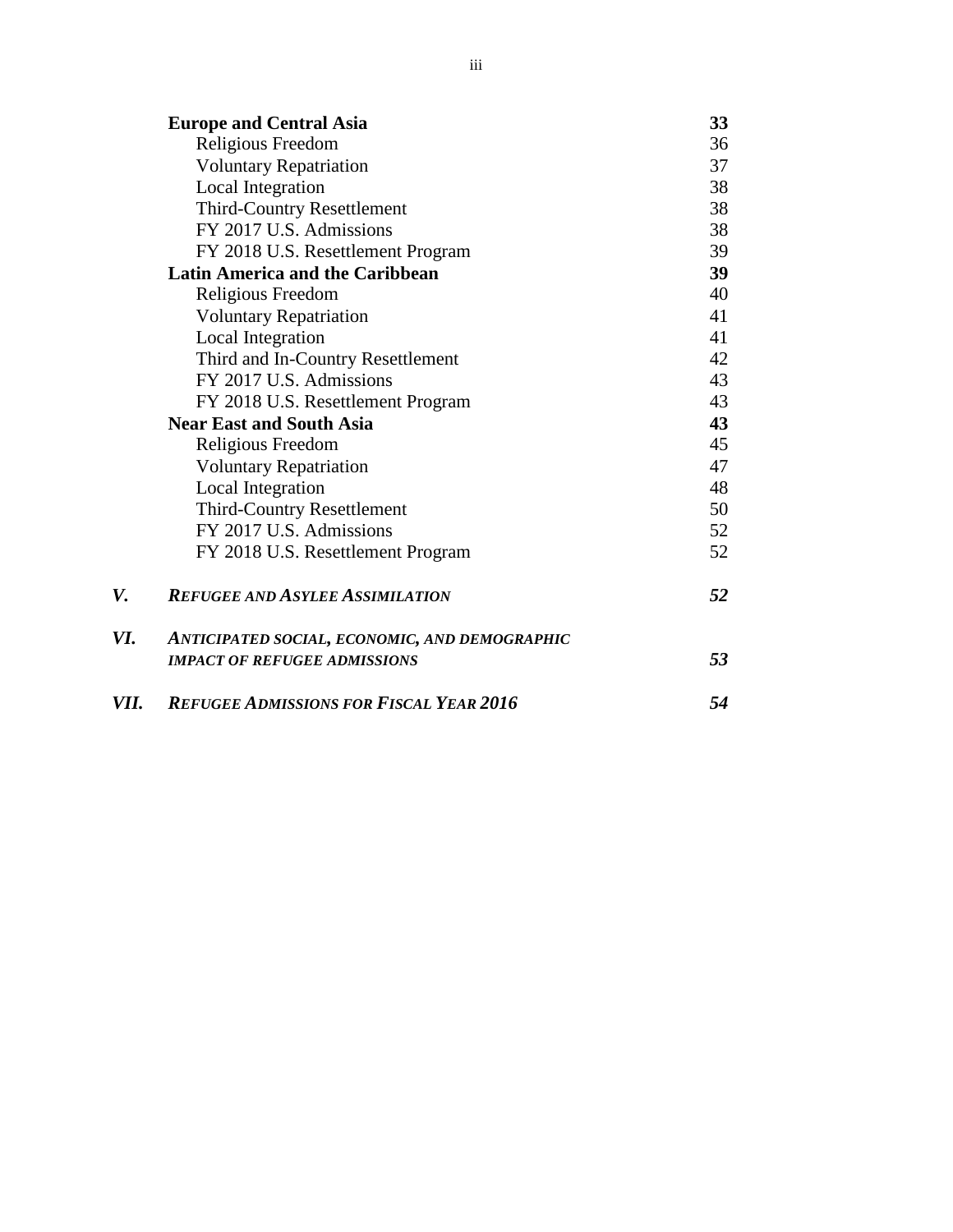| | | |
|---|---|---|
| | **Europe and Central Asia** | **33** |
| | Religious Freedom | 36 |
| | Voluntary Repatriation | 37 |
| | Local Integration | 38 |
| | Third-Country Resettlement | 38 |
| | FY 2017 U.S. Admissions | 38 |
| | FY 2018 U.S. Resettlement Program | 39 |
| | **Latin America and the Caribbean** | **39** |
| | Religious Freedom | 40 |
| | Voluntary Repatriation | 41 |
| | Local Integration | 41 |
| | Third and In-Country Resettlement | 42 |
| | FY 2017 U.S. Admissions | 43 |
| | FY 2018 U.S. Resettlement Program | 43 |
| | **Near East and South Asia** | **43** |
| | Religious Freedom | 45 |
| | Voluntary Repatriation | 47 |
| | Local Integration | 48 |
| | Third-Country Resettlement | 50 |
| | FY 2017 U.S. Admissions | 52 |
| | FY 2018 U.S. Resettlement Program | 52 |
| ***V.*** | ***REFUGEE AND ASYLEE ASSIMILATION*** | ***52*** |
| ***VI.*** | ***ANTICIPATED SOCIAL, ECONOMIC, AND DEMOGRAPHIC IMPACT OF REFUGEE ADMISSIONS*** | ***53*** |
| ***VII.*** | ***REFUGEE ADMISSIONS FOR FISCAL YEAR 2016*** | ***54*** |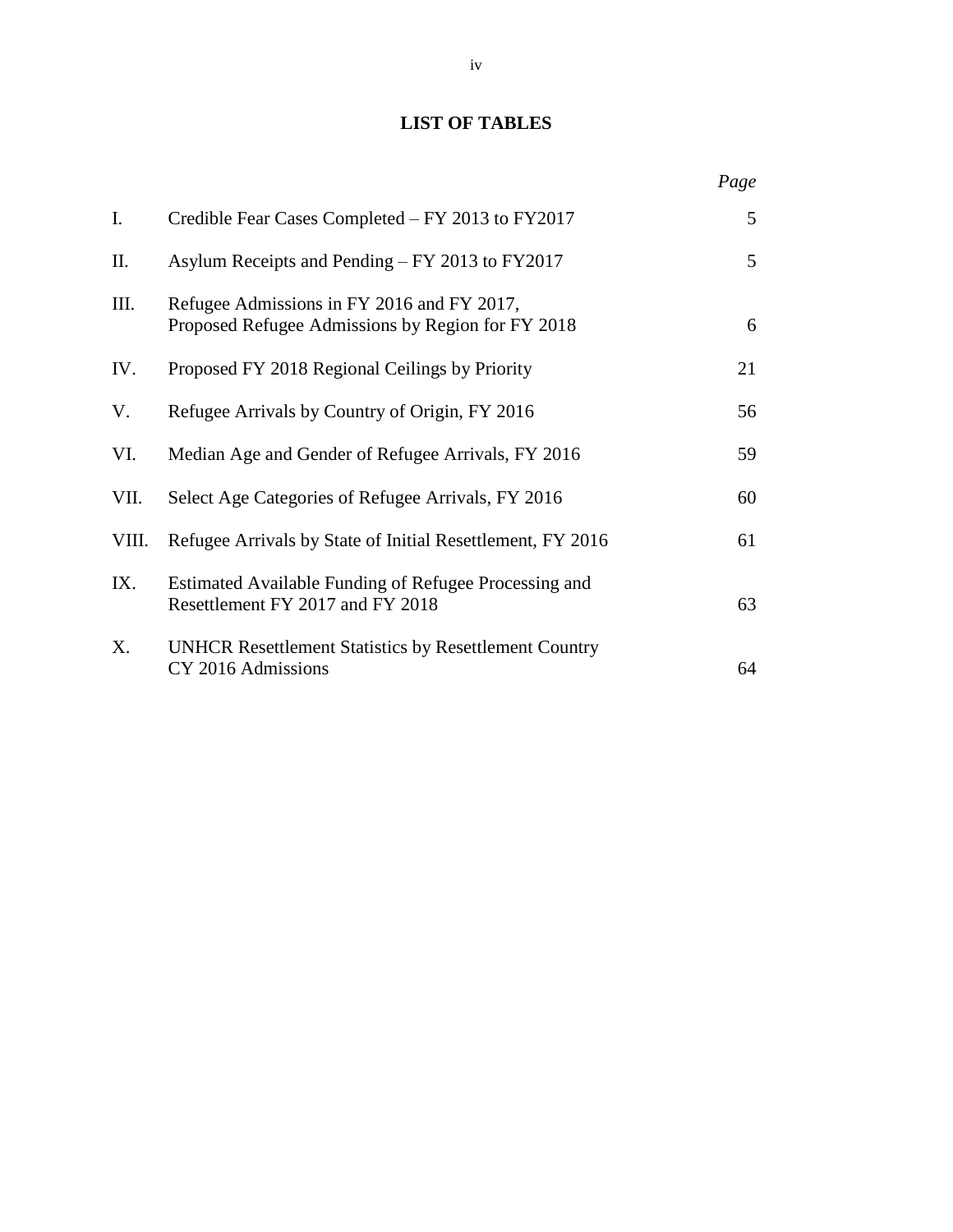# LIST OF TABLES

| | | *Page* |
|---|---|---|
| I. | Credible Fear Cases Completed – FY 2013 to FY2017 | 5 |
| II. | Asylum Receipts and Pending – FY 2013 to FY2017 | 5 |
| III. | Refugee Admissions in FY 2016 and FY 2017, Proposed Refugee Admissions by Region for FY 2018 | 6 |
| IV. | Proposed FY 2018 Regional Ceilings by Priority | 21 |
| V. | Refugee Arrivals by Country of Origin, FY 2016 | 56 |
| VI. | Median Age and Gender of Refugee Arrivals, FY 2016 | 59 |
| VII. | Select Age Categories of Refugee Arrivals, FY 2016 | 60 |
| VIII. | Refugee Arrivals by State of Initial Resettlement, FY 2016 | 61 |
| IX. | Estimated Available Funding of Refugee Processing and Resettlement FY 2017 and FY 2018 | 63 |
| X. | UNHCR Resettlement Statistics by Resettlement Country CY 2016 Admissions | 64 |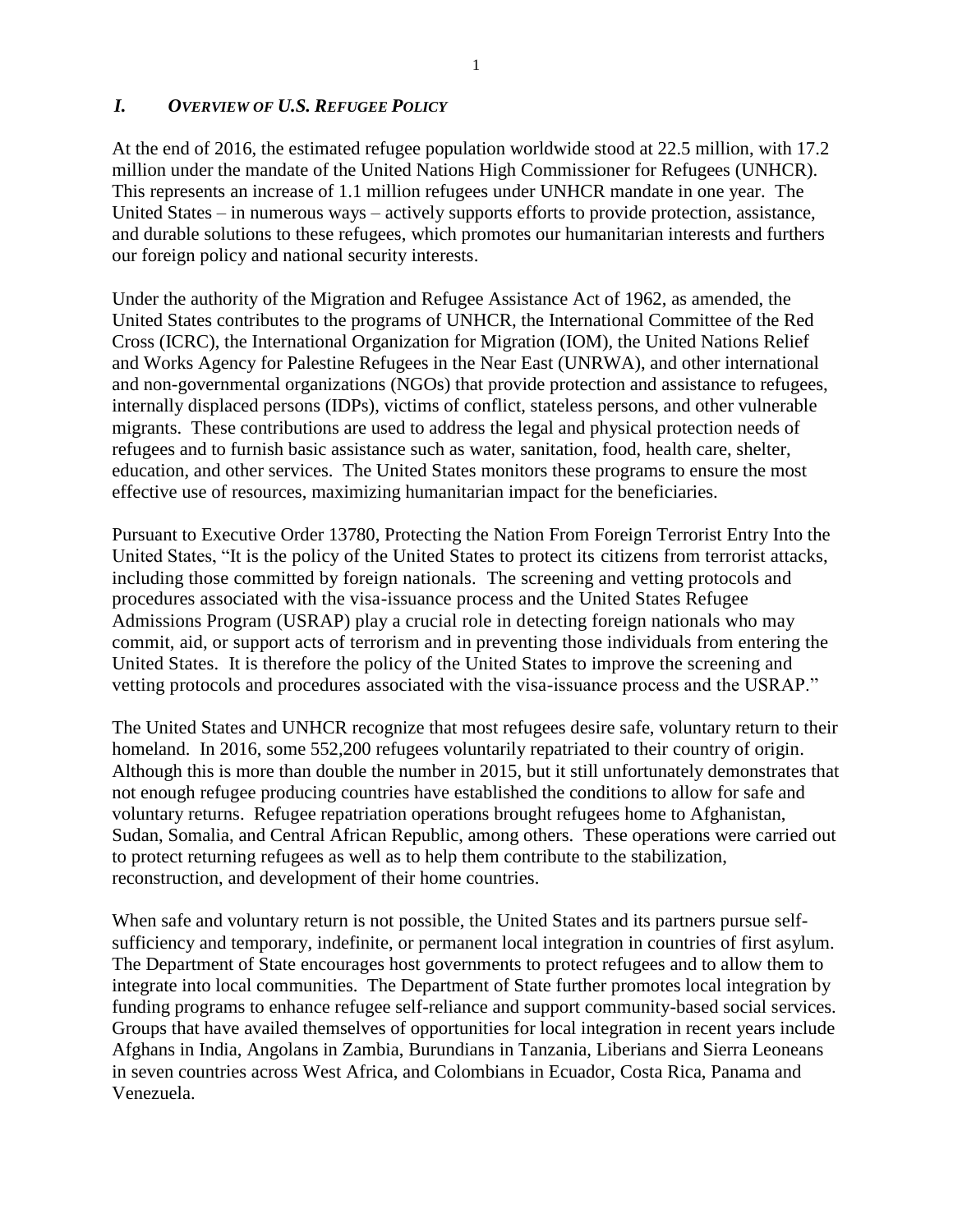## *I. OVERVIEW OF U.S. REFUGEE POLICY*

At the end of 2016, the estimated refugee population worldwide stood at 22.5 million, with 17.2 million under the mandate of the United Nations High Commissioner for Refugees (UNHCR). This represents an increase of 1.1 million refugees under UNHCR mandate in one year. The United States – in numerous ways – actively supports efforts to provide protection, assistance, and durable solutions to these refugees, which promotes our humanitarian interests and furthers our foreign policy and national security interests.

Under the authority of the Migration and Refugee Assistance Act of 1962, as amended, the United States contributes to the programs of UNHCR, the International Committee of the Red Cross (ICRC), the International Organization for Migration (IOM), the United Nations Relief and Works Agency for Palestine Refugees in the Near East (UNRWA), and other international and non-governmental organizations (NGOs) that provide protection and assistance to refugees, internally displaced persons (IDPs), victims of conflict, stateless persons, and other vulnerable migrants. These contributions are used to address the legal and physical protection needs of refugees and to furnish basic assistance such as water, sanitation, food, health care, shelter, education, and other services. The United States monitors these programs to ensure the most effective use of resources, maximizing humanitarian impact for the beneficiaries.

Pursuant to Executive Order 13780, Protecting the Nation From Foreign Terrorist Entry Into the United States, "It is the policy of the United States to protect its citizens from terrorist attacks, including those committed by foreign nationals. The screening and vetting protocols and procedures associated with the visa-issuance process and the United States Refugee Admissions Program (USRAP) play a crucial role in detecting foreign nationals who may commit, aid, or support acts of terrorism and in preventing those individuals from entering the United States. It is therefore the policy of the United States to improve the screening and vetting protocols and procedures associated with the visa-issuance process and the USRAP."

The United States and UNHCR recognize that most refugees desire safe, voluntary return to their homeland. In 2016, some 552,200 refugees voluntarily repatriated to their country of origin. Although this is more than double the number in 2015, but it still unfortunately demonstrates that not enough refugee producing countries have established the conditions to allow for safe and voluntary returns. Refugee repatriation operations brought refugees home to Afghanistan, Sudan, Somalia, and Central African Republic, among others. These operations were carried out to protect returning refugees as well as to help them contribute to the stabilization, reconstruction, and development of their home countries.

When safe and voluntary return is not possible, the United States and its partners pursue self-sufficiency and temporary, indefinite, or permanent local integration in countries of first asylum. The Department of State encourages host governments to protect refugees and to allow them to integrate into local communities. The Department of State further promotes local integration by funding programs to enhance refugee self-reliance and support community-based social services. Groups that have availed themselves of opportunities for local integration in recent years include Afghans in India, Angolans in Zambia, Burundians in Tanzania, Liberians and Sierra Leoneans in seven countries across West Africa, and Colombians in Ecuador, Costa Rica, Panama and Venezuela.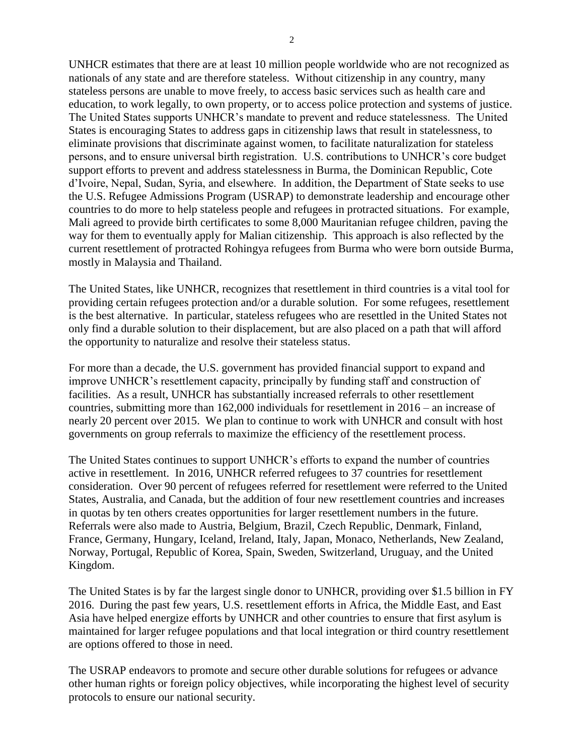UNHCR estimates that there are at least 10 million people worldwide who are not recognized as nationals of any state and are therefore stateless. Without citizenship in any country, many stateless persons are unable to move freely, to access basic services such as health care and education, to work legally, to own property, or to access police protection and systems of justice. The United States supports UNHCR's mandate to prevent and reduce statelessness. The United States is encouraging States to address gaps in citizenship laws that result in statelessness, to eliminate provisions that discriminate against women, to facilitate naturalization for stateless persons, and to ensure universal birth registration. U.S. contributions to UNHCR's core budget support efforts to prevent and address statelessness in Burma, the Dominican Republic, Cote d'Ivoire, Nepal, Sudan, Syria, and elsewhere. In addition, the Department of State seeks to use the U.S. Refugee Admissions Program (USRAP) to demonstrate leadership and encourage other countries to do more to help stateless people and refugees in protracted situations. For example, Mali agreed to provide birth certificates to some 8,000 Mauritanian refugee children, paving the way for them to eventually apply for Malian citizenship. This approach is also reflected by the current resettlement of protracted Rohingya refugees from Burma who were born outside Burma, mostly in Malaysia and Thailand.

The United States, like UNHCR, recognizes that resettlement in third countries is a vital tool for providing certain refugees protection and/or a durable solution. For some refugees, resettlement is the best alternative. In particular, stateless refugees who are resettled in the United States not only find a durable solution to their displacement, but are also placed on a path that will afford the opportunity to naturalize and resolve their stateless status.

For more than a decade, the U.S. government has provided financial support to expand and improve UNHCR's resettlement capacity, principally by funding staff and construction of facilities. As a result, UNHCR has substantially increased referrals to other resettlement countries, submitting more than 162,000 individuals for resettlement in 2016 – an increase of nearly 20 percent over 2015. We plan to continue to work with UNHCR and consult with host governments on group referrals to maximize the efficiency of the resettlement process.

The United States continues to support UNHCR's efforts to expand the number of countries active in resettlement. In 2016, UNHCR referred refugees to 37 countries for resettlement consideration. Over 90 percent of refugees referred for resettlement were referred to the United States, Australia, and Canada, but the addition of four new resettlement countries and increases in quotas by ten others creates opportunities for larger resettlement numbers in the future. Referrals were also made to Austria, Belgium, Brazil, Czech Republic, Denmark, Finland, France, Germany, Hungary, Iceland, Ireland, Italy, Japan, Monaco, Netherlands, New Zealand, Norway, Portugal, Republic of Korea, Spain, Sweden, Switzerland, Uruguay, and the United Kingdom.

The United States is by far the largest single donor to UNHCR, providing over $1.5 billion in FY 2016. During the past few years, U.S. resettlement efforts in Africa, the Middle East, and East Asia have helped energize efforts by UNHCR and other countries to ensure that first asylum is maintained for larger refugee populations and that local integration or third country resettlement are options offered to those in need.

The USRAP endeavors to promote and secure other durable solutions for refugees or advance other human rights or foreign policy objectives, while incorporating the highest level of security protocols to ensure our national security.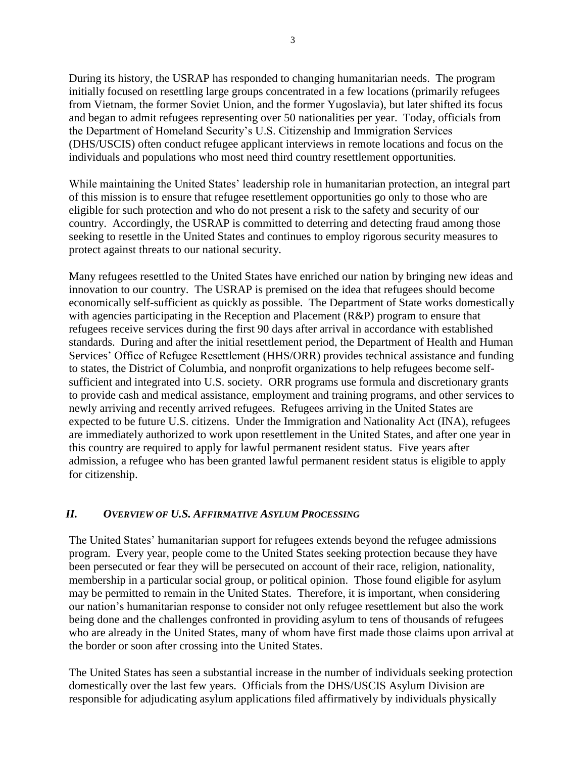During its history, the USRAP has responded to changing humanitarian needs. The program initially focused on resettling large groups concentrated in a few locations (primarily refugees from Vietnam, the former Soviet Union, and the former Yugoslavia), but later shifted its focus and began to admit refugees representing over 50 nationalities per year. Today, officials from the Department of Homeland Security's U.S. Citizenship and Immigration Services (DHS/USCIS) often conduct refugee applicant interviews in remote locations and focus on the individuals and populations who most need third country resettlement opportunities.

While maintaining the United States' leadership role in humanitarian protection, an integral part of this mission is to ensure that refugee resettlement opportunities go only to those who are eligible for such protection and who do not present a risk to the safety and security of our country. Accordingly, the USRAP is committed to deterring and detecting fraud among those seeking to resettle in the United States and continues to employ rigorous security measures to protect against threats to our national security.

Many refugees resettled to the United States have enriched our nation by bringing new ideas and innovation to our country. The USRAP is premised on the idea that refugees should become economically self-sufficient as quickly as possible. The Department of State works domestically with agencies participating in the Reception and Placement (R&P) program to ensure that refugees receive services during the first 90 days after arrival in accordance with established standards. During and after the initial resettlement period, the Department of Health and Human Services' Office of Refugee Resettlement (HHS/ORR) provides technical assistance and funding to states, the District of Columbia, and nonprofit organizations to help refugees become self-sufficient and integrated into U.S. society. ORR programs use formula and discretionary grants to provide cash and medical assistance, employment and training programs, and other services to newly arriving and recently arrived refugees. Refugees arriving in the United States are expected to be future U.S. citizens. Under the Immigration and Nationality Act (INA), refugees are immediately authorized to work upon resettlement in the United States, and after one year in this country are required to apply for lawful permanent resident status. Five years after admission, a refugee who has been granted lawful permanent resident status is eligible to apply for citizenship.

## *II. Overview of U.S. Affirmative Asylum Processing*

The United States' humanitarian support for refugees extends beyond the refugee admissions program. Every year, people come to the United States seeking protection because they have been persecuted or fear they will be persecuted on account of their race, religion, nationality, membership in a particular social group, or political opinion. Those found eligible for asylum may be permitted to remain in the United States. Therefore, it is important, when considering our nation's humanitarian response to consider not only refugee resettlement but also the work being done and the challenges confronted in providing asylum to tens of thousands of refugees who are already in the United States, many of whom have first made those claims upon arrival at the border or soon after crossing into the United States.

The United States has seen a substantial increase in the number of individuals seeking protection domestically over the last few years. Officials from the DHS/USCIS Asylum Division are responsible for adjudicating asylum applications filed affirmatively by individuals physically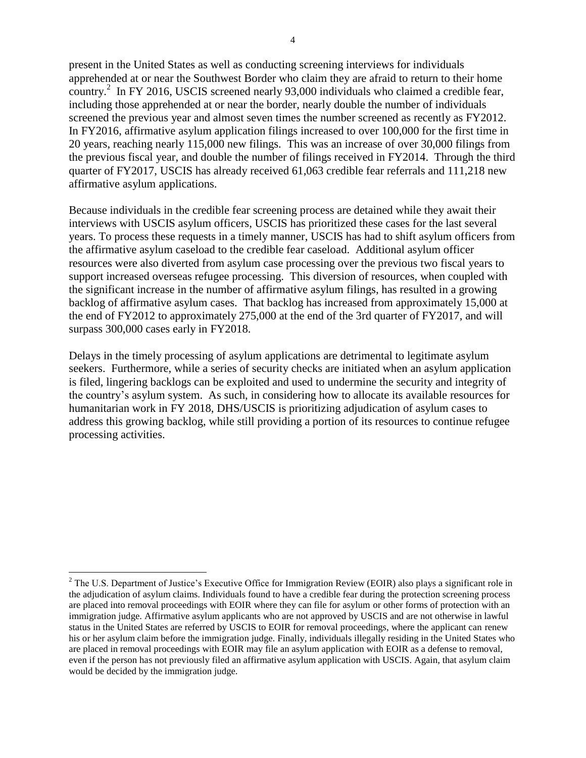present in the United States as well as conducting screening interviews for individuals apprehended at or near the Southwest Border who claim they are afraid to return to their home country.[2] In FY 2016, USCIS screened nearly 93,000 individuals who claimed a credible fear, including those apprehended at or near the border, nearly double the number of individuals screened the previous year and almost seven times the number screened as recently as FY2012. In FY2016, affirmative asylum application filings increased to over 100,000 for the first time in 20 years, reaching nearly 115,000 new filings. This was an increase of over 30,000 filings from the previous fiscal year, and double the number of filings received in FY2014. Through the third quarter of FY2017, USCIS has already received 61,063 credible fear referrals and 111,218 new affirmative asylum applications.

Because individuals in the credible fear screening process are detained while they await their interviews with USCIS asylum officers, USCIS has prioritized these cases for the last several years. To process these requests in a timely manner, USCIS has had to shift asylum officers from the affirmative asylum caseload to the credible fear caseload. Additional asylum officer resources were also diverted from asylum case processing over the previous two fiscal years to support increased overseas refugee processing. This diversion of resources, when coupled with the significant increase in the number of affirmative asylum filings, has resulted in a growing backlog of affirmative asylum cases. That backlog has increased from approximately 15,000 at the end of FY2012 to approximately 275,000 at the end of the 3rd quarter of FY2017, and will surpass 300,000 cases early in FY2018.

Delays in the timely processing of asylum applications are detrimental to legitimate asylum seekers. Furthermore, while a series of security checks are initiated when an asylum application is filed, lingering backlogs can be exploited and used to undermine the security and integrity of the country's asylum system. As such, in considering how to allocate its available resources for humanitarian work in FY 2018, DHS/USCIS is prioritizing adjudication of asylum cases to address this growing backlog, while still providing a portion of its resources to continue refugee processing activities.

[2] The U.S. Department of Justice's Executive Office for Immigration Review (EOIR) also plays a significant role in the adjudication of asylum claims. Individuals found to have a credible fear during the protection screening process are placed into removal proceedings with EOIR where they can file for asylum or other forms of protection with an immigration judge. Affirmative asylum applicants who are not approved by USCIS and are not otherwise in lawful status in the United States are referred by USCIS to EOIR for removal proceedings, where the applicant can renew his or her asylum claim before the immigration judge. Finally, individuals illegally residing in the United States who are placed in removal proceedings with EOIR may file an asylum application with EOIR as a defense to removal, even if the person has not previously filed an affirmative asylum application with USCIS. Again, that asylum claim would be decided by the immigration judge.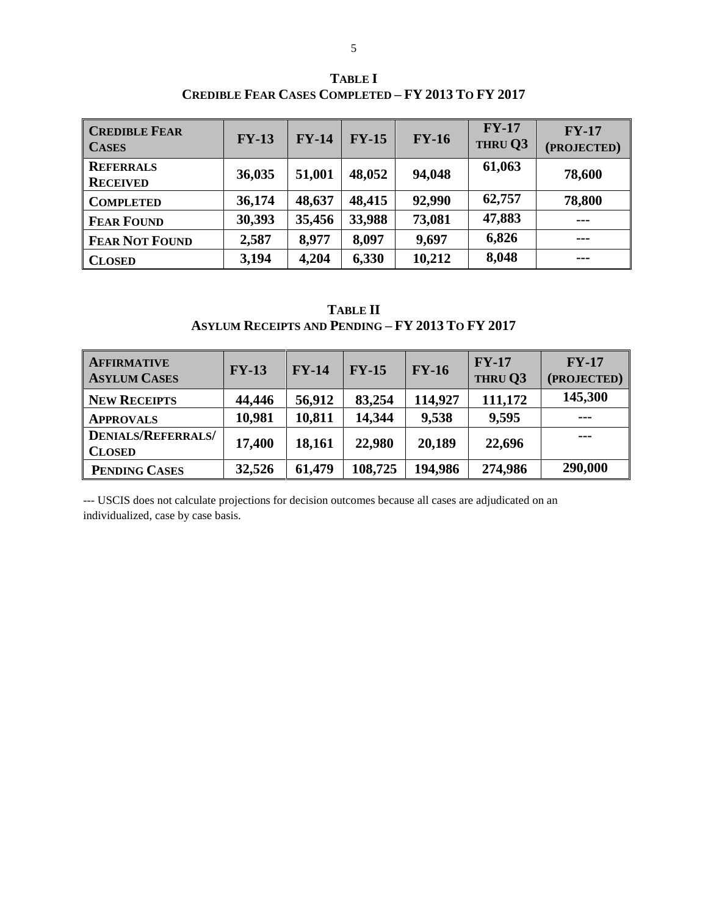**TABLE I**
**CREDIBLE FEAR CASES COMPLETED – FY 2013 TO FY 2017**

| CREDIBLE FEAR CASES | FY-13 | FY-14 | FY-15 | FY-16 | FY-17 THRU Q3 | FY-17 (PROJECTED) |
|---|---|---|---|---|---|---|
| REFERRALS RECEIVED | 36,035 | 51,001 | 48,052 | 94,048 | 61,063 | 78,600 |
| COMPLETED | 36,174 | 48,637 | 48,415 | 92,990 | 62,757 | 78,800 |
| FEAR FOUND | 30,393 | 35,456 | 33,988 | 73,081 | 47,883 | --- |
| FEAR NOT FOUND | 2,587 | 8,977 | 8,097 | 9,697 | 6,826 | --- |
| CLOSED | 3,194 | 4,204 | 6,330 | 10,212 | 8,048 | --- |

**TABLE II**
**ASYLUM RECEIPTS AND PENDING – FY 2013 TO FY 2017**

| AFFIRMATIVE ASYLUM CASES | FY-13 | FY-14 | FY-15 | FY-16 | FY-17 THRU Q3 | FY-17 (PROJECTED) |
|---|---|---|---|---|---|---|
| NEW RECEIPTS | 44,446 | 56,912 | 83,254 | 114,927 | 111,172 | 145,300 |
| APPROVALS | 10,981 | 10,811 | 14,344 | 9,538 | 9,595 | --- |
| DENIALS/REFERRALS/ CLOSED | 17,400 | 18,161 | 22,980 | 20,189 | 22,696 | --- |
| PENDING CASES | 32,526 | 61,479 | 108,725 | 194,986 | 274,986 | 290,000 |

--- USCIS does not calculate projections for decision outcomes because all cases are adjudicated on an individualized, case by case basis.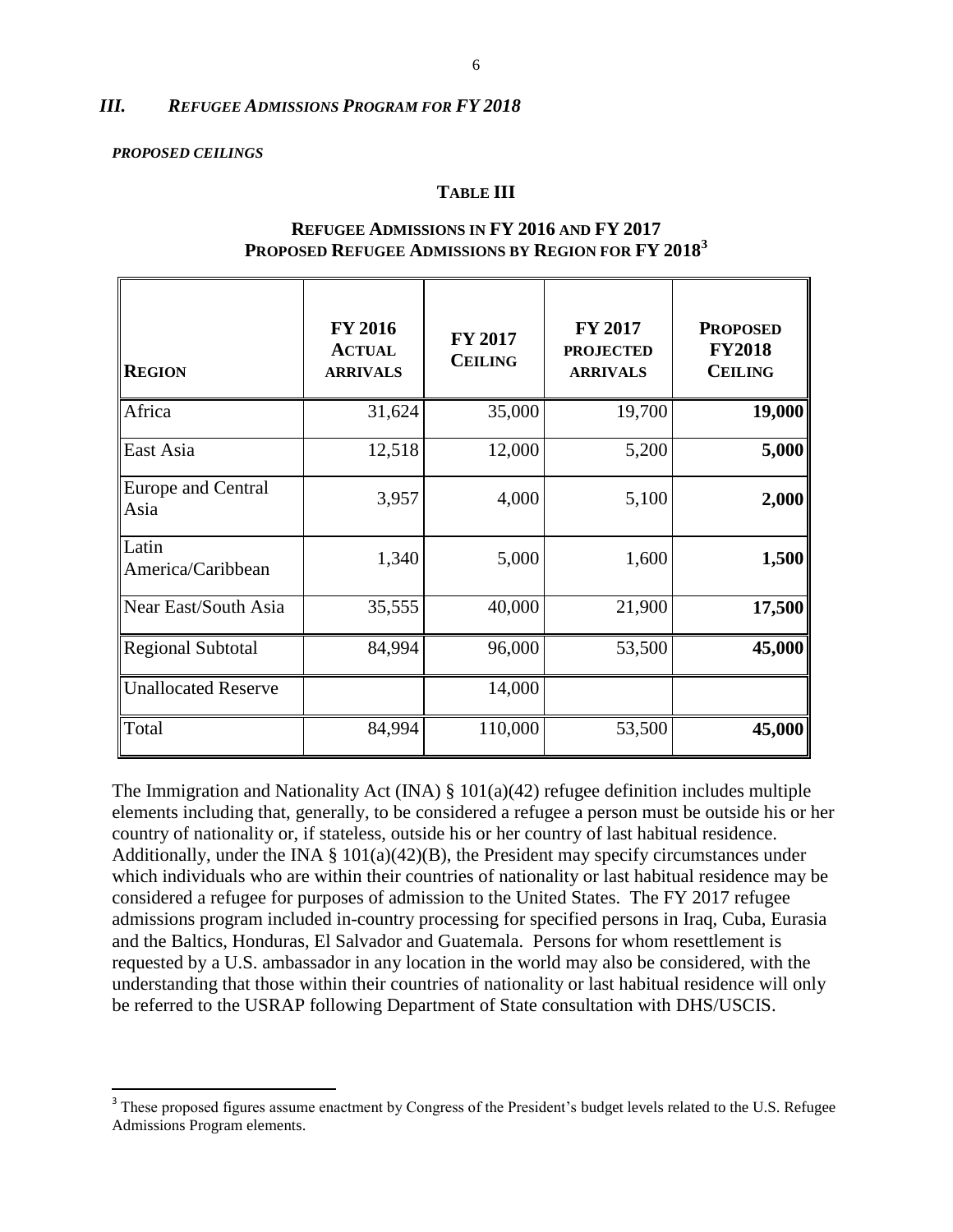## *III. REFUGEE ADMISSIONS PROGRAM FOR FY 2018*

***PROPOSED CEILINGS***

**TABLE III**

**REFUGEE ADMISSIONS IN FY 2016 AND FY 2017**
**PROPOSED REFUGEE ADMISSIONS BY REGION FOR FY 2018**[3]

| **REGION** | **FY 2016 ACTUAL ARRIVALS** | **FY 2017 CEILING** | **FY 2017 PROJECTED ARRIVALS** | **PROPOSED FY2018 CEILING** |
|---|---|---|---|---|
| Africa | 31,624 | 35,000 | 19,700 | **19,000** |
| East Asia | 12,518 | 12,000 | 5,200 | **5,000** |
| Europe and Central Asia | 3,957 | 4,000 | 5,100 | **2,000** |
| Latin America/Caribbean | 1,340 | 5,000 | 1,600 | **1,500** |
| Near East/South Asia | 35,555 | 40,000 | 21,900 | **17,500** |
| Regional Subtotal | 84,994 | 96,000 | 53,500 | **45,000** |
| Unallocated Reserve | | 14,000 | | |
| Total | 84,994 | 110,000 | 53,500 | **45,000** |

The Immigration and Nationality Act (INA) § 101(a)(42) refugee definition includes multiple elements including that, generally, to be considered a refugee a person must be outside his or her country of nationality or, if stateless, outside his or her country of last habitual residence. Additionally, under the INA § 101(a)(42)(B), the President may specify circumstances under which individuals who are within their countries of nationality or last habitual residence may be considered a refugee for purposes of admission to the United States. The FY 2017 refugee admissions program included in-country processing for specified persons in Iraq, Cuba, Eurasia and the Baltics, Honduras, El Salvador and Guatemala. Persons for whom resettlement is requested by a U.S. ambassador in any location in the world may also be considered, with the understanding that those within their countries of nationality or last habitual residence will only be referred to the USRAP following Department of State consultation with DHS/USCIS.

[3] These proposed figures assume enactment by Congress of the President's budget levels related to the U.S. Refugee Admissions Program elements.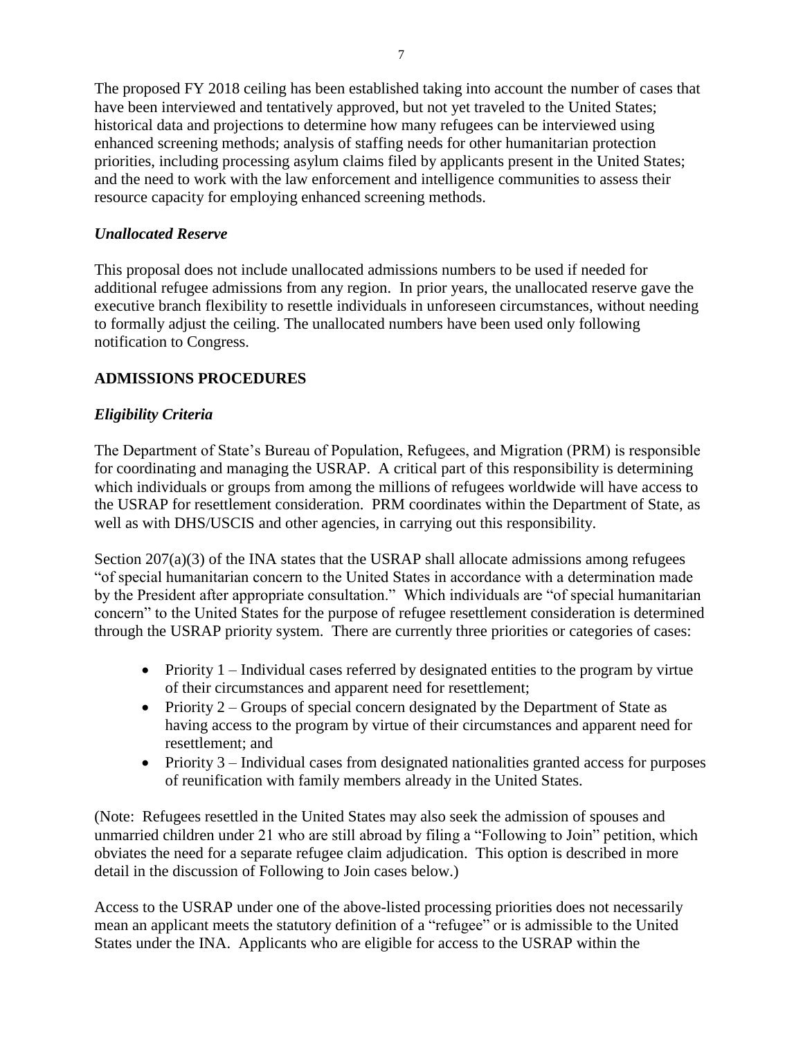The proposed FY 2018 ceiling has been established taking into account the number of cases that have been interviewed and tentatively approved, but not yet traveled to the United States; historical data and projections to determine how many refugees can be interviewed using enhanced screening methods; analysis of staffing needs for other humanitarian protection priorities, including processing asylum claims filed by applicants present in the United States; and the need to work with the law enforcement and intelligence communities to assess their resource capacity for employing enhanced screening methods.

### *Unallocated Reserve*

This proposal does not include unallocated admissions numbers to be used if needed for additional refugee admissions from any region. In prior years, the unallocated reserve gave the executive branch flexibility to resettle individuals in unforeseen circumstances, without needing to formally adjust the ceiling. The unallocated numbers have been used only following notification to Congress.

## **ADMISSIONS PROCEDURES**

### *Eligibility Criteria*

The Department of State's Bureau of Population, Refugees, and Migration (PRM) is responsible for coordinating and managing the USRAP. A critical part of this responsibility is determining which individuals or groups from among the millions of refugees worldwide will have access to the USRAP for resettlement consideration. PRM coordinates within the Department of State, as well as with DHS/USCIS and other agencies, in carrying out this responsibility.

Section 207(a)(3) of the INA states that the USRAP shall allocate admissions among refugees "of special humanitarian concern to the United States in accordance with a determination made by the President after appropriate consultation." Which individuals are "of special humanitarian concern" to the United States for the purpose of refugee resettlement consideration is determined through the USRAP priority system. There are currently three priorities or categories of cases:

- Priority 1 – Individual cases referred by designated entities to the program by virtue of their circumstances and apparent need for resettlement;
- Priority 2 – Groups of special concern designated by the Department of State as having access to the program by virtue of their circumstances and apparent need for resettlement; and
- Priority 3 – Individual cases from designated nationalities granted access for purposes of reunification with family members already in the United States.

(Note: Refugees resettled in the United States may also seek the admission of spouses and unmarried children under 21 who are still abroad by filing a "Following to Join" petition, which obviates the need for a separate refugee claim adjudication. This option is described in more detail in the discussion of Following to Join cases below.)

Access to the USRAP under one of the above-listed processing priorities does not necessarily mean an applicant meets the statutory definition of a "refugee" or is admissible to the United States under the INA. Applicants who are eligible for access to the USRAP within the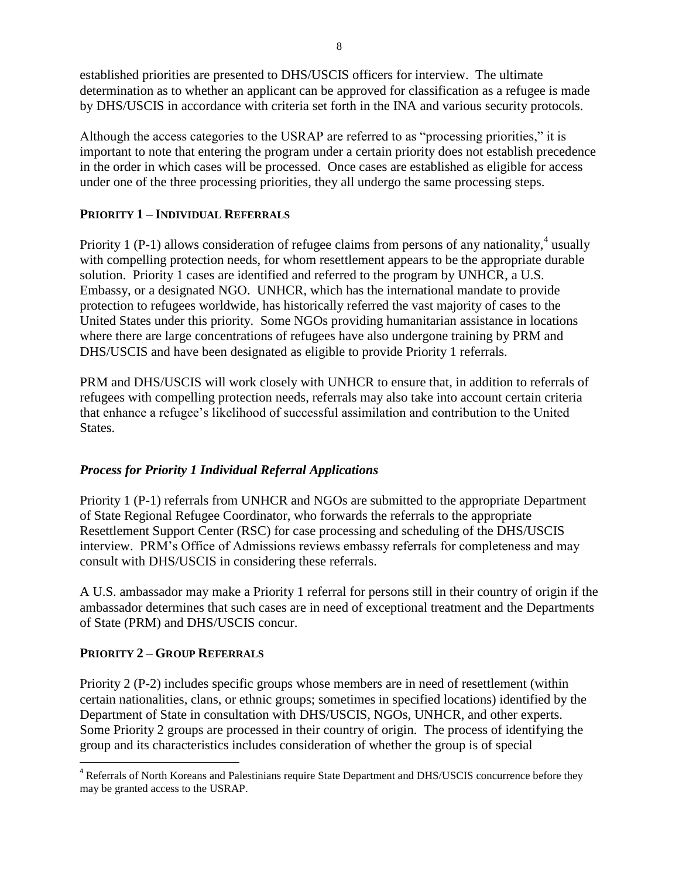established priorities are presented to DHS/USCIS officers for interview. The ultimate determination as to whether an applicant can be approved for classification as a refugee is made by DHS/USCIS in accordance with criteria set forth in the INA and various security protocols.

Although the access categories to the USRAP are referred to as "processing priorities," it is important to note that entering the program under a certain priority does not establish precedence in the order in which cases will be processed. Once cases are established as eligible for access under one of the three processing priorities, they all undergo the same processing steps.

## PRIORITY 1 – INDIVIDUAL REFERRALS

Priority 1 (P-1) allows consideration of refugee claims from persons of any nationality,[4] usually with compelling protection needs, for whom resettlement appears to be the appropriate durable solution. Priority 1 cases are identified and referred to the program by UNHCR, a U.S. Embassy, or a designated NGO. UNHCR, which has the international mandate to provide protection to refugees worldwide, has historically referred the vast majority of cases to the United States under this priority. Some NGOs providing humanitarian assistance in locations where there are large concentrations of refugees have also undergone training by PRM and DHS/USCIS and have been designated as eligible to provide Priority 1 referrals.

PRM and DHS/USCIS will work closely with UNHCR to ensure that, in addition to referrals of refugees with compelling protection needs, referrals may also take into account certain criteria that enhance a refugee's likelihood of successful assimilation and contribution to the United States.

### *Process for Priority 1 Individual Referral Applications*

Priority 1 (P-1) referrals from UNHCR and NGOs are submitted to the appropriate Department of State Regional Refugee Coordinator, who forwards the referrals to the appropriate Resettlement Support Center (RSC) for case processing and scheduling of the DHS/USCIS interview. PRM's Office of Admissions reviews embassy referrals for completeness and may consult with DHS/USCIS in considering these referrals.

A U.S. ambassador may make a Priority 1 referral for persons still in their country of origin if the ambassador determines that such cases are in need of exceptional treatment and the Departments of State (PRM) and DHS/USCIS concur.

## PRIORITY 2 – GROUP REFERRALS

Priority 2 (P-2) includes specific groups whose members are in need of resettlement (within certain nationalities, clans, or ethnic groups; sometimes in specified locations) identified by the Department of State in consultation with DHS/USCIS, NGOs, UNHCR, and other experts. Some Priority 2 groups are processed in their country of origin. The process of identifying the group and its characteristics includes consideration of whether the group is of special

---

[4] Referrals of North Koreans and Palestinians require State Department and DHS/USCIS concurrence before they may be granted access to the USRAP.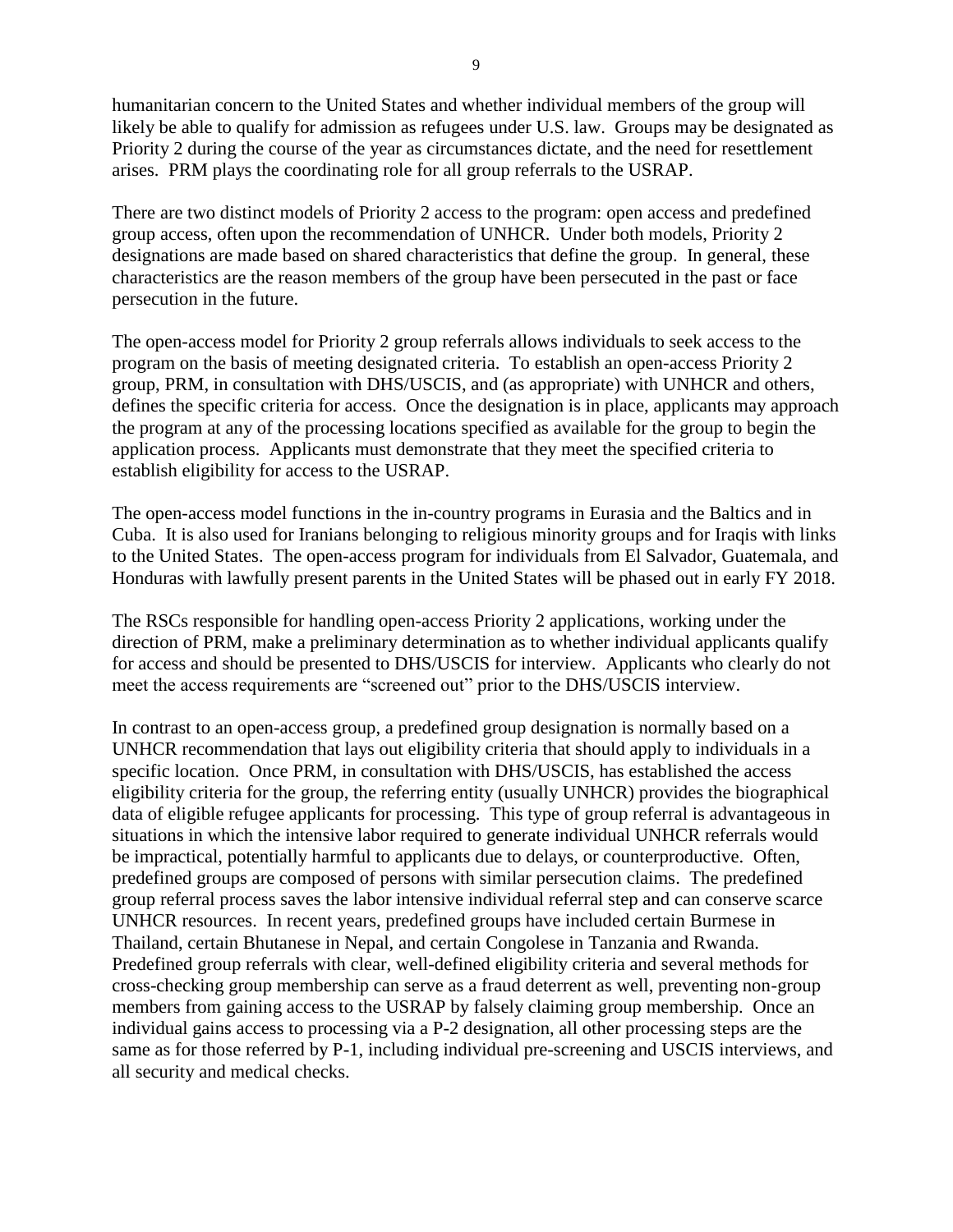humanitarian concern to the United States and whether individual members of the group will likely be able to qualify for admission as refugees under U.S. law. Groups may be designated as Priority 2 during the course of the year as circumstances dictate, and the need for resettlement arises. PRM plays the coordinating role for all group referrals to the USRAP.

There are two distinct models of Priority 2 access to the program: open access and predefined group access, often upon the recommendation of UNHCR. Under both models, Priority 2 designations are made based on shared characteristics that define the group. In general, these characteristics are the reason members of the group have been persecuted in the past or face persecution in the future.

The open-access model for Priority 2 group referrals allows individuals to seek access to the program on the basis of meeting designated criteria. To establish an open-access Priority 2 group, PRM, in consultation with DHS/USCIS, and (as appropriate) with UNHCR and others, defines the specific criteria for access. Once the designation is in place, applicants may approach the program at any of the processing locations specified as available for the group to begin the application process. Applicants must demonstrate that they meet the specified criteria to establish eligibility for access to the USRAP.

The open-access model functions in the in-country programs in Eurasia and the Baltics and in Cuba. It is also used for Iranians belonging to religious minority groups and for Iraqis with links to the United States. The open-access program for individuals from El Salvador, Guatemala, and Honduras with lawfully present parents in the United States will be phased out in early FY 2018.

The RSCs responsible for handling open-access Priority 2 applications, working under the direction of PRM, make a preliminary determination as to whether individual applicants qualify for access and should be presented to DHS/USCIS for interview. Applicants who clearly do not meet the access requirements are "screened out" prior to the DHS/USCIS interview.

In contrast to an open-access group, a predefined group designation is normally based on a UNHCR recommendation that lays out eligibility criteria that should apply to individuals in a specific location. Once PRM, in consultation with DHS/USCIS, has established the access eligibility criteria for the group, the referring entity (usually UNHCR) provides the biographical data of eligible refugee applicants for processing. This type of group referral is advantageous in situations in which the intensive labor required to generate individual UNHCR referrals would be impractical, potentially harmful to applicants due to delays, or counterproductive. Often, predefined groups are composed of persons with similar persecution claims. The predefined group referral process saves the labor intensive individual referral step and can conserve scarce UNHCR resources. In recent years, predefined groups have included certain Burmese in Thailand, certain Bhutanese in Nepal, and certain Congolese in Tanzania and Rwanda. Predefined group referrals with clear, well-defined eligibility criteria and several methods for cross-checking group membership can serve as a fraud deterrent as well, preventing non-group members from gaining access to the USRAP by falsely claiming group membership. Once an individual gains access to processing via a P-2 designation, all other processing steps are the same as for those referred by P-1, including individual pre-screening and USCIS interviews, and all security and medical checks.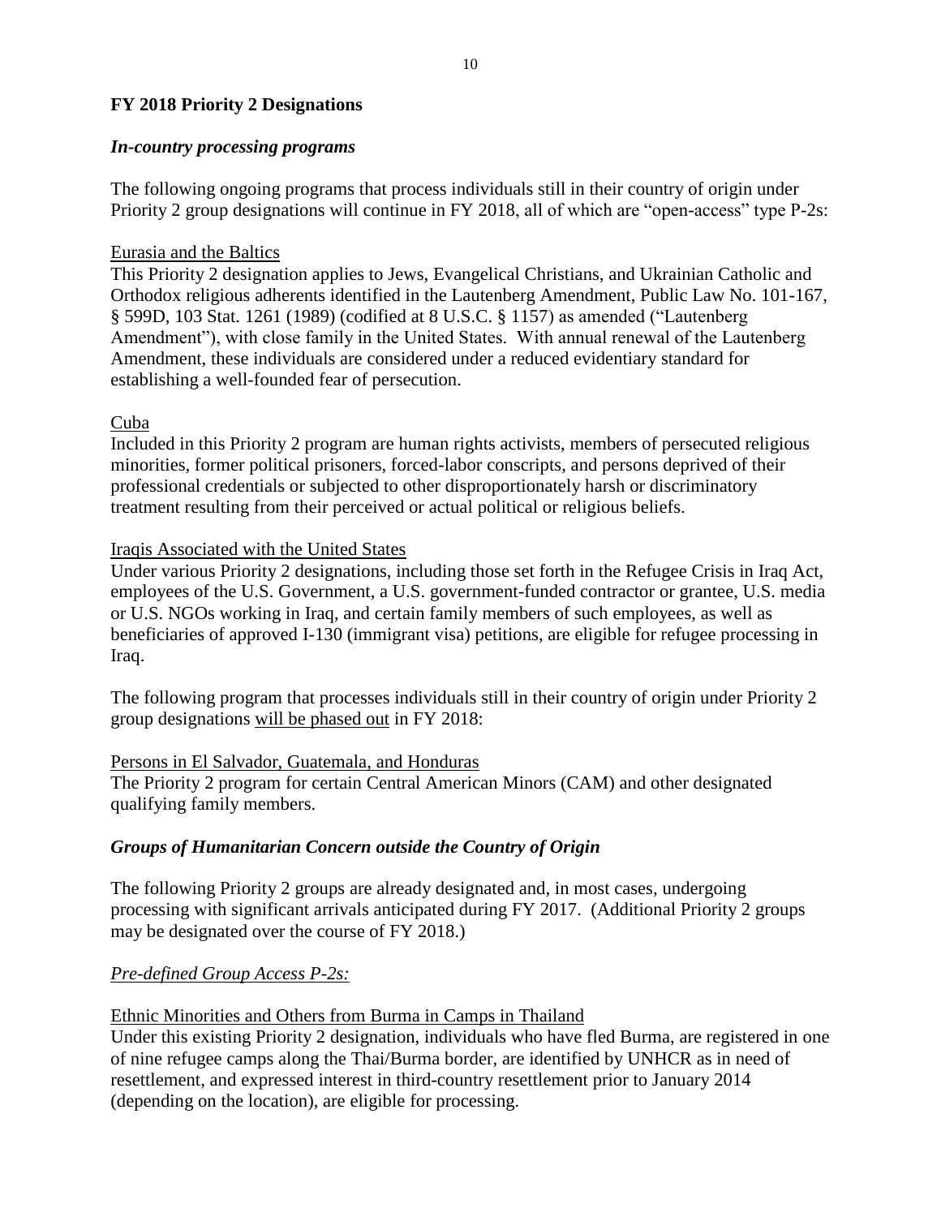**FY 2018 Priority 2 Designations**

***In-country processing programs***

The following ongoing programs that process individuals still in their country of origin under Priority 2 group designations will continue in FY 2018, all of which are "open-access" type P-2s:

Eurasia and the Baltics
This Priority 2 designation applies to Jews, Evangelical Christians, and Ukrainian Catholic and Orthodox religious adherents identified in the Lautenberg Amendment, Public Law No. 101-167, § 599D, 103 Stat. 1261 (1989) (codified at 8 U.S.C. § 1157) as amended ("Lautenberg Amendment"), with close family in the United States. With annual renewal of the Lautenberg Amendment, these individuals are considered under a reduced evidentiary standard for establishing a well-founded fear of persecution.

Cuba
Included in this Priority 2 program are human rights activists, members of persecuted religious minorities, former political prisoners, forced-labor conscripts, and persons deprived of their professional credentials or subjected to other disproportionately harsh or discriminatory treatment resulting from their perceived or actual political or religious beliefs.

Iraqis Associated with the United States
Under various Priority 2 designations, including those set forth in the Refugee Crisis in Iraq Act, employees of the U.S. Government, a U.S. government-funded contractor or grantee, U.S. media or U.S. NGOs working in Iraq, and certain family members of such employees, as well as beneficiaries of approved I-130 (immigrant visa) petitions, are eligible for refugee processing in Iraq.

The following program that processes individuals still in their country of origin under Priority 2 group designations will be phased out in FY 2018:

Persons in El Salvador, Guatemala, and Honduras
The Priority 2 program for certain Central American Minors (CAM) and other designated qualifying family members.

***Groups of Humanitarian Concern outside the Country of Origin***

The following Priority 2 groups are already designated and, in most cases, undergoing processing with significant arrivals anticipated during FY 2017. (Additional Priority 2 groups may be designated over the course of FY 2018.)

*Pre-defined Group Access P-2s:*

Ethnic Minorities and Others from Burma in Camps in Thailand
Under this existing Priority 2 designation, individuals who have fled Burma, are registered in one of nine refugee camps along the Thai/Burma border, are identified by UNHCR as in need of resettlement, and expressed interest in third-country resettlement prior to January 2014 (depending on the location), are eligible for processing.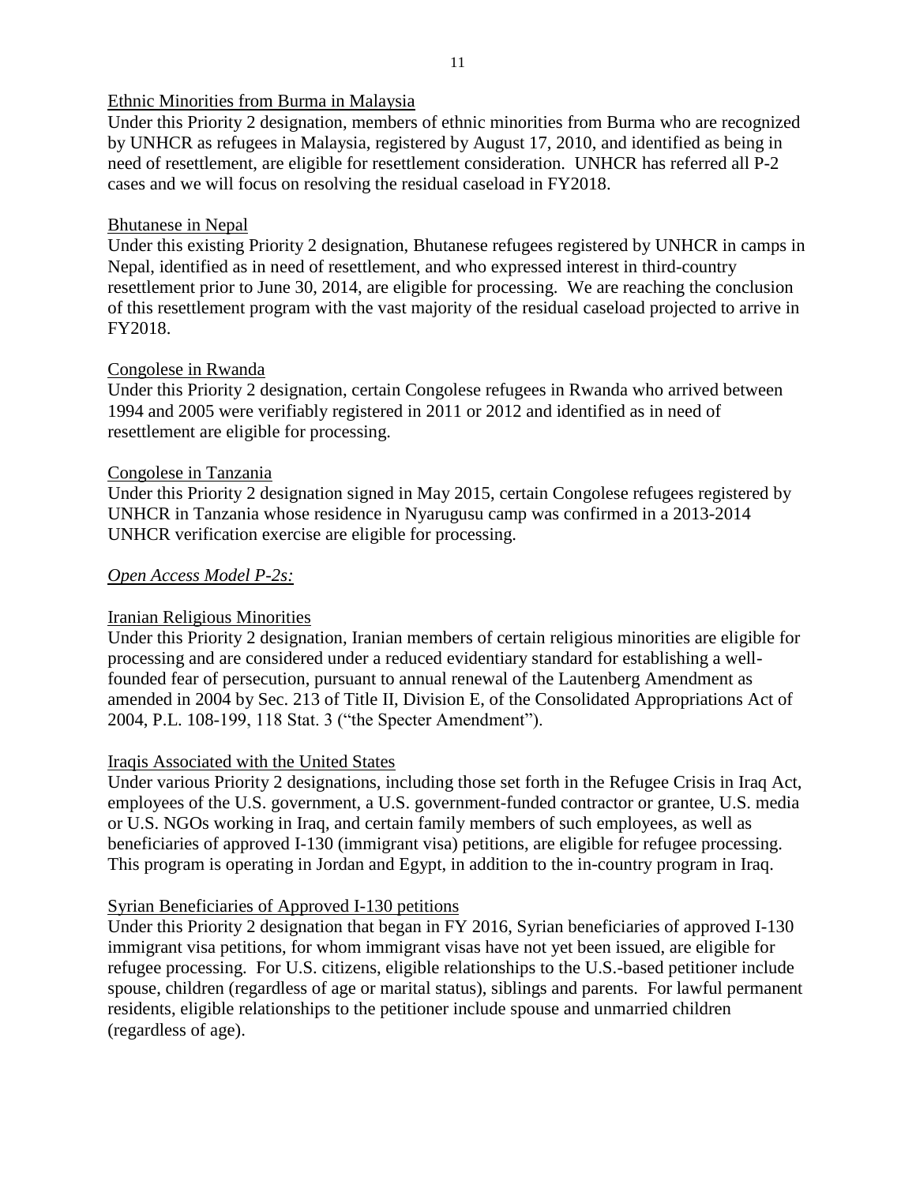Ethnic Minorities from Burma in Malaysia

Under this Priority 2 designation, members of ethnic minorities from Burma who are recognized by UNHCR as refugees in Malaysia, registered by August 17, 2010, and identified as being in need of resettlement, are eligible for resettlement consideration. UNHCR has referred all P-2 cases and we will focus on resolving the residual caseload in FY2018.

Bhutanese in Nepal

Under this existing Priority 2 designation, Bhutanese refugees registered by UNHCR in camps in Nepal, identified as in need of resettlement, and who expressed interest in third-country resettlement prior to June 30, 2014, are eligible for processing. We are reaching the conclusion of this resettlement program with the vast majority of the residual caseload projected to arrive in FY2018.

Congolese in Rwanda

Under this Priority 2 designation, certain Congolese refugees in Rwanda who arrived between 1994 and 2005 were verifiably registered in 2011 or 2012 and identified as in need of resettlement are eligible for processing.

Congolese in Tanzania

Under this Priority 2 designation signed in May 2015, certain Congolese refugees registered by UNHCR in Tanzania whose residence in Nyarugusu camp was confirmed in a 2013-2014 UNHCR verification exercise are eligible for processing.

*Open Access Model P-2s:*

Iranian Religious Minorities

Under this Priority 2 designation, Iranian members of certain religious minorities are eligible for processing and are considered under a reduced evidentiary standard for establishing a well-founded fear of persecution, pursuant to annual renewal of the Lautenberg Amendment as amended in 2004 by Sec. 213 of Title II, Division E, of the Consolidated Appropriations Act of 2004, P.L. 108-199, 118 Stat. 3 ("the Specter Amendment").

Iraqis Associated with the United States

Under various Priority 2 designations, including those set forth in the Refugee Crisis in Iraq Act, employees of the U.S. government, a U.S. government-funded contractor or grantee, U.S. media or U.S. NGOs working in Iraq, and certain family members of such employees, as well as beneficiaries of approved I-130 (immigrant visa) petitions, are eligible for refugee processing. This program is operating in Jordan and Egypt, in addition to the in-country program in Iraq.

Syrian Beneficiaries of Approved I-130 petitions

Under this Priority 2 designation that began in FY 2016, Syrian beneficiaries of approved I-130 immigrant visa petitions, for whom immigrant visas have not yet been issued, are eligible for refugee processing. For U.S. citizens, eligible relationships to the U.S.-based petitioner include spouse, children (regardless of age or marital status), siblings and parents. For lawful permanent residents, eligible relationships to the petitioner include spouse and unmarried children (regardless of age).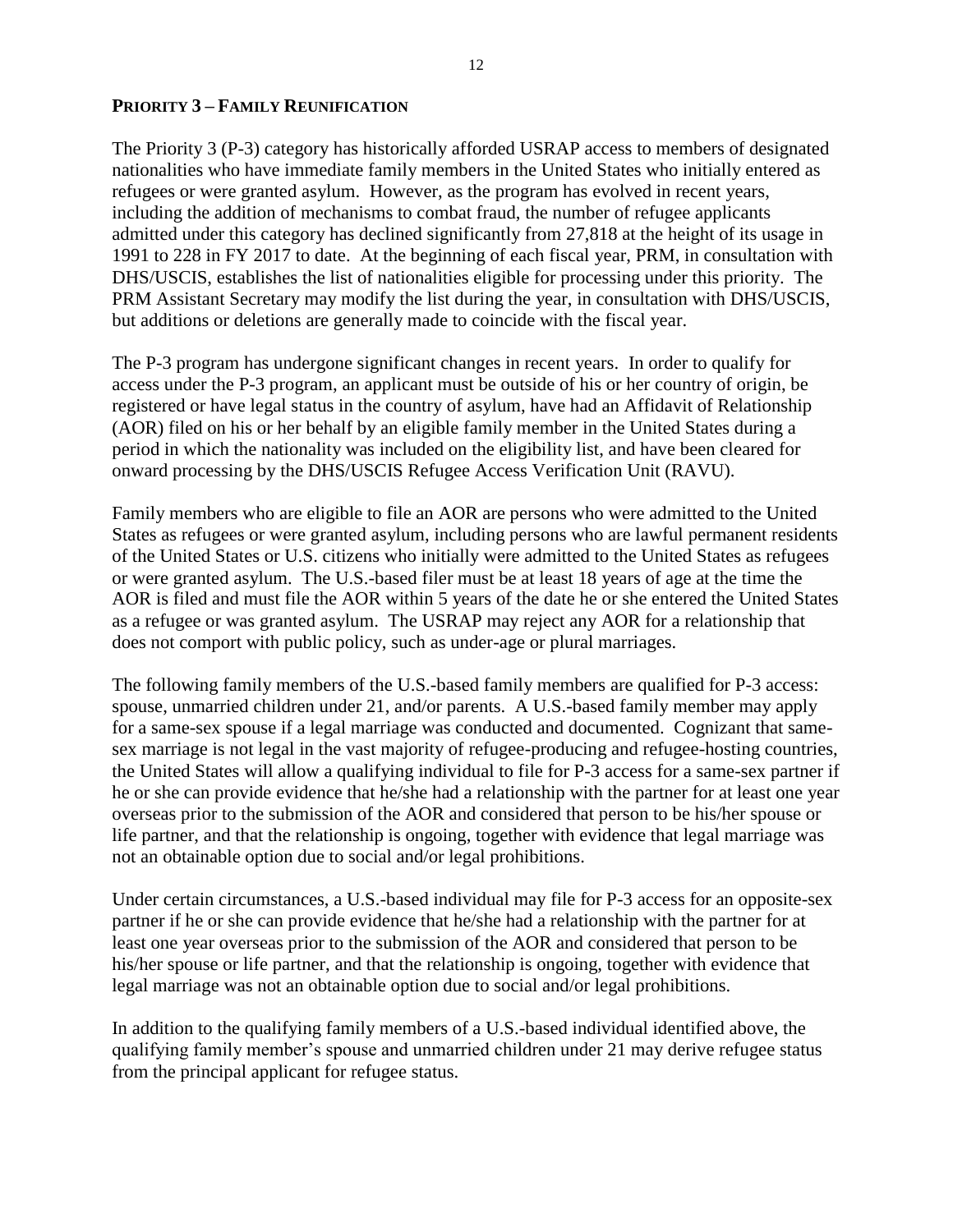## **Priority 3 – Family Reunification**

The Priority 3 (P-3) category has historically afforded USRAP access to members of designated nationalities who have immediate family members in the United States who initially entered as refugees or were granted asylum. However, as the program has evolved in recent years, including the addition of mechanisms to combat fraud, the number of refugee applicants admitted under this category has declined significantly from 27,818 at the height of its usage in 1991 to 228 in FY 2017 to date. At the beginning of each fiscal year, PRM, in consultation with DHS/USCIS, establishes the list of nationalities eligible for processing under this priority. The PRM Assistant Secretary may modify the list during the year, in consultation with DHS/USCIS, but additions or deletions are generally made to coincide with the fiscal year.

The P-3 program has undergone significant changes in recent years. In order to qualify for access under the P-3 program, an applicant must be outside of his or her country of origin, be registered or have legal status in the country of asylum, have had an Affidavit of Relationship (AOR) filed on his or her behalf by an eligible family member in the United States during a period in which the nationality was included on the eligibility list, and have been cleared for onward processing by the DHS/USCIS Refugee Access Verification Unit (RAVU).

Family members who are eligible to file an AOR are persons who were admitted to the United States as refugees or were granted asylum, including persons who are lawful permanent residents of the United States or U.S. citizens who initially were admitted to the United States as refugees or were granted asylum. The U.S.-based filer must be at least 18 years of age at the time the AOR is filed and must file the AOR within 5 years of the date he or she entered the United States as a refugee or was granted asylum. The USRAP may reject any AOR for a relationship that does not comport with public policy, such as under-age or plural marriages.

The following family members of the U.S.-based family members are qualified for P-3 access: spouse, unmarried children under 21, and/or parents. A U.S.-based family member may apply for a same-sex spouse if a legal marriage was conducted and documented. Cognizant that same-sex marriage is not legal in the vast majority of refugee-producing and refugee-hosting countries, the United States will allow a qualifying individual to file for P-3 access for a same-sex partner if he or she can provide evidence that he/she had a relationship with the partner for at least one year overseas prior to the submission of the AOR and considered that person to be his/her spouse or life partner, and that the relationship is ongoing, together with evidence that legal marriage was not an obtainable option due to social and/or legal prohibitions.

Under certain circumstances, a U.S.-based individual may file for P-3 access for an opposite-sex partner if he or she can provide evidence that he/she had a relationship with the partner for at least one year overseas prior to the submission of the AOR and considered that person to be his/her spouse or life partner, and that the relationship is ongoing, together with evidence that legal marriage was not an obtainable option due to social and/or legal prohibitions.

In addition to the qualifying family members of a U.S.-based individual identified above, the qualifying family member's spouse and unmarried children under 21 may derive refugee status from the principal applicant for refugee status.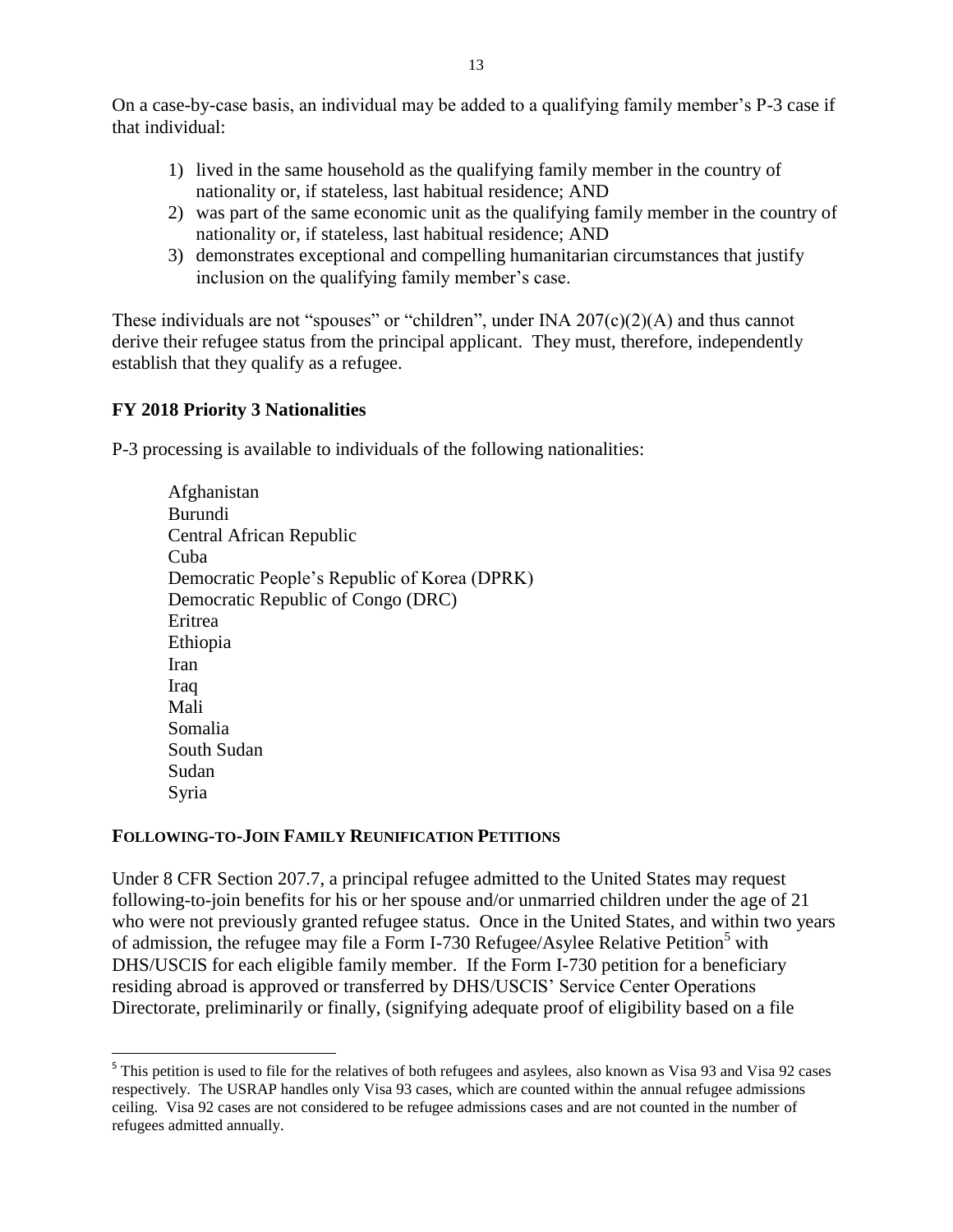On a case-by-case basis, an individual may be added to a qualifying family member's P-3 case if that individual:

1) lived in the same household as the qualifying family member in the country of nationality or, if stateless, last habitual residence; AND
2) was part of the same economic unit as the qualifying family member in the country of nationality or, if stateless, last habitual residence; AND
3) demonstrates exceptional and compelling humanitarian circumstances that justify inclusion on the qualifying family member's case.

These individuals are not "spouses" or "children", under INA 207(c)(2)(A) and thus cannot derive their refugee status from the principal applicant. They must, therefore, independently establish that they qualify as a refugee.

**FY 2018 Priority 3 Nationalities**

P-3 processing is available to individuals of the following nationalities:

Afghanistan
Burundi
Central African Republic
Cuba
Democratic People's Republic of Korea (DPRK)
Democratic Republic of Congo (DRC)
Eritrea
Ethiopia
Iran
Iraq
Mali
Somalia
South Sudan
Sudan
Syria

## FOLLOWING-TO-JOIN FAMILY REUNIFICATION PETITIONS

Under 8 CFR Section 207.7, a principal refugee admitted to the United States may request following-to-join benefits for his or her spouse and/or unmarried children under the age of 21 who were not previously granted refugee status. Once in the United States, and within two years of admission, the refugee may file a Form I-730 Refugee/Asylee Relative Petition[5] with DHS/USCIS for each eligible family member. If the Form I-730 petition for a beneficiary residing abroad is approved or transferred by DHS/USCIS' Service Center Operations Directorate, preliminarily or finally, (signifying adequate proof of eligibility based on a file

[5] This petition is used to file for the relatives of both refugees and asylees, also known as Visa 93 and Visa 92 cases respectively. The USRAP handles only Visa 93 cases, which are counted within the annual refugee admissions ceiling. Visa 92 cases are not considered to be refugee admissions cases and are not counted in the number of refugees admitted annually.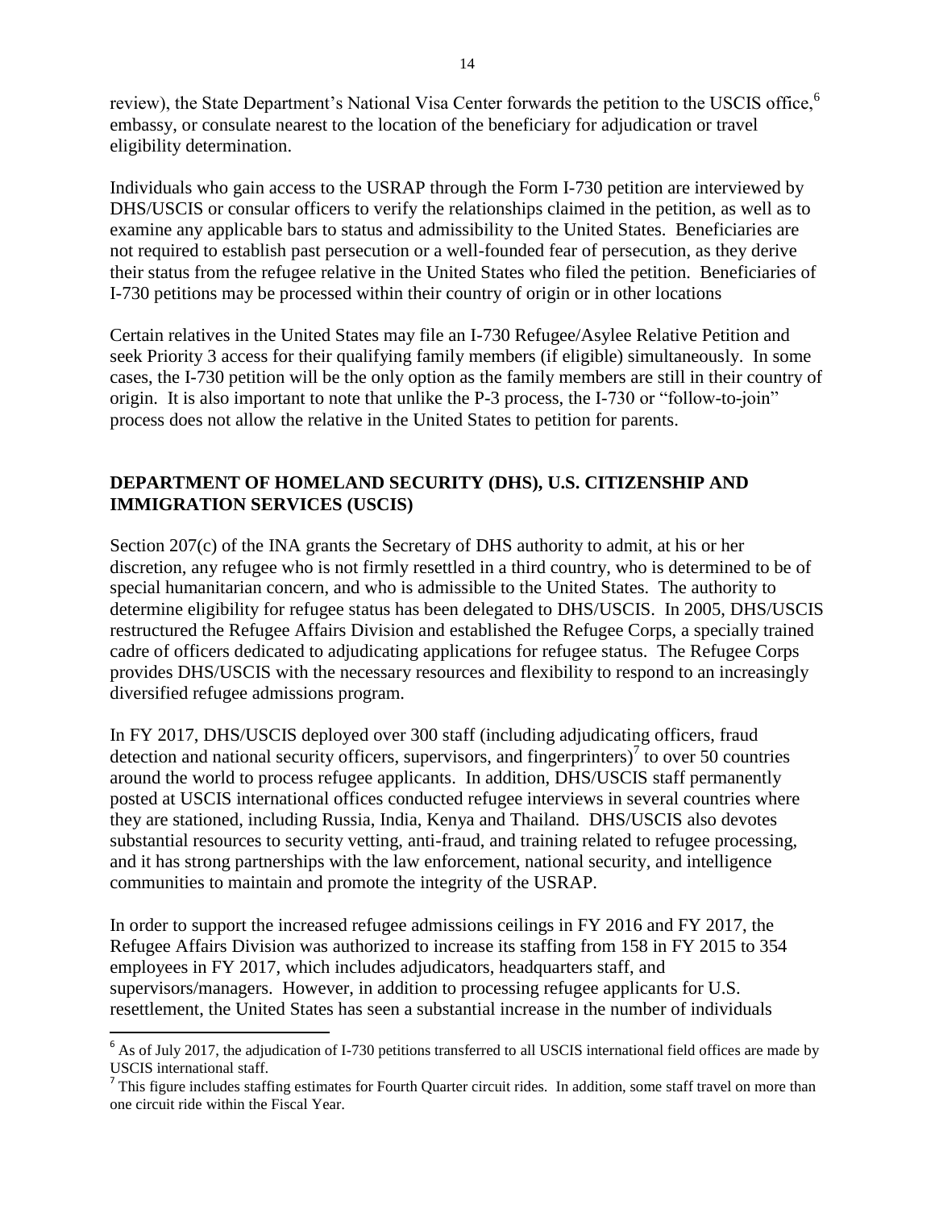review), the State Department's National Visa Center forwards the petition to the USCIS office,[6] embassy, or consulate nearest to the location of the beneficiary for adjudication or travel eligibility determination.

Individuals who gain access to the USRAP through the Form I-730 petition are interviewed by DHS/USCIS or consular officers to verify the relationships claimed in the petition, as well as to examine any applicable bars to status and admissibility to the United States. Beneficiaries are not required to establish past persecution or a well-founded fear of persecution, as they derive their status from the refugee relative in the United States who filed the petition. Beneficiaries of I-730 petitions may be processed within their country of origin or in other locations

Certain relatives in the United States may file an I-730 Refugee/Asylee Relative Petition and seek Priority 3 access for their qualifying family members (if eligible) simultaneously. In some cases, the I-730 petition will be the only option as the family members are still in their country of origin. It is also important to note that unlike the P-3 process, the I-730 or "follow-to-join" process does not allow the relative in the United States to petition for parents.

## DEPARTMENT OF HOMELAND SECURITY (DHS), U.S. CITIZENSHIP AND IMMIGRATION SERVICES (USCIS)

Section 207(c) of the INA grants the Secretary of DHS authority to admit, at his or her discretion, any refugee who is not firmly resettled in a third country, who is determined to be of special humanitarian concern, and who is admissible to the United States. The authority to determine eligibility for refugee status has been delegated to DHS/USCIS. In 2005, DHS/USCIS restructured the Refugee Affairs Division and established the Refugee Corps, a specially trained cadre of officers dedicated to adjudicating applications for refugee status. The Refugee Corps provides DHS/USCIS with the necessary resources and flexibility to respond to an increasingly diversified refugee admissions program.

In FY 2017, DHS/USCIS deployed over 300 staff (including adjudicating officers, fraud detection and national security officers, supervisors, and fingerprinters)[7] to over 50 countries around the world to process refugee applicants. In addition, DHS/USCIS staff permanently posted at USCIS international offices conducted refugee interviews in several countries where they are stationed, including Russia, India, Kenya and Thailand. DHS/USCIS also devotes substantial resources to security vetting, anti-fraud, and training related to refugee processing, and it has strong partnerships with the law enforcement, national security, and intelligence communities to maintain and promote the integrity of the USRAP.

In order to support the increased refugee admissions ceilings in FY 2016 and FY 2017, the Refugee Affairs Division was authorized to increase its staffing from 158 in FY 2015 to 354 employees in FY 2017, which includes adjudicators, headquarters staff, and supervisors/managers. However, in addition to processing refugee applicants for U.S. resettlement, the United States has seen a substantial increase in the number of individuals

[6] As of July 2017, the adjudication of I-730 petitions transferred to all USCIS international field offices are made by USCIS international staff.

[7] This figure includes staffing estimates for Fourth Quarter circuit rides. In addition, some staff travel on more than one circuit ride within the Fiscal Year.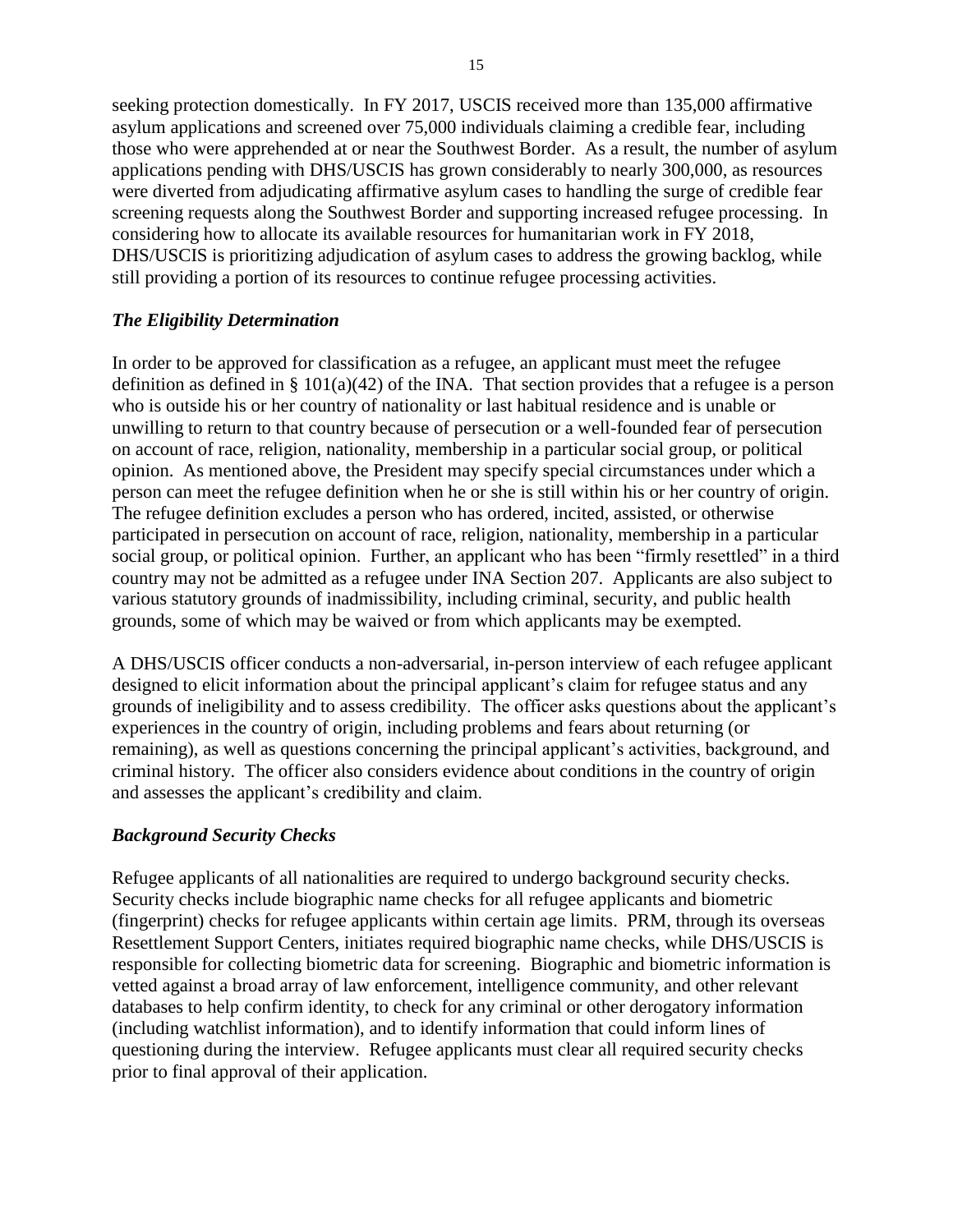seeking protection domestically. In FY 2017, USCIS received more than 135,000 affirmative asylum applications and screened over 75,000 individuals claiming a credible fear, including those who were apprehended at or near the Southwest Border. As a result, the number of asylum applications pending with DHS/USCIS has grown considerably to nearly 300,000, as resources were diverted from adjudicating affirmative asylum cases to handling the surge of credible fear screening requests along the Southwest Border and supporting increased refugee processing. In considering how to allocate its available resources for humanitarian work in FY 2018, DHS/USCIS is prioritizing adjudication of asylum cases to address the growing backlog, while still providing a portion of its resources to continue refugee processing activities.

### *The Eligibility Determination*

In order to be approved for classification as a refugee, an applicant must meet the refugee definition as defined in § 101(a)(42) of the INA. That section provides that a refugee is a person who is outside his or her country of nationality or last habitual residence and is unable or unwilling to return to that country because of persecution or a well-founded fear of persecution on account of race, religion, nationality, membership in a particular social group, or political opinion. As mentioned above, the President may specify special circumstances under which a person can meet the refugee definition when he or she is still within his or her country of origin. The refugee definition excludes a person who has ordered, incited, assisted, or otherwise participated in persecution on account of race, religion, nationality, membership in a particular social group, or political opinion. Further, an applicant who has been "firmly resettled" in a third country may not be admitted as a refugee under INA Section 207. Applicants are also subject to various statutory grounds of inadmissibility, including criminal, security, and public health grounds, some of which may be waived or from which applicants may be exempted.

A DHS/USCIS officer conducts a non-adversarial, in-person interview of each refugee applicant designed to elicit information about the principal applicant's claim for refugee status and any grounds of ineligibility and to assess credibility. The officer asks questions about the applicant's experiences in the country of origin, including problems and fears about returning (or remaining), as well as questions concerning the principal applicant's activities, background, and criminal history. The officer also considers evidence about conditions in the country of origin and assesses the applicant's credibility and claim.

### *Background Security Checks*

Refugee applicants of all nationalities are required to undergo background security checks. Security checks include biographic name checks for all refugee applicants and biometric (fingerprint) checks for refugee applicants within certain age limits. PRM, through its overseas Resettlement Support Centers, initiates required biographic name checks, while DHS/USCIS is responsible for collecting biometric data for screening. Biographic and biometric information is vetted against a broad array of law enforcement, intelligence community, and other relevant databases to help confirm identity, to check for any criminal or other derogatory information (including watchlist information), and to identify information that could inform lines of questioning during the interview. Refugee applicants must clear all required security checks prior to final approval of their application.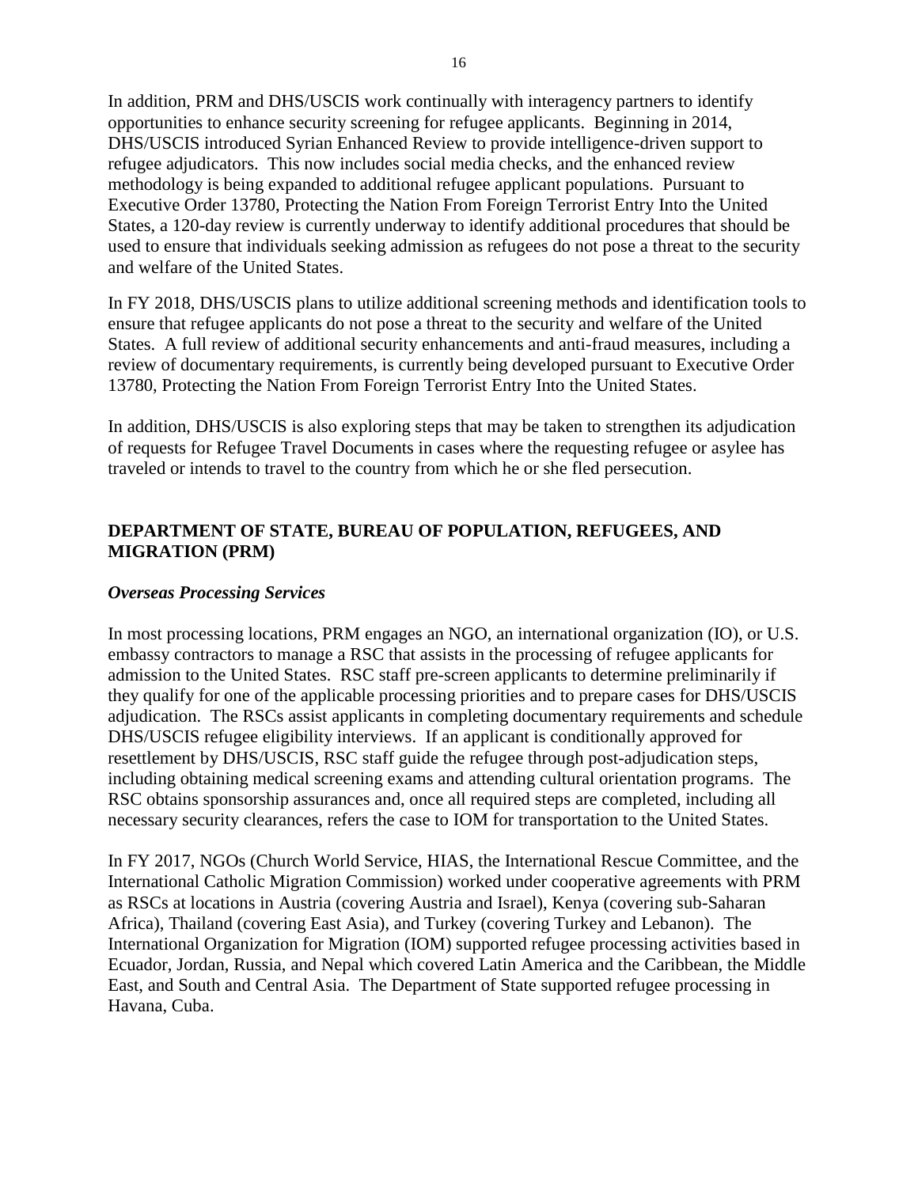In addition, PRM and DHS/USCIS work continually with interagency partners to identify opportunities to enhance security screening for refugee applicants. Beginning in 2014, DHS/USCIS introduced Syrian Enhanced Review to provide intelligence-driven support to refugee adjudicators. This now includes social media checks, and the enhanced review methodology is being expanded to additional refugee applicant populations. Pursuant to Executive Order 13780, Protecting the Nation From Foreign Terrorist Entry Into the United States, a 120-day review is currently underway to identify additional procedures that should be used to ensure that individuals seeking admission as refugees do not pose a threat to the security and welfare of the United States.

In FY 2018, DHS/USCIS plans to utilize additional screening methods and identification tools to ensure that refugee applicants do not pose a threat to the security and welfare of the United States. A full review of additional security enhancements and anti-fraud measures, including a review of documentary requirements, is currently being developed pursuant to Executive Order 13780, Protecting the Nation From Foreign Terrorist Entry Into the United States.

In addition, DHS/USCIS is also exploring steps that may be taken to strengthen its adjudication of requests for Refugee Travel Documents in cases where the requesting refugee or asylee has traveled or intends to travel to the country from which he or she fled persecution.

## DEPARTMENT OF STATE, BUREAU OF POPULATION, REFUGEES, AND MIGRATION (PRM)

### *Overseas Processing Services*

In most processing locations, PRM engages an NGO, an international organization (IO), or U.S. embassy contractors to manage a RSC that assists in the processing of refugee applicants for admission to the United States. RSC staff pre-screen applicants to determine preliminarily if they qualify for one of the applicable processing priorities and to prepare cases for DHS/USCIS adjudication. The RSCs assist applicants in completing documentary requirements and schedule DHS/USCIS refugee eligibility interviews. If an applicant is conditionally approved for resettlement by DHS/USCIS, RSC staff guide the refugee through post-adjudication steps, including obtaining medical screening exams and attending cultural orientation programs. The RSC obtains sponsorship assurances and, once all required steps are completed, including all necessary security clearances, refers the case to IOM for transportation to the United States.

In FY 2017, NGOs (Church World Service, HIAS, the International Rescue Committee, and the International Catholic Migration Commission) worked under cooperative agreements with PRM as RSCs at locations in Austria (covering Austria and Israel), Kenya (covering sub-Saharan Africa), Thailand (covering East Asia), and Turkey (covering Turkey and Lebanon). The International Organization for Migration (IOM) supported refugee processing activities based in Ecuador, Jordan, Russia, and Nepal which covered Latin America and the Caribbean, the Middle East, and South and Central Asia. The Department of State supported refugee processing in Havana, Cuba.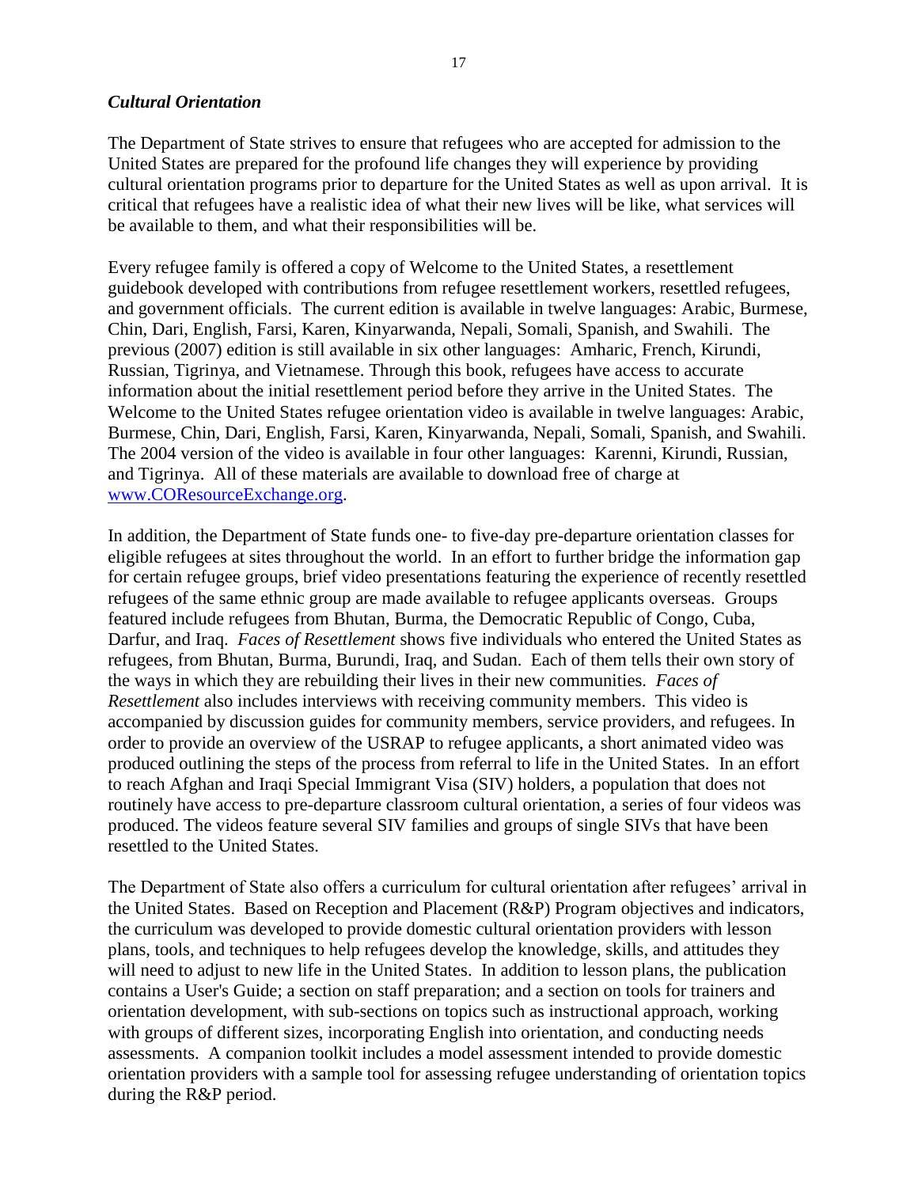### *Cultural Orientation*

The Department of State strives to ensure that refugees who are accepted for admission to the United States are prepared for the profound life changes they will experience by providing cultural orientation programs prior to departure for the United States as well as upon arrival. It is critical that refugees have a realistic idea of what their new lives will be like, what services will be available to them, and what their responsibilities will be.

Every refugee family is offered a copy of Welcome to the United States, a resettlement guidebook developed with contributions from refugee resettlement workers, resettled refugees, and government officials. The current edition is available in twelve languages: Arabic, Burmese, Chin, Dari, English, Farsi, Karen, Kinyarwanda, Nepali, Somali, Spanish, and Swahili. The previous (2007) edition is still available in six other languages: Amharic, French, Kirundi, Russian, Tigrinya, and Vietnamese. Through this book, refugees have access to accurate information about the initial resettlement period before they arrive in the United States. The Welcome to the United States refugee orientation video is available in twelve languages: Arabic, Burmese, Chin, Dari, English, Farsi, Karen, Kinyarwanda, Nepali, Somali, Spanish, and Swahili. The 2004 version of the video is available in four other languages: Karenni, Kirundi, Russian, and Tigrinya. All of these materials are available to download free of charge at [www.COResourceExchange.org](http://www.COResourceExchange.org).

In addition, the Department of State funds one- to five-day pre-departure orientation classes for eligible refugees at sites throughout the world. In an effort to further bridge the information gap for certain refugee groups, brief video presentations featuring the experience of recently resettled refugees of the same ethnic group are made available to refugee applicants overseas. Groups featured include refugees from Bhutan, Burma, the Democratic Republic of Congo, Cuba, Darfur, and Iraq. *Faces of Resettlement* shows five individuals who entered the United States as refugees, from Bhutan, Burma, Burundi, Iraq, and Sudan. Each of them tells their own story of the ways in which they are rebuilding their lives in their new communities. *Faces of Resettlement* also includes interviews with receiving community members. This video is accompanied by discussion guides for community members, service providers, and refugees. In order to provide an overview of the USRAP to refugee applicants, a short animated video was produced outlining the steps of the process from referral to life in the United States. In an effort to reach Afghan and Iraqi Special Immigrant Visa (SIV) holders, a population that does not routinely have access to pre-departure classroom cultural orientation, a series of four videos was produced. The videos feature several SIV families and groups of single SIVs that have been resettled to the United States.

The Department of State also offers a curriculum for cultural orientation after refugees' arrival in the United States. Based on Reception and Placement (R&P) Program objectives and indicators, the curriculum was developed to provide domestic cultural orientation providers with lesson plans, tools, and techniques to help refugees develop the knowledge, skills, and attitudes they will need to adjust to new life in the United States. In addition to lesson plans, the publication contains a User's Guide; a section on staff preparation; and a section on tools for trainers and orientation development, with sub-sections on topics such as instructional approach, working with groups of different sizes, incorporating English into orientation, and conducting needs assessments. A companion toolkit includes a model assessment intended to provide domestic orientation providers with a sample tool for assessing refugee understanding of orientation topics during the R&P period.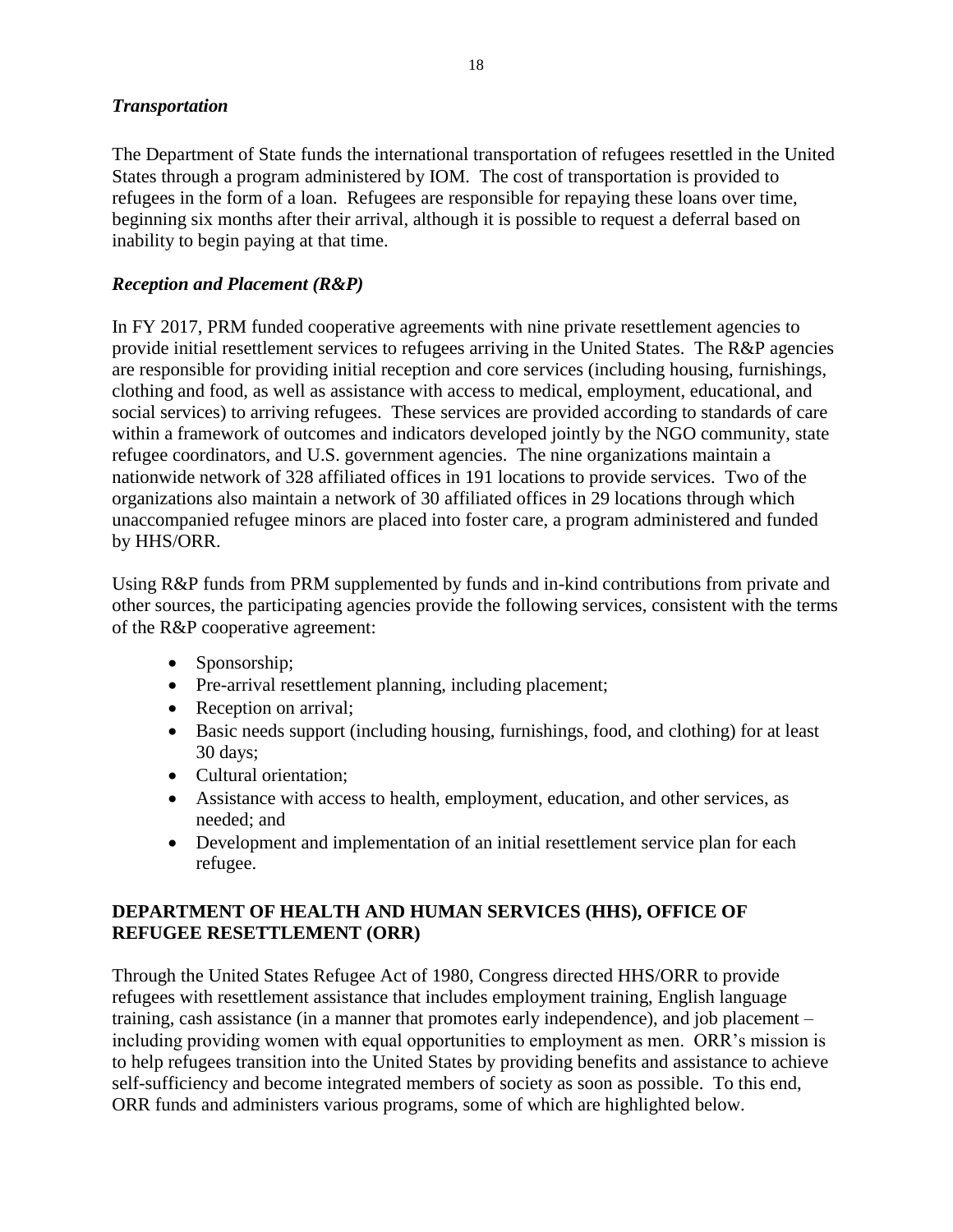### *Transportation*

The Department of State funds the international transportation of refugees resettled in the United States through a program administered by IOM. The cost of transportation is provided to refugees in the form of a loan. Refugees are responsible for repaying these loans over time, beginning six months after their arrival, although it is possible to request a deferral based on inability to begin paying at that time.

### *Reception and Placement (R&P)*

In FY 2017, PRM funded cooperative agreements with nine private resettlement agencies to provide initial resettlement services to refugees arriving in the United States. The R&P agencies are responsible for providing initial reception and core services (including housing, furnishings, clothing and food, as well as assistance with access to medical, employment, educational, and social services) to arriving refugees. These services are provided according to standards of care within a framework of outcomes and indicators developed jointly by the NGO community, state refugee coordinators, and U.S. government agencies. The nine organizations maintain a nationwide network of 328 affiliated offices in 191 locations to provide services. Two of the organizations also maintain a network of 30 affiliated offices in 29 locations through which unaccompanied refugee minors are placed into foster care, a program administered and funded by HHS/ORR.

Using R&P funds from PRM supplemented by funds and in-kind contributions from private and other sources, the participating agencies provide the following services, consistent with the terms of the R&P cooperative agreement:

- Sponsorship;
- Pre-arrival resettlement planning, including placement;
- Reception on arrival;
- Basic needs support (including housing, furnishings, food, and clothing) for at least 30 days;
- Cultural orientation;
- Assistance with access to health, employment, education, and other services, as needed; and
- Development and implementation of an initial resettlement service plan for each refugee.

## DEPARTMENT OF HEALTH AND HUMAN SERVICES (HHS), OFFICE OF REFUGEE RESETTLEMENT (ORR)

Through the United States Refugee Act of 1980, Congress directed HHS/ORR to provide refugees with resettlement assistance that includes employment training, English language training, cash assistance (in a manner that promotes early independence), and job placement – including providing women with equal opportunities to employment as men. ORR's mission is to help refugees transition into the United States by providing benefits and assistance to achieve self-sufficiency and become integrated members of society as soon as possible. To this end, ORR funds and administers various programs, some of which are highlighted below.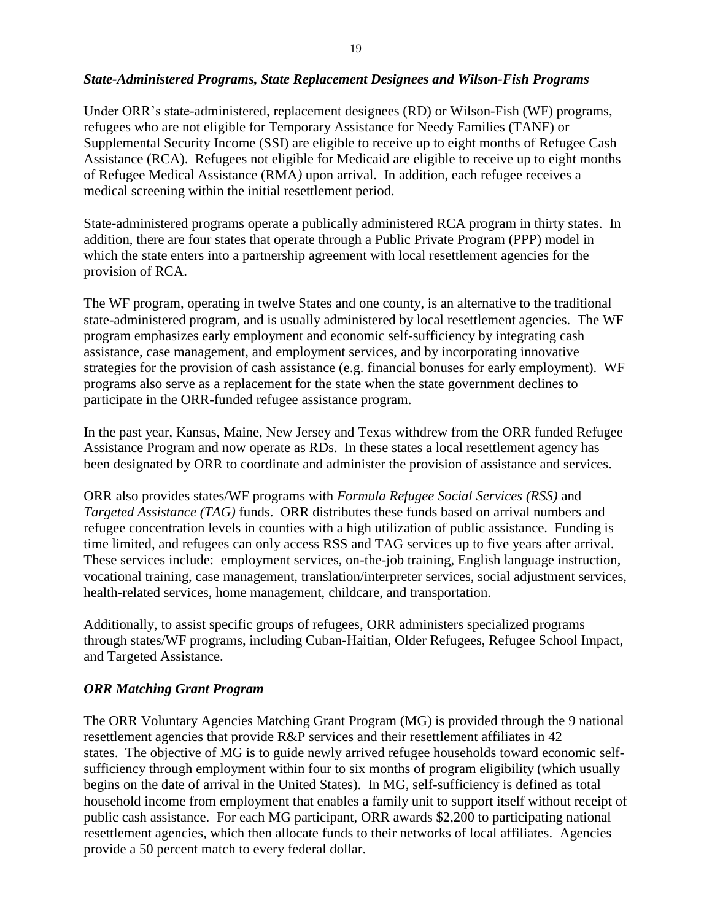### *State-Administered Programs, State Replacement Designees and Wilson-Fish Programs*

Under ORR's state-administered, replacement designees (RD) or Wilson-Fish (WF) programs, refugees who are not eligible for Temporary Assistance for Needy Families (TANF) or Supplemental Security Income (SSI) are eligible to receive up to eight months of Refugee Cash Assistance (RCA). Refugees not eligible for Medicaid are eligible to receive up to eight months of Refugee Medical Assistance (RMA*)* upon arrival. In addition, each refugee receives a medical screening within the initial resettlement period.

State-administered programs operate a publically administered RCA program in thirty states. In addition, there are four states that operate through a Public Private Program (PPP) model in which the state enters into a partnership agreement with local resettlement agencies for the provision of RCA.

The WF program, operating in twelve States and one county, is an alternative to the traditional state-administered program, and is usually administered by local resettlement agencies. The WF program emphasizes early employment and economic self-sufficiency by integrating cash assistance, case management, and employment services, and by incorporating innovative strategies for the provision of cash assistance (e.g. financial bonuses for early employment). WF programs also serve as a replacement for the state when the state government declines to participate in the ORR-funded refugee assistance program.

In the past year, Kansas, Maine, New Jersey and Texas withdrew from the ORR funded Refugee Assistance Program and now operate as RDs. In these states a local resettlement agency has been designated by ORR to coordinate and administer the provision of assistance and services.

ORR also provides states/WF programs with *Formula Refugee Social Services (RSS)* and *Targeted Assistance (TAG)* funds. ORR distributes these funds based on arrival numbers and refugee concentration levels in counties with a high utilization of public assistance. Funding is time limited, and refugees can only access RSS and TAG services up to five years after arrival. These services include: employment services, on-the-job training, English language instruction, vocational training, case management, translation/interpreter services, social adjustment services, health-related services, home management, childcare, and transportation.

Additionally, to assist specific groups of refugees, ORR administers specialized programs through states/WF programs, including Cuban-Haitian, Older Refugees, Refugee School Impact, and Targeted Assistance.

### *ORR Matching Grant Program*

The ORR Voluntary Agencies Matching Grant Program (MG) is provided through the 9 national resettlement agencies that provide R&P services and their resettlement affiliates in 42 states. The objective of MG is to guide newly arrived refugee households toward economic self-sufficiency through employment within four to six months of program eligibility (which usually begins on the date of arrival in the United States). In MG, self-sufficiency is defined as total household income from employment that enables a family unit to support itself without receipt of public cash assistance. For each MG participant, ORR awards $2,200 to participating national resettlement agencies, which then allocate funds to their networks of local affiliates. Agencies provide a 50 percent match to every federal dollar.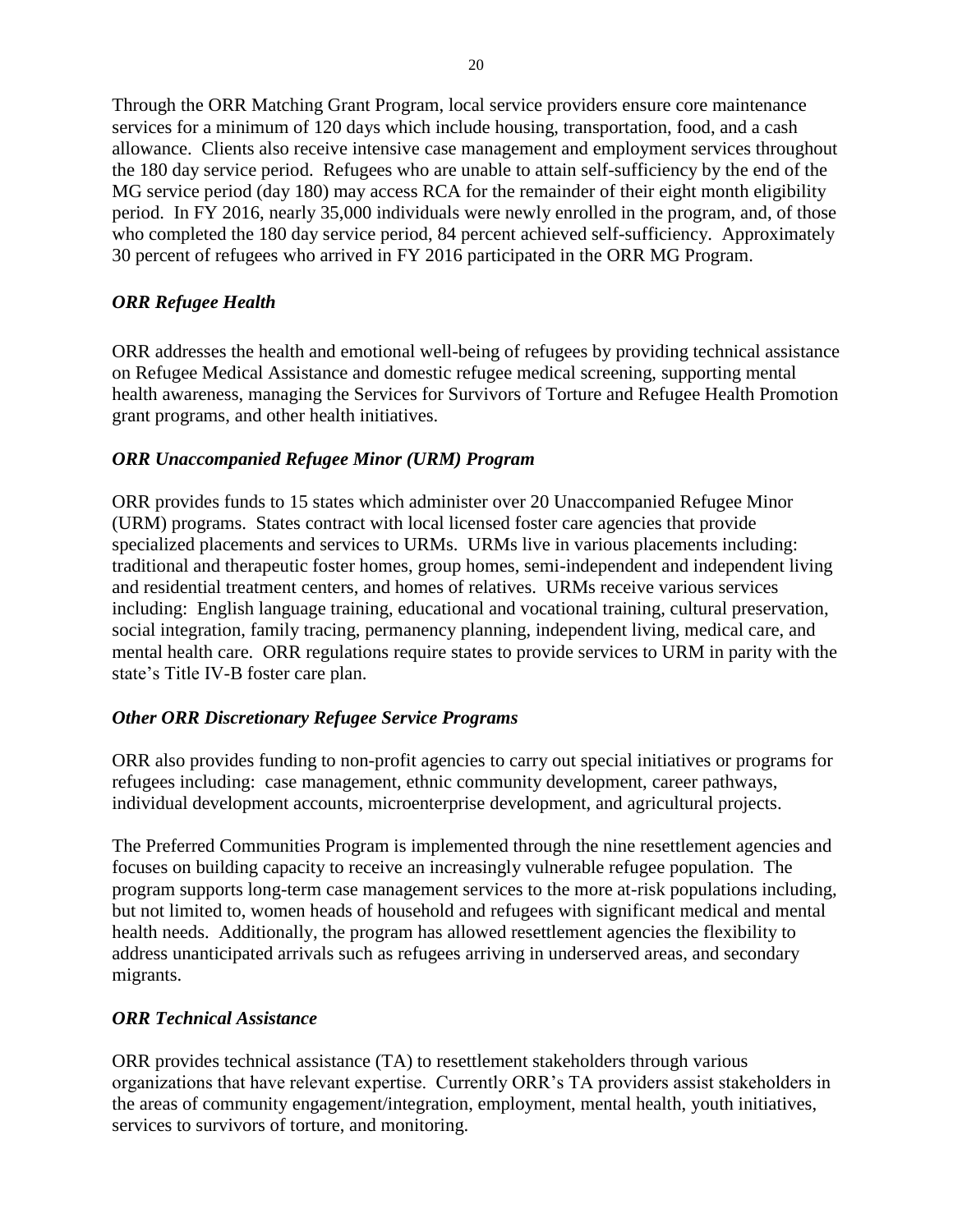Through the ORR Matching Grant Program, local service providers ensure core maintenance services for a minimum of 120 days which include housing, transportation, food, and a cash allowance. Clients also receive intensive case management and employment services throughout the 180 day service period. Refugees who are unable to attain self-sufficiency by the end of the MG service period (day 180) may access RCA for the remainder of their eight month eligibility period. In FY 2016, nearly 35,000 individuals were newly enrolled in the program, and, of those who completed the 180 day service period, 84 percent achieved self-sufficiency. Approximately 30 percent of refugees who arrived in FY 2016 participated in the ORR MG Program.

### *ORR Refugee Health*

ORR addresses the health and emotional well-being of refugees by providing technical assistance on Refugee Medical Assistance and domestic refugee medical screening, supporting mental health awareness, managing the Services for Survivors of Torture and Refugee Health Promotion grant programs, and other health initiatives.

### *ORR Unaccompanied Refugee Minor (URM) Program*

ORR provides funds to 15 states which administer over 20 Unaccompanied Refugee Minor (URM) programs. States contract with local licensed foster care agencies that provide specialized placements and services to URMs. URMs live in various placements including: traditional and therapeutic foster homes, group homes, semi-independent and independent living and residential treatment centers, and homes of relatives. URMs receive various services including: English language training, educational and vocational training, cultural preservation, social integration, family tracing, permanency planning, independent living, medical care, and mental health care. ORR regulations require states to provide services to URM in parity with the state's Title IV-B foster care plan.

### *Other ORR Discretionary Refugee Service Programs*

ORR also provides funding to non-profit agencies to carry out special initiatives or programs for refugees including: case management, ethnic community development, career pathways, individual development accounts, microenterprise development, and agricultural projects.

The Preferred Communities Program is implemented through the nine resettlement agencies and focuses on building capacity to receive an increasingly vulnerable refugee population. The program supports long-term case management services to the more at-risk populations including, but not limited to, women heads of household and refugees with significant medical and mental health needs. Additionally, the program has allowed resettlement agencies the flexibility to address unanticipated arrivals such as refugees arriving in underserved areas, and secondary migrants.

### *ORR Technical Assistance*

ORR provides technical assistance (TA) to resettlement stakeholders through various organizations that have relevant expertise. Currently ORR's TA providers assist stakeholders in the areas of community engagement/integration, employment, mental health, youth initiatives, services to survivors of torture, and monitoring.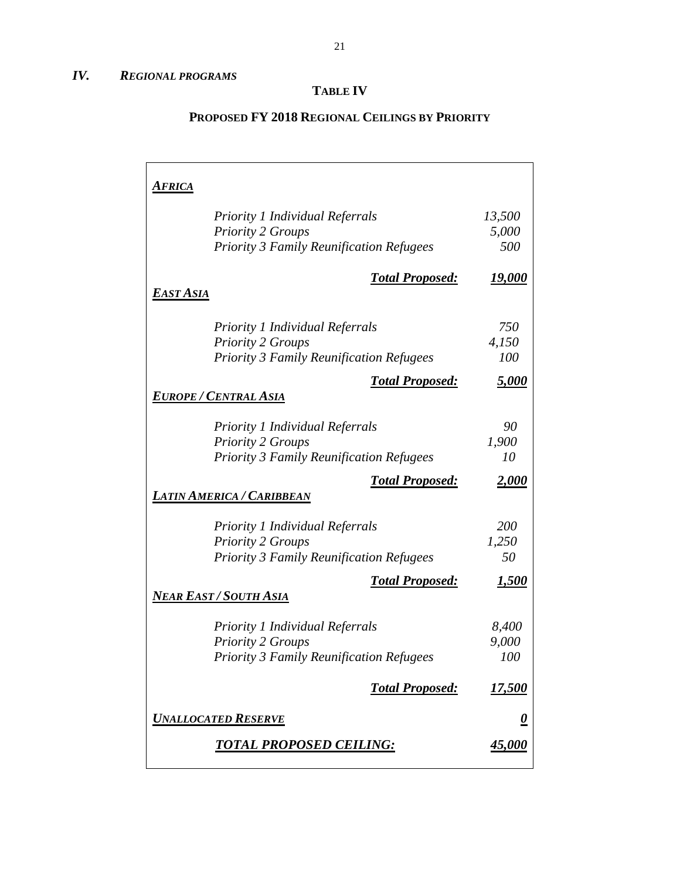## *IV. REGIONAL PROGRAMS*

**TABLE IV**

**PROPOSED FY 2018 REGIONAL CEILINGS BY PRIORITY**

| | |
|---|---|
| ***AFRICA*** | |
| *Priority 1 Individual Referrals* | *13,500* |
| *Priority 2 Groups* | *5,000* |
| *Priority 3 Family Reunification Refugees* | *500* |
| ***Total Proposed:*** | ***19,000*** |
| ***EAST ASIA*** | |
| *Priority 1 Individual Referrals* | *750* |
| *Priority 2 Groups* | *4,150* |
| *Priority 3 Family Reunification Refugees* | *100* |
| ***Total Proposed:*** | ***5,000*** |
| ***EUROPE / CENTRAL ASIA*** | |
| *Priority 1 Individual Referrals* | *90* |
| *Priority 2 Groups* | *1,900* |
| *Priority 3 Family Reunification Refugees* | *10* |
| ***Total Proposed:*** | ***2,000*** |
| ***LATIN AMERICA / CARIBBEAN*** | |
| *Priority 1 Individual Referrals* | *200* |
| *Priority 2 Groups* | *1,250* |
| *Priority 3 Family Reunification Refugees* | *50* |
| ***Total Proposed:*** | ***1,500*** |
| ***NEAR EAST / SOUTH ASIA*** | |
| *Priority 1 Individual Referrals* | *8,400* |
| *Priority 2 Groups* | *9,000* |
| *Priority 3 Family Reunification Refugees* | *100* |
| ***Total Proposed:*** | ***17,500*** |
| ***UNALLOCATED RESERVE*** | ***0*** |
| ***TOTAL PROPOSED CEILING:*** | ***45,000*** |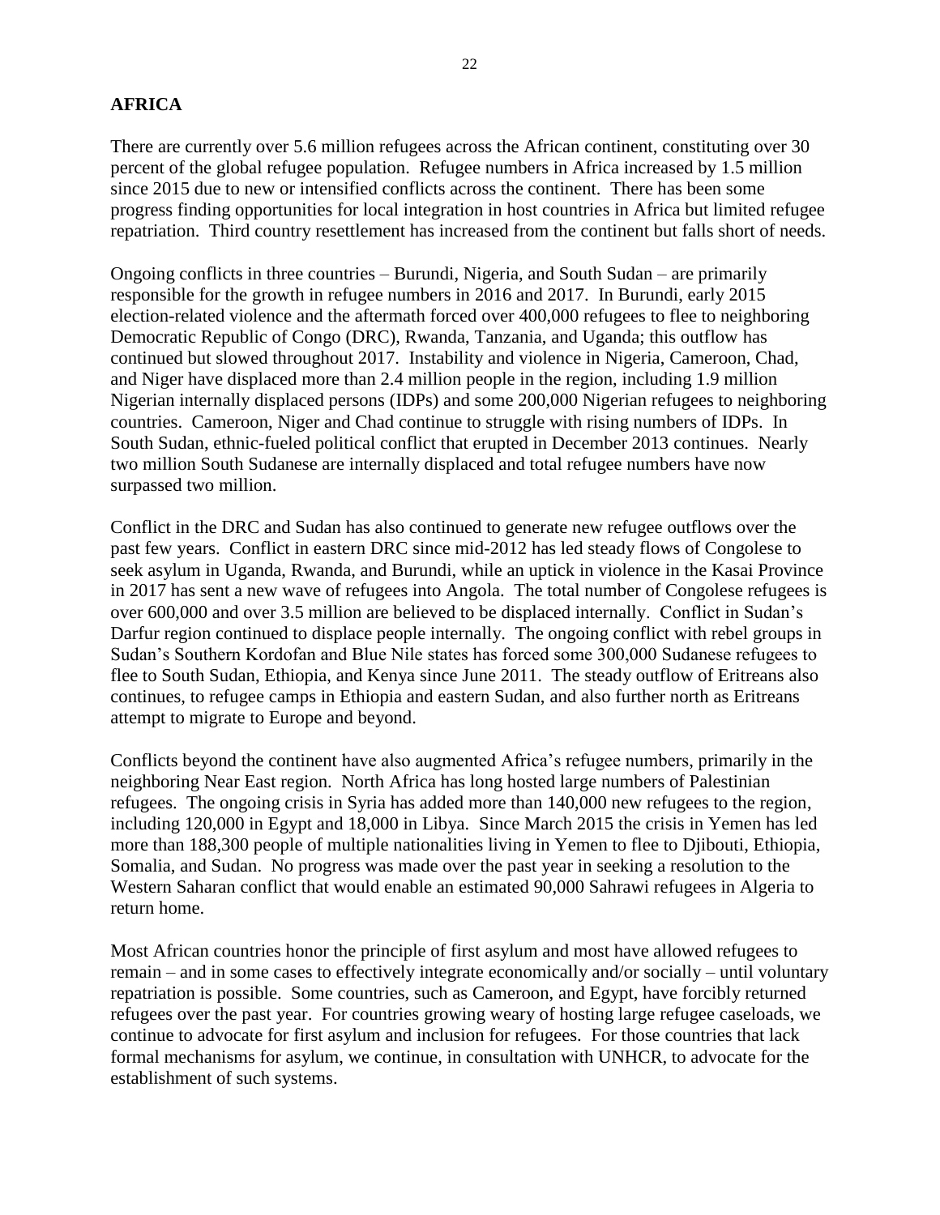## AFRICA

There are currently over 5.6 million refugees across the African continent, constituting over 30 percent of the global refugee population. Refugee numbers in Africa increased by 1.5 million since 2015 due to new or intensified conflicts across the continent. There has been some progress finding opportunities for local integration in host countries in Africa but limited refugee repatriation. Third country resettlement has increased from the continent but falls short of needs.

Ongoing conflicts in three countries – Burundi, Nigeria, and South Sudan – are primarily responsible for the growth in refugee numbers in 2016 and 2017. In Burundi, early 2015 election-related violence and the aftermath forced over 400,000 refugees to flee to neighboring Democratic Republic of Congo (DRC), Rwanda, Tanzania, and Uganda; this outflow has continued but slowed throughout 2017. Instability and violence in Nigeria, Cameroon, Chad, and Niger have displaced more than 2.4 million people in the region, including 1.9 million Nigerian internally displaced persons (IDPs) and some 200,000 Nigerian refugees to neighboring countries. Cameroon, Niger and Chad continue to struggle with rising numbers of IDPs. In South Sudan, ethnic-fueled political conflict that erupted in December 2013 continues. Nearly two million South Sudanese are internally displaced and total refugee numbers have now surpassed two million.

Conflict in the DRC and Sudan has also continued to generate new refugee outflows over the past few years. Conflict in eastern DRC since mid-2012 has led steady flows of Congolese to seek asylum in Uganda, Rwanda, and Burundi, while an uptick in violence in the Kasai Province in 2017 has sent a new wave of refugees into Angola. The total number of Congolese refugees is over 600,000 and over 3.5 million are believed to be displaced internally. Conflict in Sudan's Darfur region continued to displace people internally. The ongoing conflict with rebel groups in Sudan's Southern Kordofan and Blue Nile states has forced some 300,000 Sudanese refugees to flee to South Sudan, Ethiopia, and Kenya since June 2011. The steady outflow of Eritreans also continues, to refugee camps in Ethiopia and eastern Sudan, and also further north as Eritreans attempt to migrate to Europe and beyond.

Conflicts beyond the continent have also augmented Africa's refugee numbers, primarily in the neighboring Near East region. North Africa has long hosted large numbers of Palestinian refugees. The ongoing crisis in Syria has added more than 140,000 new refugees to the region, including 120,000 in Egypt and 18,000 in Libya. Since March 2015 the crisis in Yemen has led more than 188,300 people of multiple nationalities living in Yemen to flee to Djibouti, Ethiopia, Somalia, and Sudan. No progress was made over the past year in seeking a resolution to the Western Saharan conflict that would enable an estimated 90,000 Sahrawi refugees in Algeria to return home.

Most African countries honor the principle of first asylum and most have allowed refugees to remain – and in some cases to effectively integrate economically and/or socially – until voluntary repatriation is possible. Some countries, such as Cameroon, and Egypt, have forcibly returned refugees over the past year. For countries growing weary of hosting large refugee caseloads, we continue to advocate for first asylum and inclusion for refugees. For those countries that lack formal mechanisms for asylum, we continue, in consultation with UNHCR, to advocate for the establishment of such systems.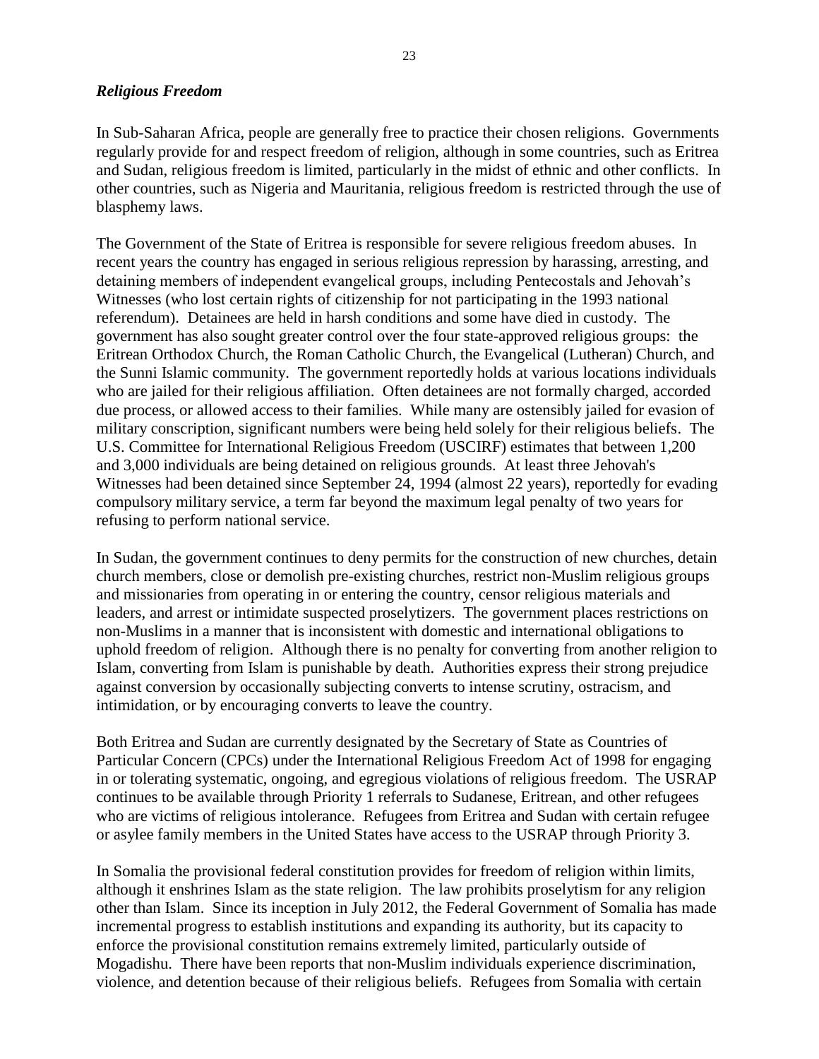### *Religious Freedom*

In Sub-Saharan Africa, people are generally free to practice their chosen religions. Governments regularly provide for and respect freedom of religion, although in some countries, such as Eritrea and Sudan, religious freedom is limited, particularly in the midst of ethnic and other conflicts. In other countries, such as Nigeria and Mauritania, religious freedom is restricted through the use of blasphemy laws.

The Government of the State of Eritrea is responsible for severe religious freedom abuses. In recent years the country has engaged in serious religious repression by harassing, arresting, and detaining members of independent evangelical groups, including Pentecostals and Jehovah's Witnesses (who lost certain rights of citizenship for not participating in the 1993 national referendum). Detainees are held in harsh conditions and some have died in custody. The government has also sought greater control over the four state-approved religious groups: the Eritrean Orthodox Church, the Roman Catholic Church, the Evangelical (Lutheran) Church, and the Sunni Islamic community. The government reportedly holds at various locations individuals who are jailed for their religious affiliation. Often detainees are not formally charged, accorded due process, or allowed access to their families. While many are ostensibly jailed for evasion of military conscription, significant numbers were being held solely for their religious beliefs. The U.S. Committee for International Religious Freedom (USCIRF) estimates that between 1,200 and 3,000 individuals are being detained on religious grounds. At least three Jehovah's Witnesses had been detained since September 24, 1994 (almost 22 years), reportedly for evading compulsory military service, a term far beyond the maximum legal penalty of two years for refusing to perform national service.

In Sudan, the government continues to deny permits for the construction of new churches, detain church members, close or demolish pre-existing churches, restrict non-Muslim religious groups and missionaries from operating in or entering the country, censor religious materials and leaders, and arrest or intimidate suspected proselytizers. The government places restrictions on non-Muslims in a manner that is inconsistent with domestic and international obligations to uphold freedom of religion. Although there is no penalty for converting from another religion to Islam, converting from Islam is punishable by death. Authorities express their strong prejudice against conversion by occasionally subjecting converts to intense scrutiny, ostracism, and intimidation, or by encouraging converts to leave the country.

Both Eritrea and Sudan are currently designated by the Secretary of State as Countries of Particular Concern (CPCs) under the International Religious Freedom Act of 1998 for engaging in or tolerating systematic, ongoing, and egregious violations of religious freedom. The USRAP continues to be available through Priority 1 referrals to Sudanese, Eritrean, and other refugees who are victims of religious intolerance. Refugees from Eritrea and Sudan with certain refugee or asylee family members in the United States have access to the USRAP through Priority 3.

In Somalia the provisional federal constitution provides for freedom of religion within limits, although it enshrines Islam as the state religion. The law prohibits proselytism for any religion other than Islam. Since its inception in July 2012, the Federal Government of Somalia has made incremental progress to establish institutions and expanding its authority, but its capacity to enforce the provisional constitution remains extremely limited, particularly outside of Mogadishu. There have been reports that non-Muslim individuals experience discrimination, violence, and detention because of their religious beliefs. Refugees from Somalia with certain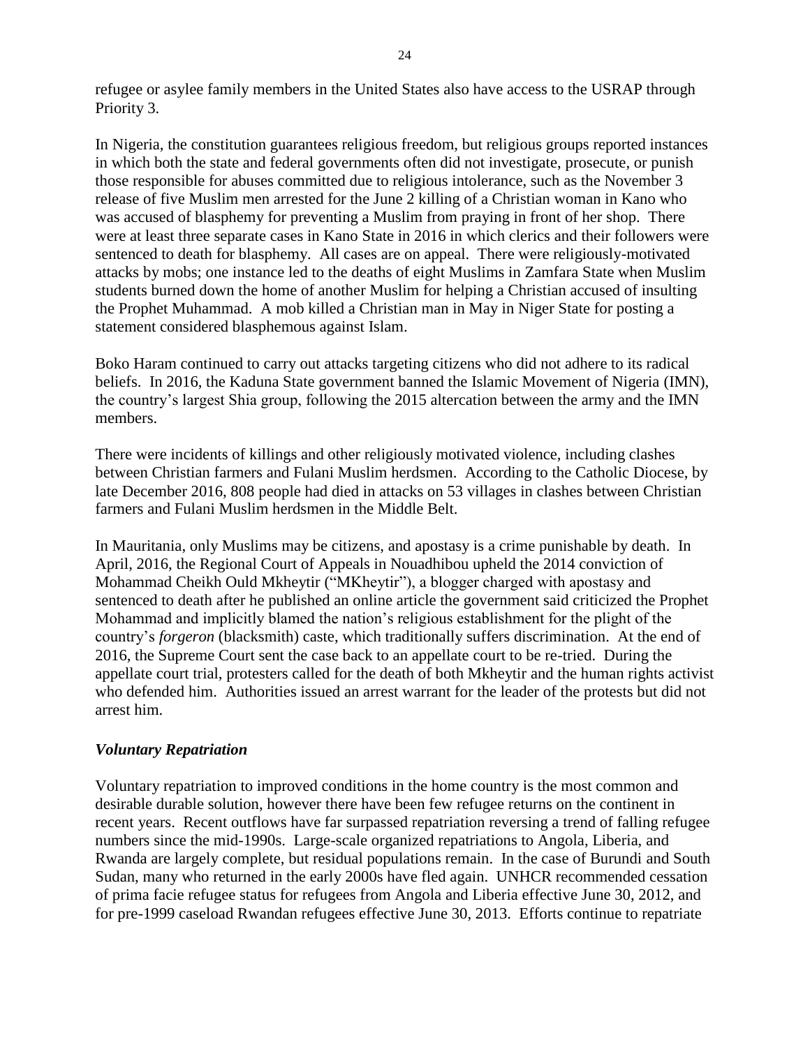refugee or asylee family members in the United States also have access to the USRAP through Priority 3.

In Nigeria, the constitution guarantees religious freedom, but religious groups reported instances in which both the state and federal governments often did not investigate, prosecute, or punish those responsible for abuses committed due to religious intolerance, such as the November 3 release of five Muslim men arrested for the June 2 killing of a Christian woman in Kano who was accused of blasphemy for preventing a Muslim from praying in front of her shop. There were at least three separate cases in Kano State in 2016 in which clerics and their followers were sentenced to death for blasphemy. All cases are on appeal. There were religiously-motivated attacks by mobs; one instance led to the deaths of eight Muslims in Zamfara State when Muslim students burned down the home of another Muslim for helping a Christian accused of insulting the Prophet Muhammad. A mob killed a Christian man in May in Niger State for posting a statement considered blasphemous against Islam.

Boko Haram continued to carry out attacks targeting citizens who did not adhere to its radical beliefs. In 2016, the Kaduna State government banned the Islamic Movement of Nigeria (IMN), the country's largest Shia group, following the 2015 altercation between the army and the IMN members.

There were incidents of killings and other religiously motivated violence, including clashes between Christian farmers and Fulani Muslim herdsmen. According to the Catholic Diocese, by late December 2016, 808 people had died in attacks on 53 villages in clashes between Christian farmers and Fulani Muslim herdsmen in the Middle Belt.

In Mauritania, only Muslims may be citizens, and apostasy is a crime punishable by death. In April, 2016, the Regional Court of Appeals in Nouadhibou upheld the 2014 conviction of Mohammad Cheikh Ould Mkheytir ("MKheytir"), a blogger charged with apostasy and sentenced to death after he published an online article the government said criticized the Prophet Mohammad and implicitly blamed the nation's religious establishment for the plight of the country's *forgeron* (blacksmith) caste, which traditionally suffers discrimination. At the end of 2016, the Supreme Court sent the case back to an appellate court to be re-tried. During the appellate court trial, protesters called for the death of both Mkheytir and the human rights activist who defended him. Authorities issued an arrest warrant for the leader of the protests but did not arrest him.

### *Voluntary Repatriation*

Voluntary repatriation to improved conditions in the home country is the most common and desirable durable solution, however there have been few refugee returns on the continent in recent years. Recent outflows have far surpassed repatriation reversing a trend of falling refugee numbers since the mid-1990s. Large-scale organized repatriations to Angola, Liberia, and Rwanda are largely complete, but residual populations remain. In the case of Burundi and South Sudan, many who returned in the early 2000s have fled again. UNHCR recommended cessation of prima facie refugee status for refugees from Angola and Liberia effective June 30, 2012, and for pre-1999 caseload Rwandan refugees effective June 30, 2013. Efforts continue to repatriate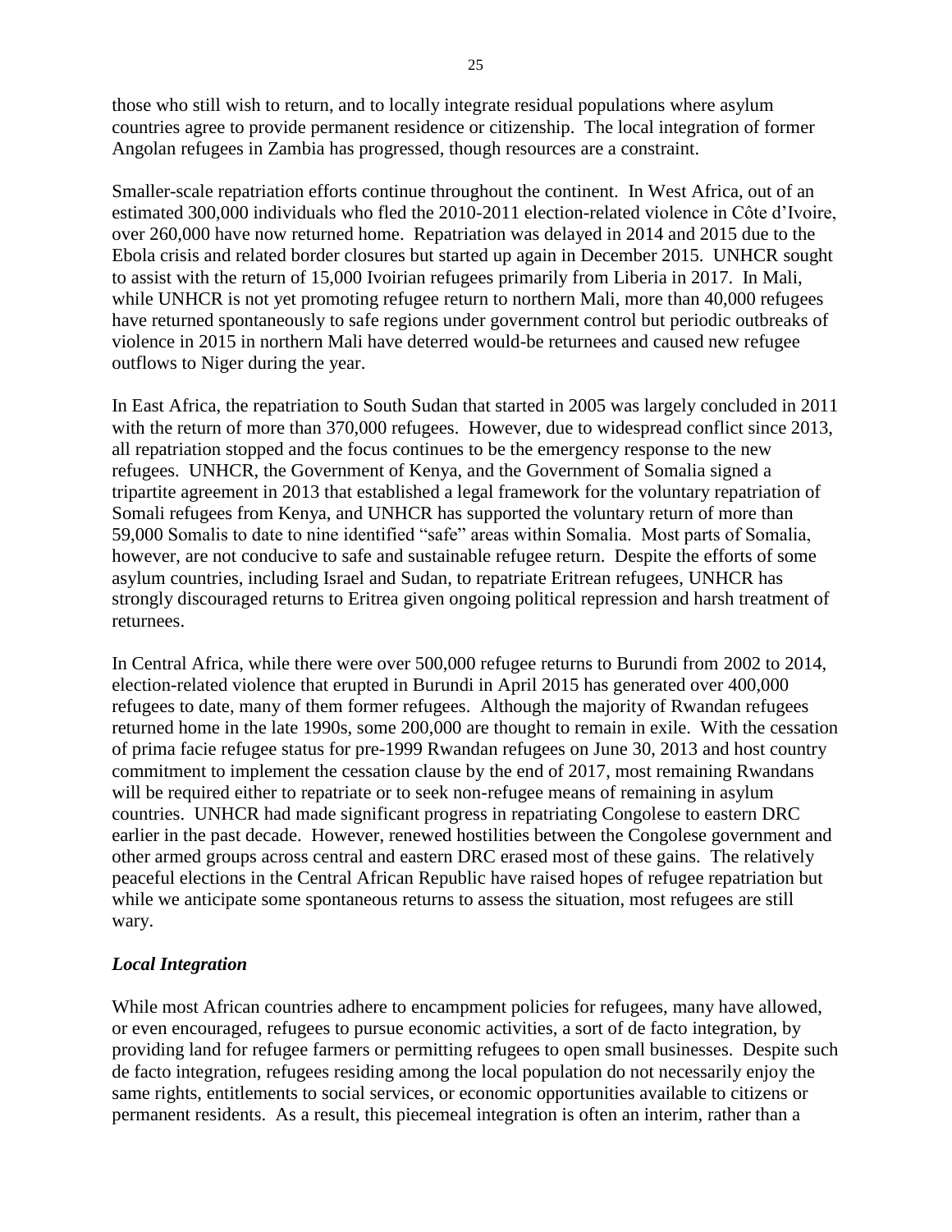those who still wish to return, and to locally integrate residual populations where asylum countries agree to provide permanent residence or citizenship. The local integration of former Angolan refugees in Zambia has progressed, though resources are a constraint.

Smaller-scale repatriation efforts continue throughout the continent. In West Africa, out of an estimated 300,000 individuals who fled the 2010-2011 election-related violence in Côte d'Ivoire, over 260,000 have now returned home. Repatriation was delayed in 2014 and 2015 due to the Ebola crisis and related border closures but started up again in December 2015. UNHCR sought to assist with the return of 15,000 Ivoirian refugees primarily from Liberia in 2017. In Mali, while UNHCR is not yet promoting refugee return to northern Mali, more than 40,000 refugees have returned spontaneously to safe regions under government control but periodic outbreaks of violence in 2015 in northern Mali have deterred would-be returnees and caused new refugee outflows to Niger during the year.

In East Africa, the repatriation to South Sudan that started in 2005 was largely concluded in 2011 with the return of more than 370,000 refugees. However, due to widespread conflict since 2013, all repatriation stopped and the focus continues to be the emergency response to the new refugees. UNHCR, the Government of Kenya, and the Government of Somalia signed a tripartite agreement in 2013 that established a legal framework for the voluntary repatriation of Somali refugees from Kenya, and UNHCR has supported the voluntary return of more than 59,000 Somalis to date to nine identified "safe" areas within Somalia. Most parts of Somalia, however, are not conducive to safe and sustainable refugee return. Despite the efforts of some asylum countries, including Israel and Sudan, to repatriate Eritrean refugees, UNHCR has strongly discouraged returns to Eritrea given ongoing political repression and harsh treatment of returnees.

In Central Africa, while there were over 500,000 refugee returns to Burundi from 2002 to 2014, election-related violence that erupted in Burundi in April 2015 has generated over 400,000 refugees to date, many of them former refugees. Although the majority of Rwandan refugees returned home in the late 1990s, some 200,000 are thought to remain in exile. With the cessation of prima facie refugee status for pre-1999 Rwandan refugees on June 30, 2013 and host country commitment to implement the cessation clause by the end of 2017, most remaining Rwandans will be required either to repatriate or to seek non-refugee means of remaining in asylum countries. UNHCR had made significant progress in repatriating Congolese to eastern DRC earlier in the past decade. However, renewed hostilities between the Congolese government and other armed groups across central and eastern DRC erased most of these gains. The relatively peaceful elections in the Central African Republic have raised hopes of refugee repatriation but while we anticipate some spontaneous returns to assess the situation, most refugees are still wary.

### *Local Integration*

While most African countries adhere to encampment policies for refugees, many have allowed, or even encouraged, refugees to pursue economic activities, a sort of de facto integration, by providing land for refugee farmers or permitting refugees to open small businesses. Despite such de facto integration, refugees residing among the local population do not necessarily enjoy the same rights, entitlements to social services, or economic opportunities available to citizens or permanent residents. As a result, this piecemeal integration is often an interim, rather than a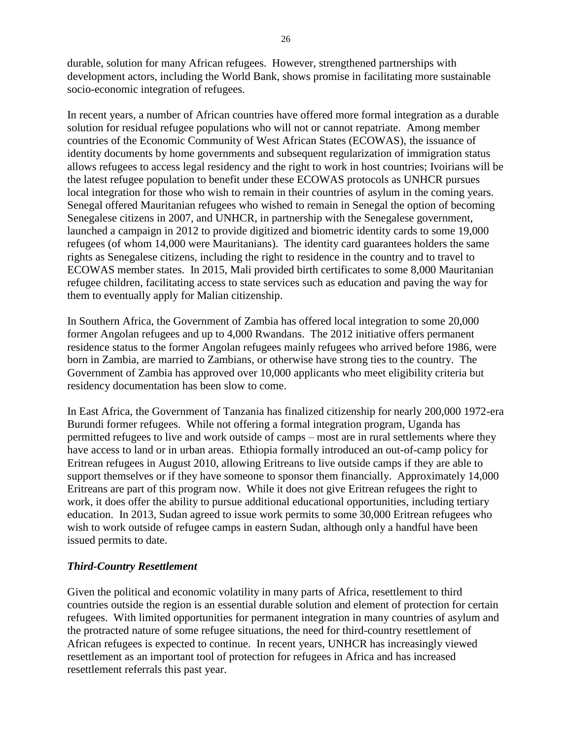durable, solution for many African refugees. However, strengthened partnerships with development actors, including the World Bank, shows promise in facilitating more sustainable socio-economic integration of refugees.

In recent years, a number of African countries have offered more formal integration as a durable solution for residual refugee populations who will not or cannot repatriate. Among member countries of the Economic Community of West African States (ECOWAS), the issuance of identity documents by home governments and subsequent regularization of immigration status allows refugees to access legal residency and the right to work in host countries; Ivoirians will be the latest refugee population to benefit under these ECOWAS protocols as UNHCR pursues local integration for those who wish to remain in their countries of asylum in the coming years. Senegal offered Mauritanian refugees who wished to remain in Senegal the option of becoming Senegalese citizens in 2007, and UNHCR, in partnership with the Senegalese government, launched a campaign in 2012 to provide digitized and biometric identity cards to some 19,000 refugees (of whom 14,000 were Mauritanians). The identity card guarantees holders the same rights as Senegalese citizens, including the right to residence in the country and to travel to ECOWAS member states. In 2015, Mali provided birth certificates to some 8,000 Mauritanian refugee children, facilitating access to state services such as education and paving the way for them to eventually apply for Malian citizenship.

In Southern Africa, the Government of Zambia has offered local integration to some 20,000 former Angolan refugees and up to 4,000 Rwandans. The 2012 initiative offers permanent residence status to the former Angolan refugees mainly refugees who arrived before 1986, were born in Zambia, are married to Zambians, or otherwise have strong ties to the country. The Government of Zambia has approved over 10,000 applicants who meet eligibility criteria but residency documentation has been slow to come.

In East Africa, the Government of Tanzania has finalized citizenship for nearly 200,000 1972-era Burundi former refugees. While not offering a formal integration program, Uganda has permitted refugees to live and work outside of camps – most are in rural settlements where they have access to land or in urban areas. Ethiopia formally introduced an out-of-camp policy for Eritrean refugees in August 2010, allowing Eritreans to live outside camps if they are able to support themselves or if they have someone to sponsor them financially. Approximately 14,000 Eritreans are part of this program now. While it does not give Eritrean refugees the right to work, it does offer the ability to pursue additional educational opportunities, including tertiary education. In 2013, Sudan agreed to issue work permits to some 30,000 Eritrean refugees who wish to work outside of refugee camps in eastern Sudan, although only a handful have been issued permits to date.

### *Third-Country Resettlement*

Given the political and economic volatility in many parts of Africa, resettlement to third countries outside the region is an essential durable solution and element of protection for certain refugees. With limited opportunities for permanent integration in many countries of asylum and the protracted nature of some refugee situations, the need for third-country resettlement of African refugees is expected to continue. In recent years, UNHCR has increasingly viewed resettlement as an important tool of protection for refugees in Africa and has increased resettlement referrals this past year.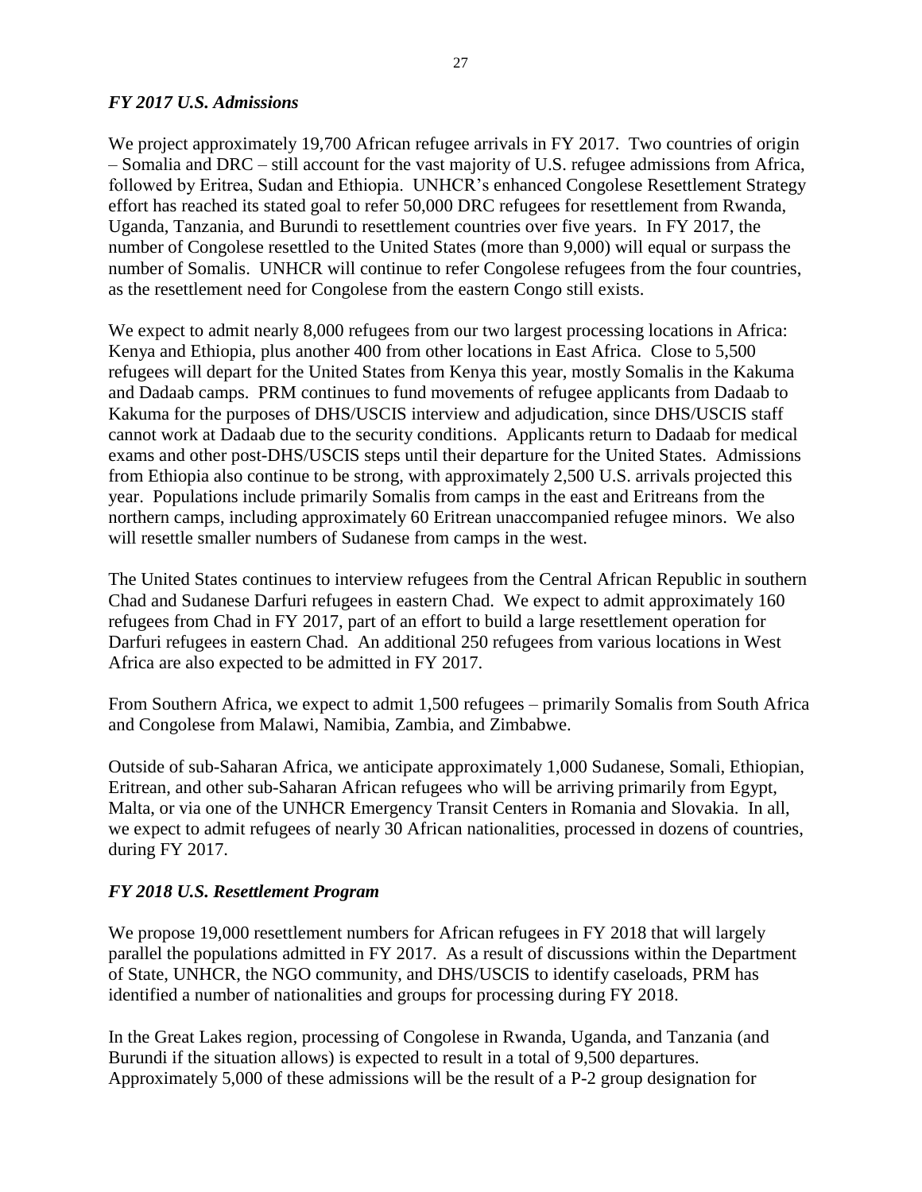### *FY 2017 U.S. Admissions*

We project approximately 19,700 African refugee arrivals in FY 2017. Two countries of origin – Somalia and DRC – still account for the vast majority of U.S. refugee admissions from Africa, followed by Eritrea, Sudan and Ethiopia. UNHCR's enhanced Congolese Resettlement Strategy effort has reached its stated goal to refer 50,000 DRC refugees for resettlement from Rwanda, Uganda, Tanzania, and Burundi to resettlement countries over five years. In FY 2017, the number of Congolese resettled to the United States (more than 9,000) will equal or surpass the number of Somalis. UNHCR will continue to refer Congolese refugees from the four countries, as the resettlement need for Congolese from the eastern Congo still exists.

We expect to admit nearly 8,000 refugees from our two largest processing locations in Africa: Kenya and Ethiopia, plus another 400 from other locations in East Africa. Close to 5,500 refugees will depart for the United States from Kenya this year, mostly Somalis in the Kakuma and Dadaab camps. PRM continues to fund movements of refugee applicants from Dadaab to Kakuma for the purposes of DHS/USCIS interview and adjudication, since DHS/USCIS staff cannot work at Dadaab due to the security conditions. Applicants return to Dadaab for medical exams and other post-DHS/USCIS steps until their departure for the United States. Admissions from Ethiopia also continue to be strong, with approximately 2,500 U.S. arrivals projected this year. Populations include primarily Somalis from camps in the east and Eritreans from the northern camps, including approximately 60 Eritrean unaccompanied refugee minors. We also will resettle smaller numbers of Sudanese from camps in the west.

The United States continues to interview refugees from the Central African Republic in southern Chad and Sudanese Darfuri refugees in eastern Chad. We expect to admit approximately 160 refugees from Chad in FY 2017, part of an effort to build a large resettlement operation for Darfuri refugees in eastern Chad. An additional 250 refugees from various locations in West Africa are also expected to be admitted in FY 2017.

From Southern Africa, we expect to admit 1,500 refugees – primarily Somalis from South Africa and Congolese from Malawi, Namibia, Zambia, and Zimbabwe.

Outside of sub-Saharan Africa, we anticipate approximately 1,000 Sudanese, Somali, Ethiopian, Eritrean, and other sub-Saharan African refugees who will be arriving primarily from Egypt, Malta, or via one of the UNHCR Emergency Transit Centers in Romania and Slovakia. In all, we expect to admit refugees of nearly 30 African nationalities, processed in dozens of countries, during FY 2017.

### *FY 2018 U.S. Resettlement Program*

We propose 19,000 resettlement numbers for African refugees in FY 2018 that will largely parallel the populations admitted in FY 2017. As a result of discussions within the Department of State, UNHCR, the NGO community, and DHS/USCIS to identify caseloads, PRM has identified a number of nationalities and groups for processing during FY 2018.

In the Great Lakes region, processing of Congolese in Rwanda, Uganda, and Tanzania (and Burundi if the situation allows) is expected to result in a total of 9,500 departures. Approximately 5,000 of these admissions will be the result of a P-2 group designation for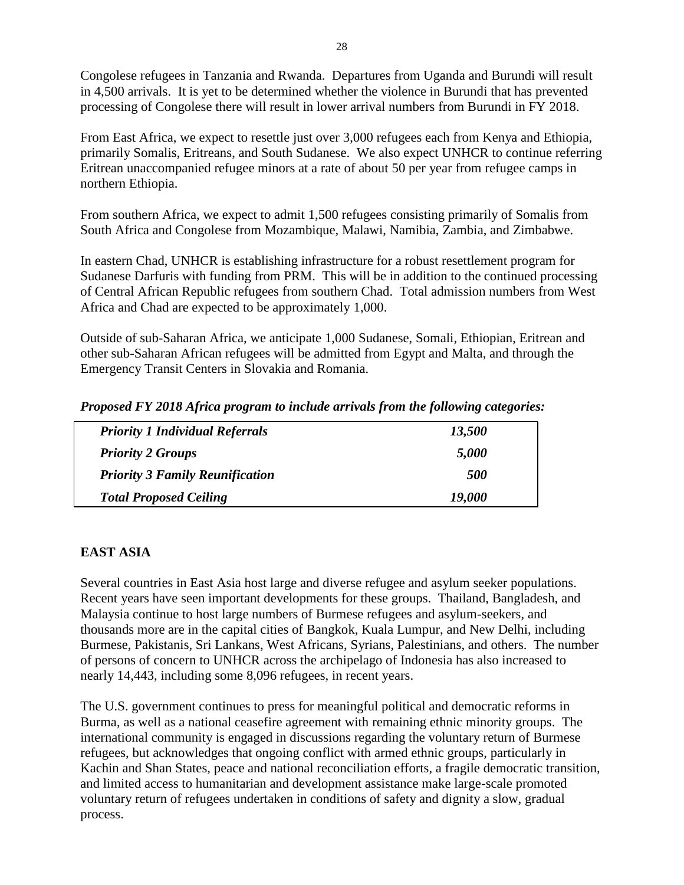Congolese refugees in Tanzania and Rwanda. Departures from Uganda and Burundi will result in 4,500 arrivals. It is yet to be determined whether the violence in Burundi that has prevented processing of Congolese there will result in lower arrival numbers from Burundi in FY 2018.

From East Africa, we expect to resettle just over 3,000 refugees each from Kenya and Ethiopia, primarily Somalis, Eritreans, and South Sudanese. We also expect UNHCR to continue referring Eritrean unaccompanied refugee minors at a rate of about 50 per year from refugee camps in northern Ethiopia.

From southern Africa, we expect to admit 1,500 refugees consisting primarily of Somalis from South Africa and Congolese from Mozambique, Malawi, Namibia, Zambia, and Zimbabwe.

In eastern Chad, UNHCR is establishing infrastructure for a robust resettlement program for Sudanese Darfuris with funding from PRM. This will be in addition to the continued processing of Central African Republic refugees from southern Chad. Total admission numbers from West Africa and Chad are expected to be approximately 1,000.

Outside of sub-Saharan Africa, we anticipate 1,000 Sudanese, Somali, Ethiopian, Eritrean and other sub-Saharan African refugees will be admitted from Egypt and Malta, and through the Emergency Transit Centers in Slovakia and Romania.

***Proposed FY 2018 Africa program to include arrivals from the following categories:***

| | |
|---|---|
| ***Priority 1 Individual Referrals*** | ***13,500*** |
| ***Priority 2 Groups*** | ***5,000*** |
| ***Priority 3 Family Reunification*** | ***500*** |
| ***Total Proposed Ceiling*** | ***19,000*** |

## EAST ASIA

Several countries in East Asia host large and diverse refugee and asylum seeker populations. Recent years have seen important developments for these groups. Thailand, Bangladesh, and Malaysia continue to host large numbers of Burmese refugees and asylum-seekers, and thousands more are in the capital cities of Bangkok, Kuala Lumpur, and New Delhi, including Burmese, Pakistanis, Sri Lankans, West Africans, Syrians, Palestinians, and others. The number of persons of concern to UNHCR across the archipelago of Indonesia has also increased to nearly 14,443, including some 8,096 refugees, in recent years.

The U.S. government continues to press for meaningful political and democratic reforms in Burma, as well as a national ceasefire agreement with remaining ethnic minority groups. The international community is engaged in discussions regarding the voluntary return of Burmese refugees, but acknowledges that ongoing conflict with armed ethnic groups, particularly in Kachin and Shan States, peace and national reconciliation efforts, a fragile democratic transition, and limited access to humanitarian and development assistance make large-scale promoted voluntary return of refugees undertaken in conditions of safety and dignity a slow, gradual process.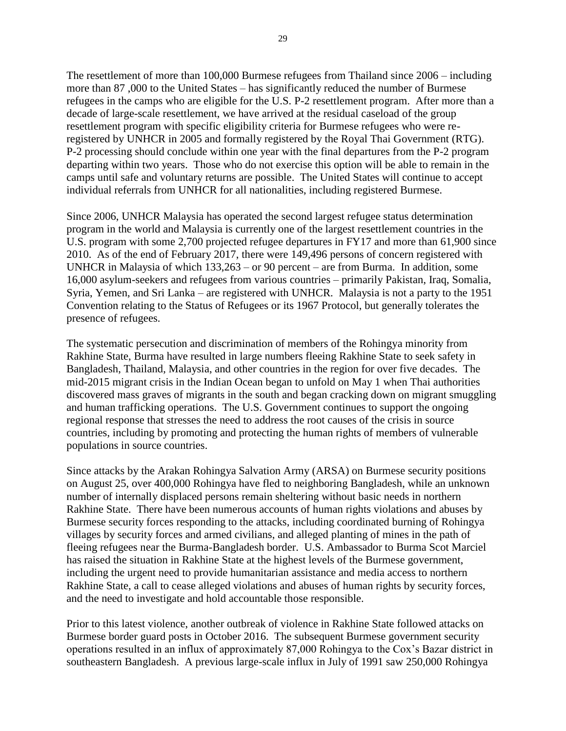The resettlement of more than 100,000 Burmese refugees from Thailand since 2006 – including more than 87 ,000 to the United States – has significantly reduced the number of Burmese refugees in the camps who are eligible for the U.S. P-2 resettlement program. After more than a decade of large-scale resettlement, we have arrived at the residual caseload of the group resettlement program with specific eligibility criteria for Burmese refugees who were re-registered by UNHCR in 2005 and formally registered by the Royal Thai Government (RTG). P-2 processing should conclude within one year with the final departures from the P-2 program departing within two years. Those who do not exercise this option will be able to remain in the camps until safe and voluntary returns are possible. The United States will continue to accept individual referrals from UNHCR for all nationalities, including registered Burmese.

Since 2006, UNHCR Malaysia has operated the second largest refugee status determination program in the world and Malaysia is currently one of the largest resettlement countries in the U.S. program with some 2,700 projected refugee departures in FY17 and more than 61,900 since 2010. As of the end of February 2017, there were 149,496 persons of concern registered with UNHCR in Malaysia of which 133,263 – or 90 percent – are from Burma. In addition, some 16,000 asylum-seekers and refugees from various countries – primarily Pakistan, Iraq, Somalia, Syria, Yemen, and Sri Lanka – are registered with UNHCR. Malaysia is not a party to the 1951 Convention relating to the Status of Refugees or its 1967 Protocol, but generally tolerates the presence of refugees.

The systematic persecution and discrimination of members of the Rohingya minority from Rakhine State, Burma have resulted in large numbers fleeing Rakhine State to seek safety in Bangladesh, Thailand, Malaysia, and other countries in the region for over five decades. The mid-2015 migrant crisis in the Indian Ocean began to unfold on May 1 when Thai authorities discovered mass graves of migrants in the south and began cracking down on migrant smuggling and human trafficking operations. The U.S. Government continues to support the ongoing regional response that stresses the need to address the root causes of the crisis in source countries, including by promoting and protecting the human rights of members of vulnerable populations in source countries.

Since attacks by the Arakan Rohingya Salvation Army (ARSA) on Burmese security positions on August 25, over 400,000 Rohingya have fled to neighboring Bangladesh, while an unknown number of internally displaced persons remain sheltering without basic needs in northern Rakhine State. There have been numerous accounts of human rights violations and abuses by Burmese security forces responding to the attacks, including coordinated burning of Rohingya villages by security forces and armed civilians, and alleged planting of mines in the path of fleeing refugees near the Burma-Bangladesh border. U.S. Ambassador to Burma Scot Marciel has raised the situation in Rakhine State at the highest levels of the Burmese government, including the urgent need to provide humanitarian assistance and media access to northern Rakhine State, a call to cease alleged violations and abuses of human rights by security forces, and the need to investigate and hold accountable those responsible.

Prior to this latest violence, another outbreak of violence in Rakhine State followed attacks on Burmese border guard posts in October 2016. The subsequent Burmese government security operations resulted in an influx of approximately 87,000 Rohingya to the Cox's Bazar district in southeastern Bangladesh. A previous large-scale influx in July of 1991 saw 250,000 Rohingya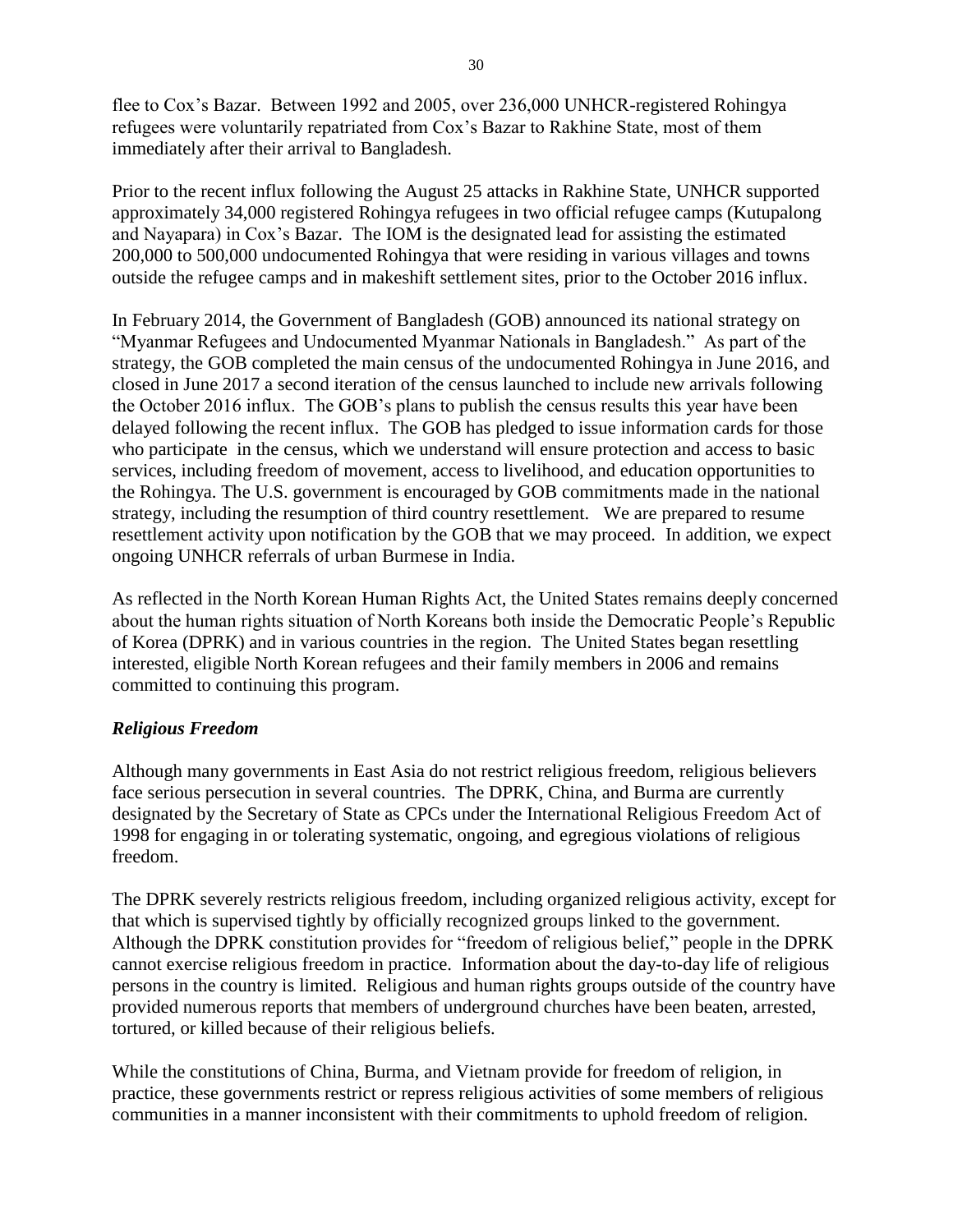flee to Cox's Bazar. Between 1992 and 2005, over 236,000 UNHCR-registered Rohingya refugees were voluntarily repatriated from Cox's Bazar to Rakhine State, most of them immediately after their arrival to Bangladesh.

Prior to the recent influx following the August 25 attacks in Rakhine State, UNHCR supported approximately 34,000 registered Rohingya refugees in two official refugee camps (Kutupalong and Nayapara) in Cox's Bazar. The IOM is the designated lead for assisting the estimated 200,000 to 500,000 undocumented Rohingya that were residing in various villages and towns outside the refugee camps and in makeshift settlement sites, prior to the October 2016 influx.

In February 2014, the Government of Bangladesh (GOB) announced its national strategy on "Myanmar Refugees and Undocumented Myanmar Nationals in Bangladesh." As part of the strategy, the GOB completed the main census of the undocumented Rohingya in June 2016, and closed in June 2017 a second iteration of the census launched to include new arrivals following the October 2016 influx. The GOB's plans to publish the census results this year have been delayed following the recent influx. The GOB has pledged to issue information cards for those who participate in the census, which we understand will ensure protection and access to basic services, including freedom of movement, access to livelihood, and education opportunities to the Rohingya. The U.S. government is encouraged by GOB commitments made in the national strategy, including the resumption of third country resettlement. We are prepared to resume resettlement activity upon notification by the GOB that we may proceed. In addition, we expect ongoing UNHCR referrals of urban Burmese in India.

As reflected in the North Korean Human Rights Act, the United States remains deeply concerned about the human rights situation of North Koreans both inside the Democratic People's Republic of Korea (DPRK) and in various countries in the region. The United States began resettling interested, eligible North Korean refugees and their family members in 2006 and remains committed to continuing this program.

### *Religious Freedom*

Although many governments in East Asia do not restrict religious freedom, religious believers face serious persecution in several countries. The DPRK, China, and Burma are currently designated by the Secretary of State as CPCs under the International Religious Freedom Act of 1998 for engaging in or tolerating systematic, ongoing, and egregious violations of religious freedom.

The DPRK severely restricts religious freedom, including organized religious activity, except for that which is supervised tightly by officially recognized groups linked to the government. Although the DPRK constitution provides for "freedom of religious belief," people in the DPRK cannot exercise religious freedom in practice. Information about the day-to-day life of religious persons in the country is limited. Religious and human rights groups outside of the country have provided numerous reports that members of underground churches have been beaten, arrested, tortured, or killed because of their religious beliefs.

While the constitutions of China, Burma, and Vietnam provide for freedom of religion, in practice, these governments restrict or repress religious activities of some members of religious communities in a manner inconsistent with their commitments to uphold freedom of religion.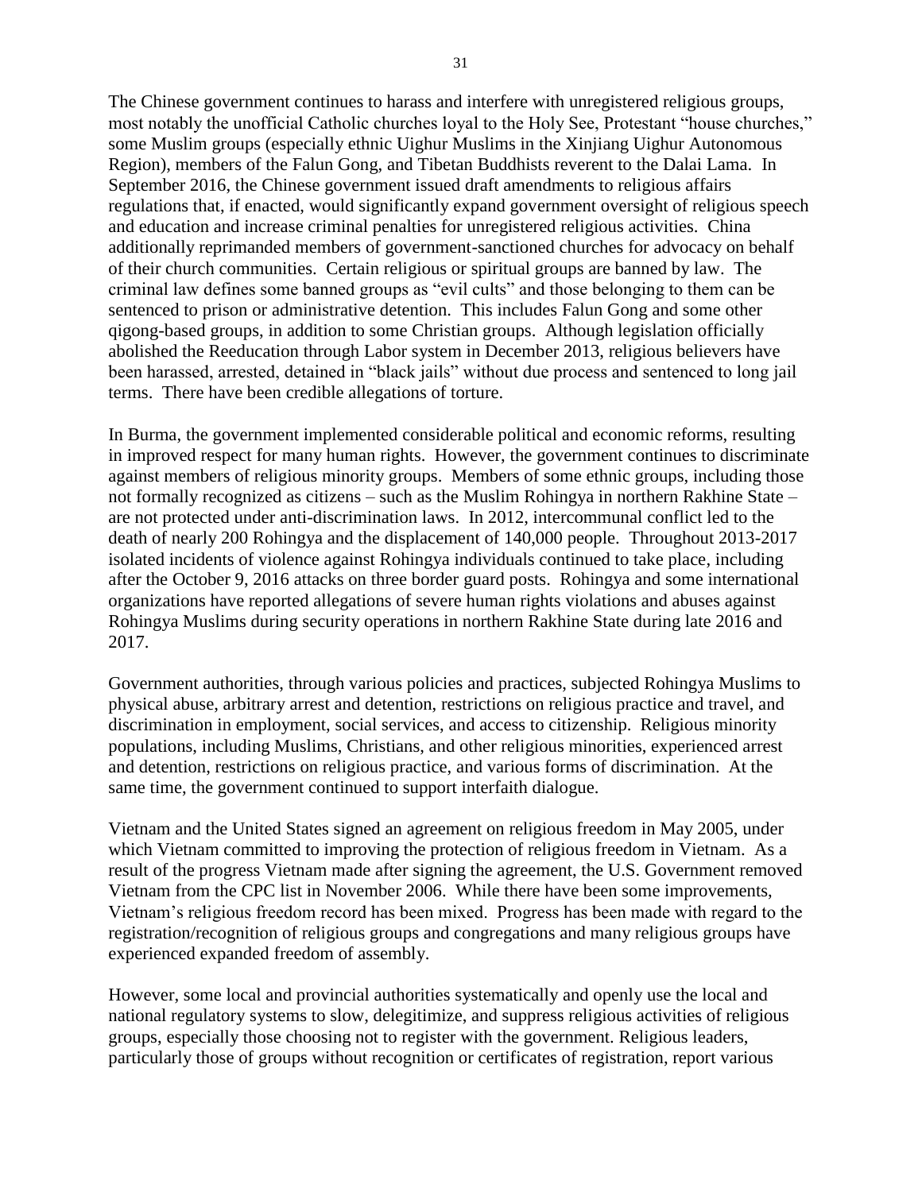The Chinese government continues to harass and interfere with unregistered religious groups, most notably the unofficial Catholic churches loyal to the Holy See, Protestant "house churches," some Muslim groups (especially ethnic Uighur Muslims in the Xinjiang Uighur Autonomous Region), members of the Falun Gong, and Tibetan Buddhists reverent to the Dalai Lama. In September 2016, the Chinese government issued draft amendments to religious affairs regulations that, if enacted, would significantly expand government oversight of religious speech and education and increase criminal penalties for unregistered religious activities. China additionally reprimanded members of government-sanctioned churches for advocacy on behalf of their church communities. Certain religious or spiritual groups are banned by law. The criminal law defines some banned groups as "evil cults" and those belonging to them can be sentenced to prison or administrative detention. This includes Falun Gong and some other qigong-based groups, in addition to some Christian groups. Although legislation officially abolished the Reeducation through Labor system in December 2013, religious believers have been harassed, arrested, detained in "black jails" without due process and sentenced to long jail terms. There have been credible allegations of torture.

In Burma, the government implemented considerable political and economic reforms, resulting in improved respect for many human rights. However, the government continues to discriminate against members of religious minority groups. Members of some ethnic groups, including those not formally recognized as citizens – such as the Muslim Rohingya in northern Rakhine State – are not protected under anti-discrimination laws. In 2012, intercommunal conflict led to the death of nearly 200 Rohingya and the displacement of 140,000 people. Throughout 2013-2017 isolated incidents of violence against Rohingya individuals continued to take place, including after the October 9, 2016 attacks on three border guard posts. Rohingya and some international organizations have reported allegations of severe human rights violations and abuses against Rohingya Muslims during security operations in northern Rakhine State during late 2016 and 2017.

Government authorities, through various policies and practices, subjected Rohingya Muslims to physical abuse, arbitrary arrest and detention, restrictions on religious practice and travel, and discrimination in employment, social services, and access to citizenship. Religious minority populations, including Muslims, Christians, and other religious minorities, experienced arrest and detention, restrictions on religious practice, and various forms of discrimination. At the same time, the government continued to support interfaith dialogue.

Vietnam and the United States signed an agreement on religious freedom in May 2005, under which Vietnam committed to improving the protection of religious freedom in Vietnam. As a result of the progress Vietnam made after signing the agreement, the U.S. Government removed Vietnam from the CPC list in November 2006. While there have been some improvements, Vietnam's religious freedom record has been mixed. Progress has been made with regard to the registration/recognition of religious groups and congregations and many religious groups have experienced expanded freedom of assembly.

However, some local and provincial authorities systematically and openly use the local and national regulatory systems to slow, delegitimize, and suppress religious activities of religious groups, especially those choosing not to register with the government. Religious leaders, particularly those of groups without recognition or certificates of registration, report various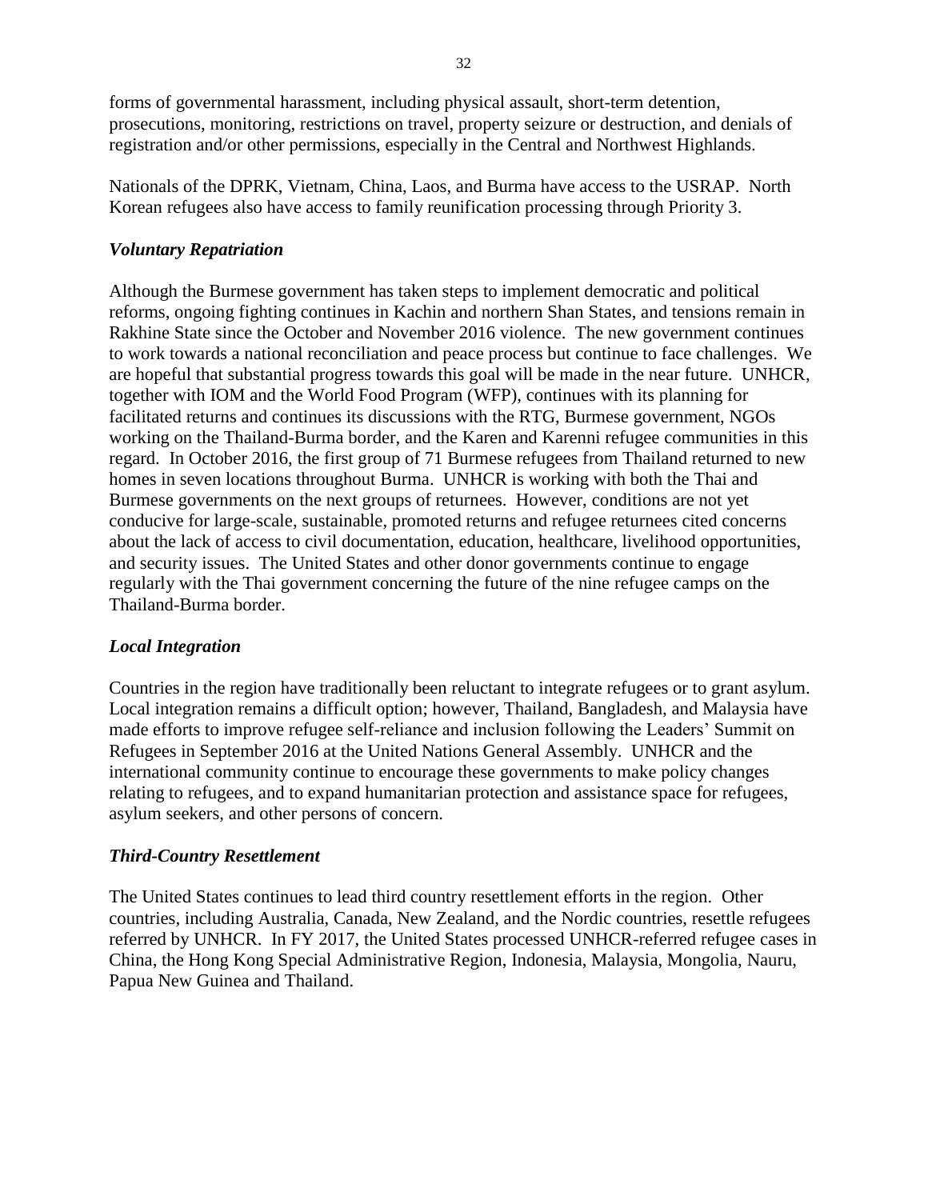forms of governmental harassment, including physical assault, short-term detention, prosecutions, monitoring, restrictions on travel, property seizure or destruction, and denials of registration and/or other permissions, especially in the Central and Northwest Highlands.

Nationals of the DPRK, Vietnam, China, Laos, and Burma have access to the USRAP. North Korean refugees also have access to family reunification processing through Priority 3.

### *Voluntary Repatriation*

Although the Burmese government has taken steps to implement democratic and political reforms, ongoing fighting continues in Kachin and northern Shan States, and tensions remain in Rakhine State since the October and November 2016 violence. The new government continues to work towards a national reconciliation and peace process but continue to face challenges. We are hopeful that substantial progress towards this goal will be made in the near future. UNHCR, together with IOM and the World Food Program (WFP), continues with its planning for facilitated returns and continues its discussions with the RTG, Burmese government, NGOs working on the Thailand-Burma border, and the Karen and Karenni refugee communities in this regard. In October 2016, the first group of 71 Burmese refugees from Thailand returned to new homes in seven locations throughout Burma. UNHCR is working with both the Thai and Burmese governments on the next groups of returnees. However, conditions are not yet conducive for large-scale, sustainable, promoted returns and refugee returnees cited concerns about the lack of access to civil documentation, education, healthcare, livelihood opportunities, and security issues. The United States and other donor governments continue to engage regularly with the Thai government concerning the future of the nine refugee camps on the Thailand-Burma border.

### *Local Integration*

Countries in the region have traditionally been reluctant to integrate refugees or to grant asylum. Local integration remains a difficult option; however, Thailand, Bangladesh, and Malaysia have made efforts to improve refugee self-reliance and inclusion following the Leaders' Summit on Refugees in September 2016 at the United Nations General Assembly. UNHCR and the international community continue to encourage these governments to make policy changes relating to refugees, and to expand humanitarian protection and assistance space for refugees, asylum seekers, and other persons of concern.

### *Third-Country Resettlement*

The United States continues to lead third country resettlement efforts in the region. Other countries, including Australia, Canada, New Zealand, and the Nordic countries, resettle refugees referred by UNHCR. In FY 2017, the United States processed UNHCR-referred refugee cases in China, the Hong Kong Special Administrative Region, Indonesia, Malaysia, Mongolia, Nauru, Papua New Guinea and Thailand.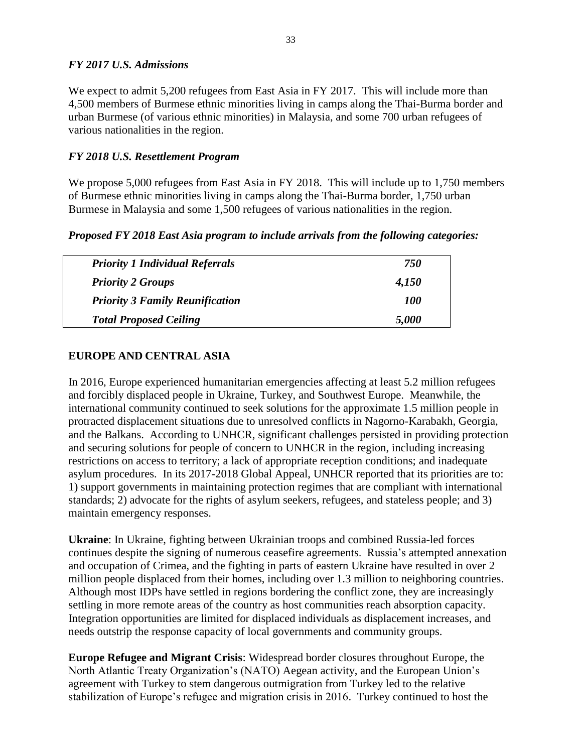### *FY 2017 U.S. Admissions*

We expect to admit 5,200 refugees from East Asia in FY 2017. This will include more than 4,500 members of Burmese ethnic minorities living in camps along the Thai-Burma border and urban Burmese (of various ethnic minorities) in Malaysia, and some 700 urban refugees of various nationalities in the region.

### *FY 2018 U.S. Resettlement Program*

We propose 5,000 refugees from East Asia in FY 2018. This will include up to 1,750 members of Burmese ethnic minorities living in camps along the Thai-Burma border, 1,750 urban Burmese in Malaysia and some 1,500 refugees of various nationalities in the region.

***Proposed FY 2018 East Asia program to include arrivals from the following categories:***

| Category | Number |
| --- | --- |
| ***Priority 1 Individual Referrals*** | ***750*** |
| ***Priority 2 Groups*** | ***4,150*** |
| ***Priority 3 Family Reunification*** | ***100*** |
| ***Total Proposed Ceiling*** | ***5,000*** |

## EUROPE AND CENTRAL ASIA

In 2016, Europe experienced humanitarian emergencies affecting at least 5.2 million refugees and forcibly displaced people in Ukraine, Turkey, and Southwest Europe. Meanwhile, the international community continued to seek solutions for the approximate 1.5 million people in protracted displacement situations due to unresolved conflicts in Nagorno-Karabakh, Georgia, and the Balkans. According to UNHCR, significant challenges persisted in providing protection and securing solutions for people of concern to UNHCR in the region, including increasing restrictions on access to territory; a lack of appropriate reception conditions; and inadequate asylum procedures. In its 2017-2018 Global Appeal, UNHCR reported that its priorities are to: 1) support governments in maintaining protection regimes that are compliant with international standards; 2) advocate for the rights of asylum seekers, refugees, and stateless people; and 3) maintain emergency responses.

**Ukraine**: In Ukraine, fighting between Ukrainian troops and combined Russia-led forces continues despite the signing of numerous ceasefire agreements. Russia's attempted annexation and occupation of Crimea, and the fighting in parts of eastern Ukraine have resulted in over 2 million people displaced from their homes, including over 1.3 million to neighboring countries. Although most IDPs have settled in regions bordering the conflict zone, they are increasingly settling in more remote areas of the country as host communities reach absorption capacity. Integration opportunities are limited for displaced individuals as displacement increases, and needs outstrip the response capacity of local governments and community groups.

**Europe Refugee and Migrant Crisis**: Widespread border closures throughout Europe, the North Atlantic Treaty Organization's (NATO) Aegean activity, and the European Union's agreement with Turkey to stem dangerous outmigration from Turkey led to the relative stabilization of Europe's refugee and migration crisis in 2016. Turkey continued to host the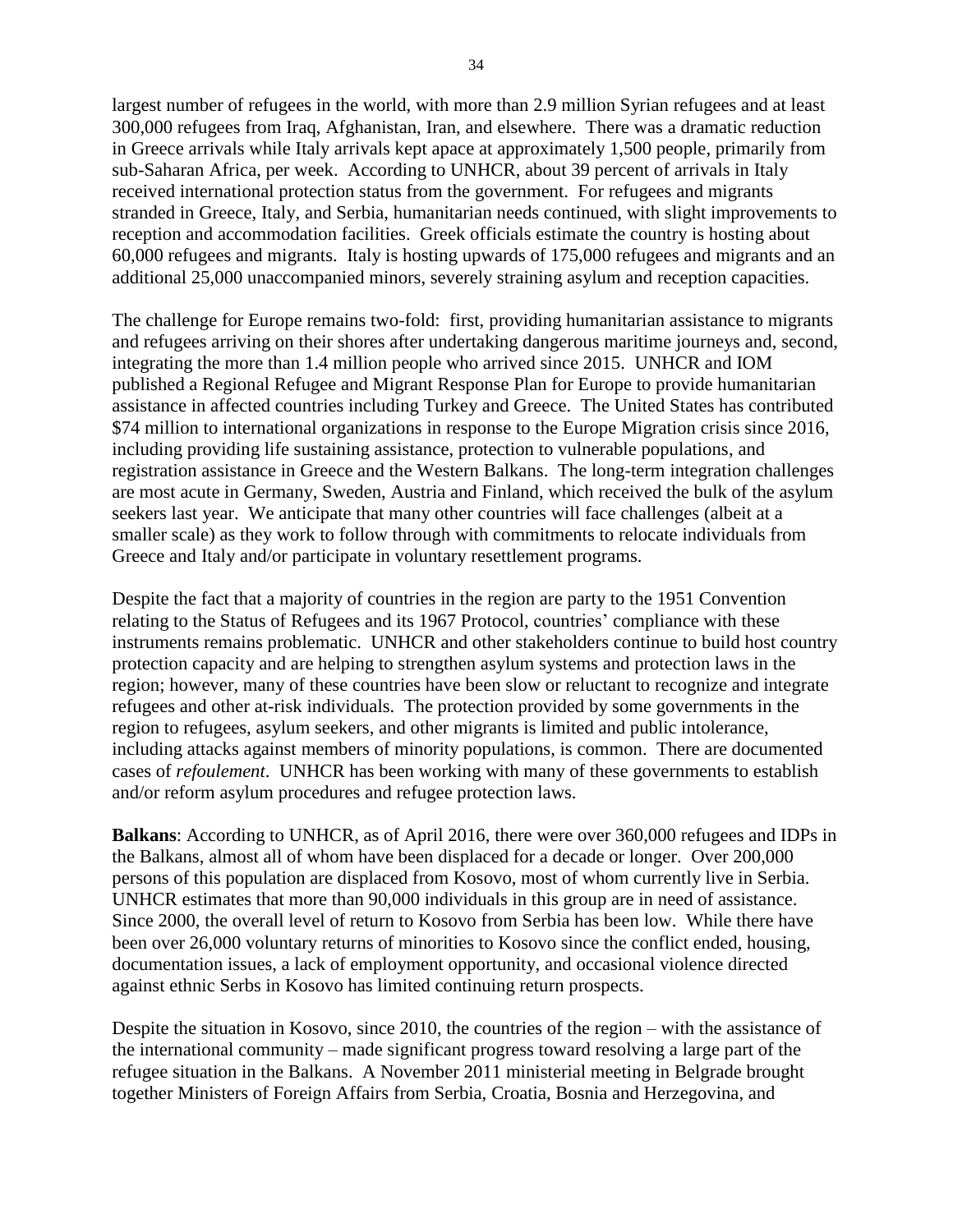largest number of refugees in the world, with more than 2.9 million Syrian refugees and at least 300,000 refugees from Iraq, Afghanistan, Iran, and elsewhere. There was a dramatic reduction in Greece arrivals while Italy arrivals kept apace at approximately 1,500 people, primarily from sub-Saharan Africa, per week. According to UNHCR, about 39 percent of arrivals in Italy received international protection status from the government. For refugees and migrants stranded in Greece, Italy, and Serbia, humanitarian needs continued, with slight improvements to reception and accommodation facilities. Greek officials estimate the country is hosting about 60,000 refugees and migrants. Italy is hosting upwards of 175,000 refugees and migrants and an additional 25,000 unaccompanied minors, severely straining asylum and reception capacities.

The challenge for Europe remains two-fold: first, providing humanitarian assistance to migrants and refugees arriving on their shores after undertaking dangerous maritime journeys and, second, integrating the more than 1.4 million people who arrived since 2015. UNHCR and IOM published a Regional Refugee and Migrant Response Plan for Europe to provide humanitarian assistance in affected countries including Turkey and Greece. The United States has contributed \$74 million to international organizations in response to the Europe Migration crisis since 2016, including providing life sustaining assistance, protection to vulnerable populations, and registration assistance in Greece and the Western Balkans. The long-term integration challenges are most acute in Germany, Sweden, Austria and Finland, which received the bulk of the asylum seekers last year. We anticipate that many other countries will face challenges (albeit at a smaller scale) as they work to follow through with commitments to relocate individuals from Greece and Italy and/or participate in voluntary resettlement programs.

Despite the fact that a majority of countries in the region are party to the 1951 Convention relating to the Status of Refugees and its 1967 Protocol, countries' compliance with these instruments remains problematic. UNHCR and other stakeholders continue to build host country protection capacity and are helping to strengthen asylum systems and protection laws in the region; however, many of these countries have been slow or reluctant to recognize and integrate refugees and other at-risk individuals. The protection provided by some governments in the region to refugees, asylum seekers, and other migrants is limited and public intolerance, including attacks against members of minority populations, is common. There are documented cases of *refoulement*. UNHCR has been working with many of these governments to establish and/or reform asylum procedures and refugee protection laws.

**Balkans**: According to UNHCR, as of April 2016, there were over 360,000 refugees and IDPs in the Balkans, almost all of whom have been displaced for a decade or longer. Over 200,000 persons of this population are displaced from Kosovo, most of whom currently live in Serbia. UNHCR estimates that more than 90,000 individuals in this group are in need of assistance. Since 2000, the overall level of return to Kosovo from Serbia has been low. While there have been over 26,000 voluntary returns of minorities to Kosovo since the conflict ended, housing, documentation issues, a lack of employment opportunity, and occasional violence directed against ethnic Serbs in Kosovo has limited continuing return prospects.

Despite the situation in Kosovo, since 2010, the countries of the region – with the assistance of the international community – made significant progress toward resolving a large part of the refugee situation in the Balkans. A November 2011 ministerial meeting in Belgrade brought together Ministers of Foreign Affairs from Serbia, Croatia, Bosnia and Herzegovina, and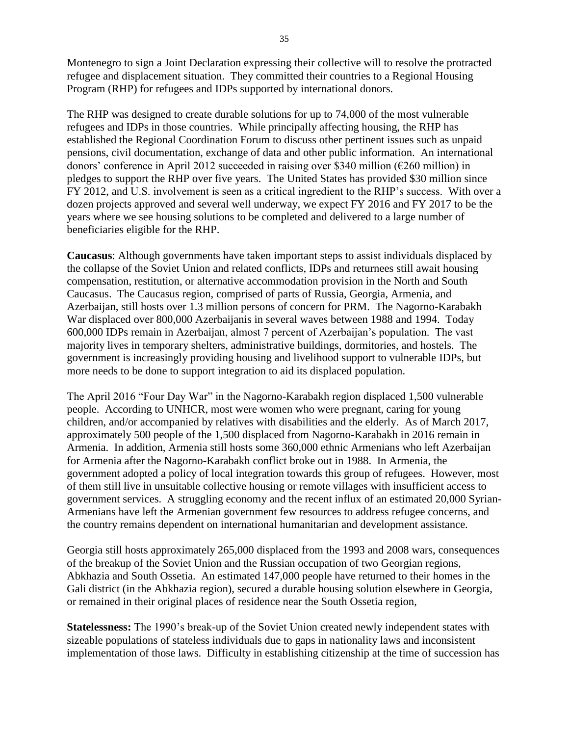Montenegro to sign a Joint Declaration expressing their collective will to resolve the protracted refugee and displacement situation. They committed their countries to a Regional Housing Program (RHP) for refugees and IDPs supported by international donors.

The RHP was designed to create durable solutions for up to 74,000 of the most vulnerable refugees and IDPs in those countries. While principally affecting housing, the RHP has established the Regional Coordination Forum to discuss other pertinent issues such as unpaid pensions, civil documentation, exchange of data and other public information. An international donors' conference in April 2012 succeeded in raising over $340 million (€260 million) in pledges to support the RHP over five years. The United States has provided $30 million since FY 2012, and U.S. involvement is seen as a critical ingredient to the RHP's success. With over a dozen projects approved and several well underway, we expect FY 2016 and FY 2017 to be the years where we see housing solutions to be completed and delivered to a large number of beneficiaries eligible for the RHP.

**Caucasus**: Although governments have taken important steps to assist individuals displaced by the collapse of the Soviet Union and related conflicts, IDPs and returnees still await housing compensation, restitution, or alternative accommodation provision in the North and South Caucasus. The Caucasus region, comprised of parts of Russia, Georgia, Armenia, and Azerbaijan, still hosts over 1.3 million persons of concern for PRM. The Nagorno-Karabakh War displaced over 800,000 Azerbaijanis in several waves between 1988 and 1994. Today 600,000 IDPs remain in Azerbaijan, almost 7 percent of Azerbaijan's population. The vast majority lives in temporary shelters, administrative buildings, dormitories, and hostels. The government is increasingly providing housing and livelihood support to vulnerable IDPs, but more needs to be done to support integration to aid its displaced population.

The April 2016 "Four Day War" in the Nagorno-Karabakh region displaced 1,500 vulnerable people. According to UNHCR, most were women who were pregnant, caring for young children, and/or accompanied by relatives with disabilities and the elderly. As of March 2017, approximately 500 people of the 1,500 displaced from Nagorno-Karabakh in 2016 remain in Armenia. In addition, Armenia still hosts some 360,000 ethnic Armenians who left Azerbaijan for Armenia after the Nagorno-Karabakh conflict broke out in 1988. In Armenia, the government adopted a policy of local integration towards this group of refugees. However, most of them still live in unsuitable collective housing or remote villages with insufficient access to government services. A struggling economy and the recent influx of an estimated 20,000 Syrian-Armenians have left the Armenian government few resources to address refugee concerns, and the country remains dependent on international humanitarian and development assistance.

Georgia still hosts approximately 265,000 displaced from the 1993 and 2008 wars, consequences of the breakup of the Soviet Union and the Russian occupation of two Georgian regions, Abkhazia and South Ossetia. An estimated 147,000 people have returned to their homes in the Gali district (in the Abkhazia region), secured a durable housing solution elsewhere in Georgia, or remained in their original places of residence near the South Ossetia region,

**Statelessness:** The 1990's break-up of the Soviet Union created newly independent states with sizeable populations of stateless individuals due to gaps in nationality laws and inconsistent implementation of those laws. Difficulty in establishing citizenship at the time of succession has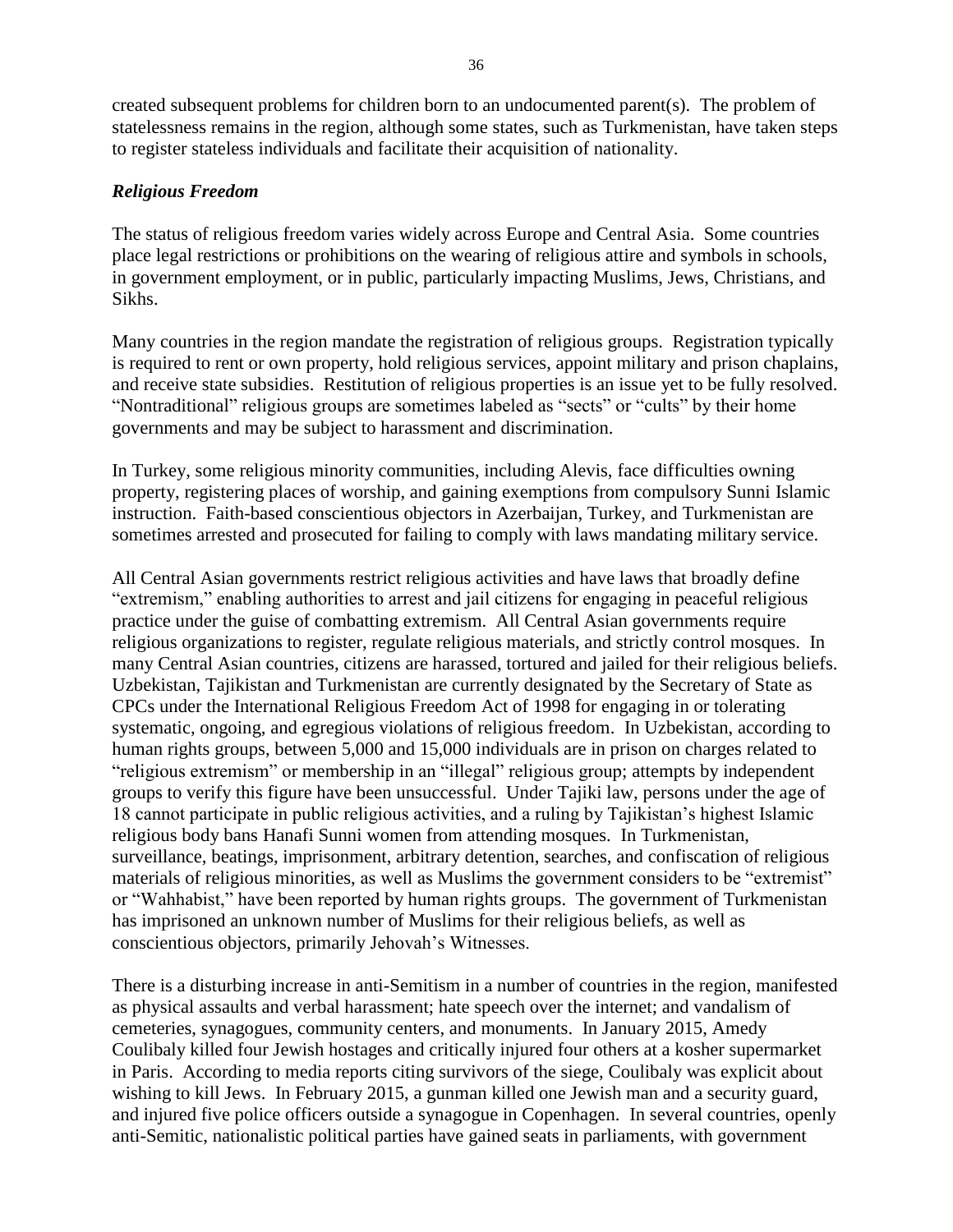created subsequent problems for children born to an undocumented parent(s). The problem of statelessness remains in the region, although some states, such as Turkmenistan, have taken steps to register stateless individuals and facilitate their acquisition of nationality.

### *Religious Freedom*

The status of religious freedom varies widely across Europe and Central Asia. Some countries place legal restrictions or prohibitions on the wearing of religious attire and symbols in schools, in government employment, or in public, particularly impacting Muslims, Jews, Christians, and Sikhs.

Many countries in the region mandate the registration of religious groups. Registration typically is required to rent or own property, hold religious services, appoint military and prison chaplains, and receive state subsidies. Restitution of religious properties is an issue yet to be fully resolved. "Nontraditional" religious groups are sometimes labeled as "sects" or "cults" by their home governments and may be subject to harassment and discrimination.

In Turkey, some religious minority communities, including Alevis, face difficulties owning property, registering places of worship, and gaining exemptions from compulsory Sunni Islamic instruction. Faith-based conscientious objectors in Azerbaijan, Turkey, and Turkmenistan are sometimes arrested and prosecuted for failing to comply with laws mandating military service.

All Central Asian governments restrict religious activities and have laws that broadly define "extremism," enabling authorities to arrest and jail citizens for engaging in peaceful religious practice under the guise of combatting extremism. All Central Asian governments require religious organizations to register, regulate religious materials, and strictly control mosques. In many Central Asian countries, citizens are harassed, tortured and jailed for their religious beliefs. Uzbekistan, Tajikistan and Turkmenistan are currently designated by the Secretary of State as CPCs under the International Religious Freedom Act of 1998 for engaging in or tolerating systematic, ongoing, and egregious violations of religious freedom. In Uzbekistan, according to human rights groups, between 5,000 and 15,000 individuals are in prison on charges related to "religious extremism" or membership in an "illegal" religious group; attempts by independent groups to verify this figure have been unsuccessful. Under Tajiki law, persons under the age of 18 cannot participate in public religious activities, and a ruling by Tajikistan's highest Islamic religious body bans Hanafi Sunni women from attending mosques. In Turkmenistan, surveillance, beatings, imprisonment, arbitrary detention, searches, and confiscation of religious materials of religious minorities, as well as Muslims the government considers to be "extremist" or "Wahhabist," have been reported by human rights groups. The government of Turkmenistan has imprisoned an unknown number of Muslims for their religious beliefs, as well as conscientious objectors, primarily Jehovah's Witnesses.

There is a disturbing increase in anti-Semitism in a number of countries in the region, manifested as physical assaults and verbal harassment; hate speech over the internet; and vandalism of cemeteries, synagogues, community centers, and monuments. In January 2015, Amedy Coulibaly killed four Jewish hostages and critically injured four others at a kosher supermarket in Paris. According to media reports citing survivors of the siege, Coulibaly was explicit about wishing to kill Jews. In February 2015, a gunman killed one Jewish man and a security guard, and injured five police officers outside a synagogue in Copenhagen. In several countries, openly anti-Semitic, nationalistic political parties have gained seats in parliaments, with government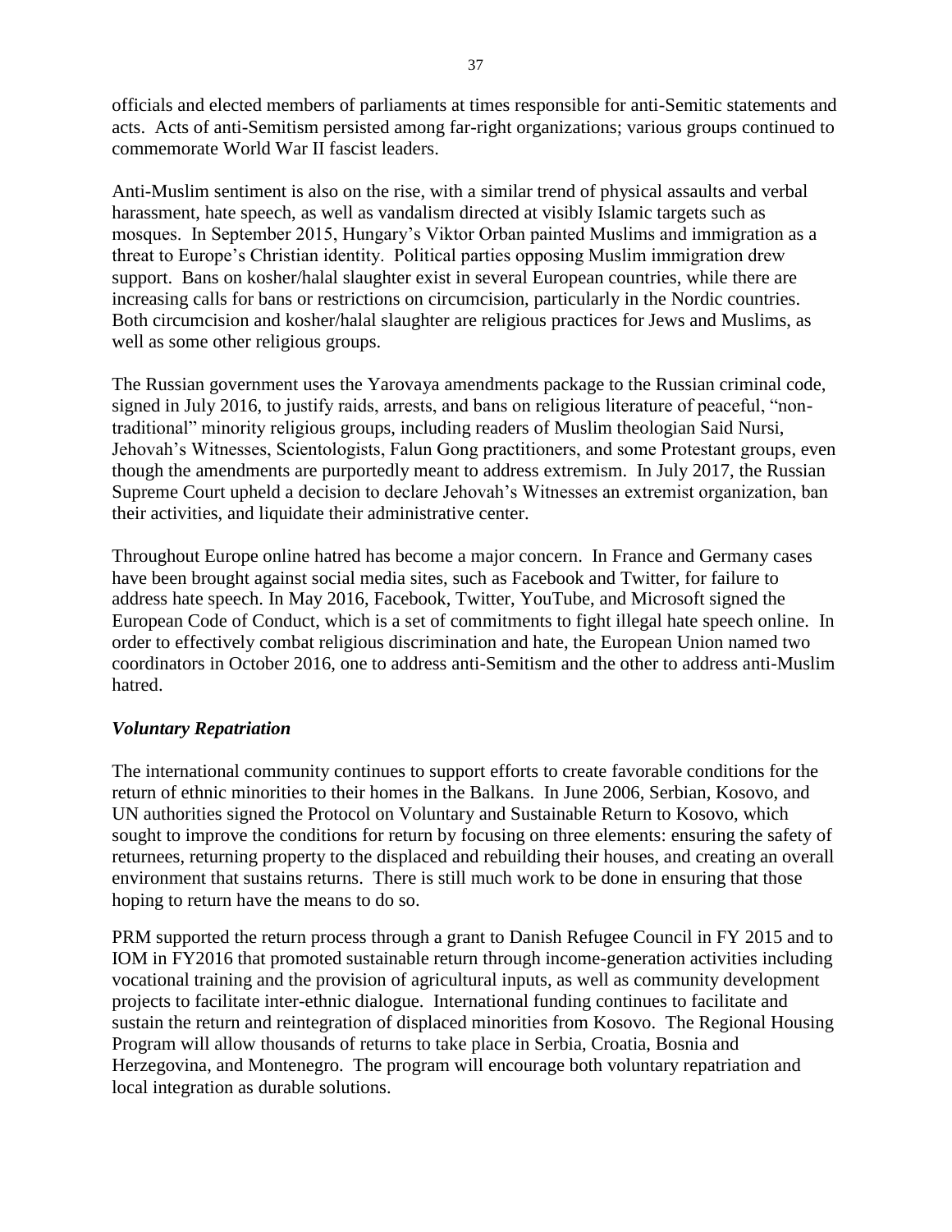officials and elected members of parliaments at times responsible for anti-Semitic statements and acts. Acts of anti-Semitism persisted among far-right organizations; various groups continued to commemorate World War II fascist leaders.

Anti-Muslim sentiment is also on the rise, with a similar trend of physical assaults and verbal harassment, hate speech, as well as vandalism directed at visibly Islamic targets such as mosques. In September 2015, Hungary's Viktor Orban painted Muslims and immigration as a threat to Europe's Christian identity. Political parties opposing Muslim immigration drew support. Bans on kosher/halal slaughter exist in several European countries, while there are increasing calls for bans or restrictions on circumcision, particularly in the Nordic countries. Both circumcision and kosher/halal slaughter are religious practices for Jews and Muslims, as well as some other religious groups.

The Russian government uses the Yarovaya amendments package to the Russian criminal code, signed in July 2016, to justify raids, arrests, and bans on religious literature of peaceful, "non-traditional" minority religious groups, including readers of Muslim theologian Said Nursi, Jehovah's Witnesses, Scientologists, Falun Gong practitioners, and some Protestant groups, even though the amendments are purportedly meant to address extremism. In July 2017, the Russian Supreme Court upheld a decision to declare Jehovah's Witnesses an extremist organization, ban their activities, and liquidate their administrative center.

Throughout Europe online hatred has become a major concern. In France and Germany cases have been brought against social media sites, such as Facebook and Twitter, for failure to address hate speech. In May 2016, Facebook, Twitter, YouTube, and Microsoft signed the European Code of Conduct, which is a set of commitments to fight illegal hate speech online. In order to effectively combat religious discrimination and hate, the European Union named two coordinators in October 2016, one to address anti-Semitism and the other to address anti-Muslim hatred.

### *Voluntary Repatriation*

The international community continues to support efforts to create favorable conditions for the return of ethnic minorities to their homes in the Balkans. In June 2006, Serbian, Kosovo, and UN authorities signed the Protocol on Voluntary and Sustainable Return to Kosovo, which sought to improve the conditions for return by focusing on three elements: ensuring the safety of returnees, returning property to the displaced and rebuilding their houses, and creating an overall environment that sustains returns. There is still much work to be done in ensuring that those hoping to return have the means to do so.

PRM supported the return process through a grant to Danish Refugee Council in FY 2015 and to IOM in FY2016 that promoted sustainable return through income-generation activities including vocational training and the provision of agricultural inputs, as well as community development projects to facilitate inter-ethnic dialogue. International funding continues to facilitate and sustain the return and reintegration of displaced minorities from Kosovo. The Regional Housing Program will allow thousands of returns to take place in Serbia, Croatia, Bosnia and Herzegovina, and Montenegro. The program will encourage both voluntary repatriation and local integration as durable solutions.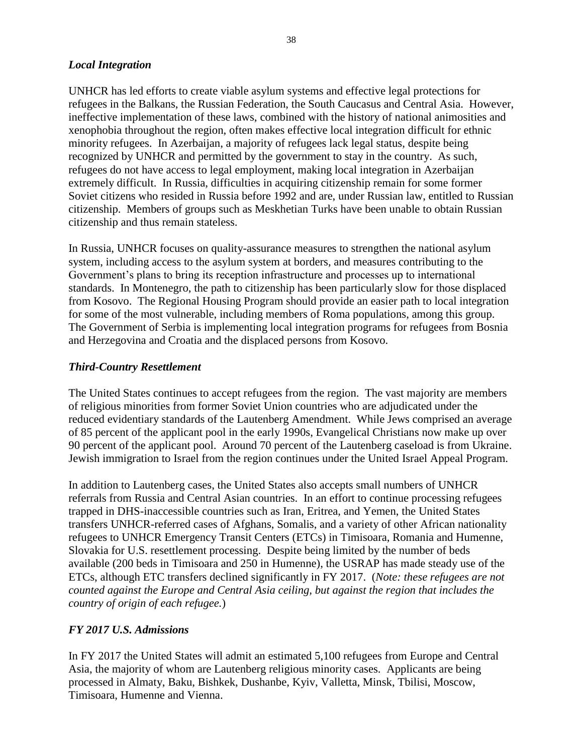### *Local Integration*

UNHCR has led efforts to create viable asylum systems and effective legal protections for refugees in the Balkans, the Russian Federation, the South Caucasus and Central Asia. However, ineffective implementation of these laws, combined with the history of national animosities and xenophobia throughout the region, often makes effective local integration difficult for ethnic minority refugees. In Azerbaijan, a majority of refugees lack legal status, despite being recognized by UNHCR and permitted by the government to stay in the country. As such, refugees do not have access to legal employment, making local integration in Azerbaijan extremely difficult. In Russia, difficulties in acquiring citizenship remain for some former Soviet citizens who resided in Russia before 1992 and are, under Russian law, entitled to Russian citizenship. Members of groups such as Meskhetian Turks have been unable to obtain Russian citizenship and thus remain stateless.

In Russia, UNHCR focuses on quality-assurance measures to strengthen the national asylum system, including access to the asylum system at borders, and measures contributing to the Government's plans to bring its reception infrastructure and processes up to international standards. In Montenegro, the path to citizenship has been particularly slow for those displaced from Kosovo. The Regional Housing Program should provide an easier path to local integration for some of the most vulnerable, including members of Roma populations, among this group. The Government of Serbia is implementing local integration programs for refugees from Bosnia and Herzegovina and Croatia and the displaced persons from Kosovo.

### *Third-Country Resettlement*

The United States continues to accept refugees from the region. The vast majority are members of religious minorities from former Soviet Union countries who are adjudicated under the reduced evidentiary standards of the Lautenberg Amendment. While Jews comprised an average of 85 percent of the applicant pool in the early 1990s, Evangelical Christians now make up over 90 percent of the applicant pool. Around 70 percent of the Lautenberg caseload is from Ukraine. Jewish immigration to Israel from the region continues under the United Israel Appeal Program.

In addition to Lautenberg cases, the United States also accepts small numbers of UNHCR referrals from Russia and Central Asian countries. In an effort to continue processing refugees trapped in DHS-inaccessible countries such as Iran, Eritrea, and Yemen, the United States transfers UNHCR-referred cases of Afghans, Somalis, and a variety of other African nationality refugees to UNHCR Emergency Transit Centers (ETCs) in Timisoara, Romania and Humenne, Slovakia for U.S. resettlement processing. Despite being limited by the number of beds available (200 beds in Timisoara and 250 in Humenne), the USRAP has made steady use of the ETCs, although ETC transfers declined significantly in FY 2017. (*Note: these refugees are not counted against the Europe and Central Asia ceiling, but against the region that includes the country of origin of each refugee.*)

### *FY 2017 U.S. Admissions*

In FY 2017 the United States will admit an estimated 5,100 refugees from Europe and Central Asia, the majority of whom are Lautenberg religious minority cases. Applicants are being processed in Almaty, Baku, Bishkek, Dushanbe, Kyiv, Valletta, Minsk, Tbilisi, Moscow, Timisoara, Humenne and Vienna.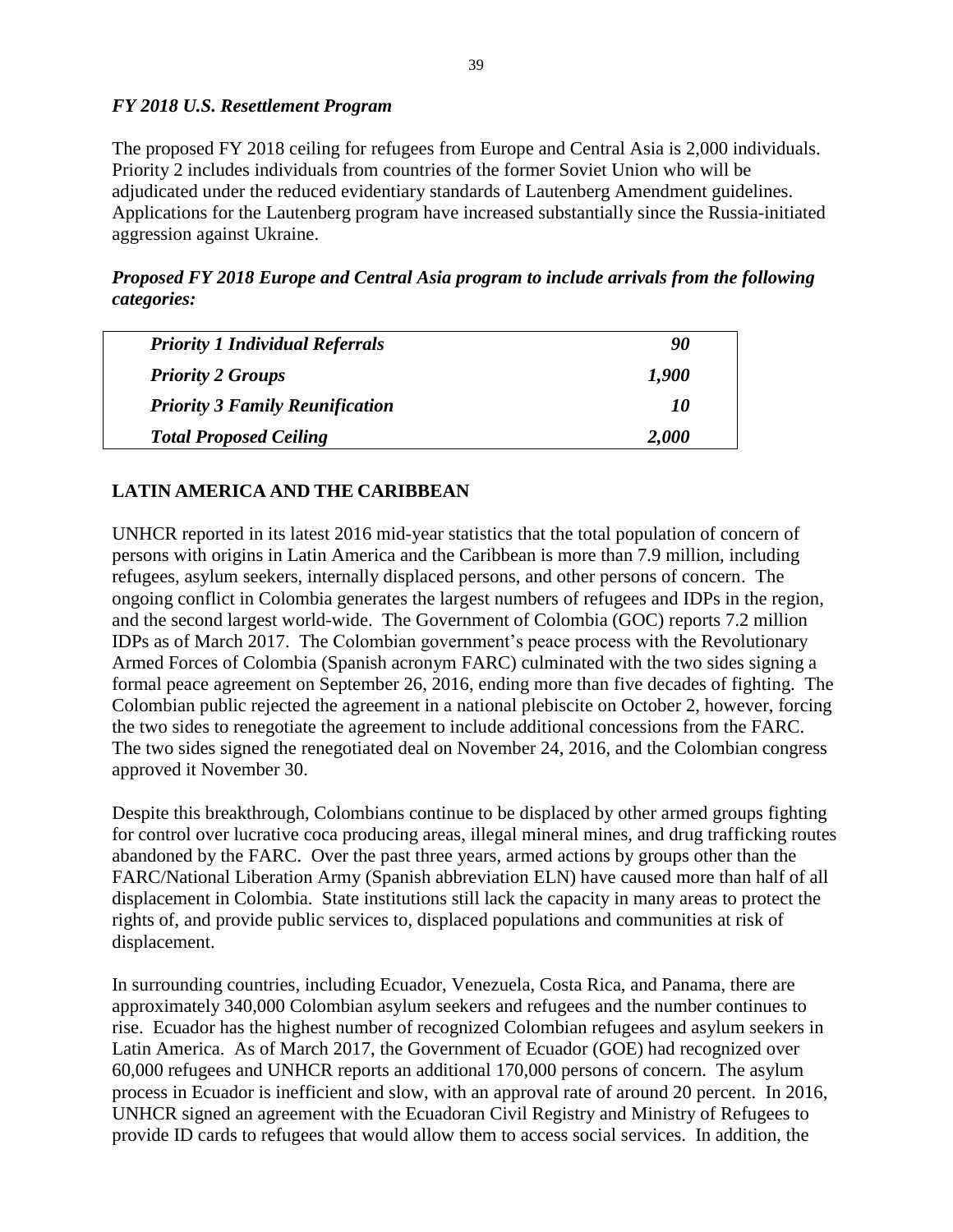*FY 2018 U.S. Resettlement Program*

The proposed FY 2018 ceiling for refugees from Europe and Central Asia is 2,000 individuals. Priority 2 includes individuals from countries of the former Soviet Union who will be adjudicated under the reduced evidentiary standards of Lautenberg Amendment guidelines. Applications for the Lautenberg program have increased substantially since the Russia-initiated aggression against Ukraine.

***Proposed FY 2018 Europe and Central Asia program to include arrivals from the following categories:***

| | |
|---|---|
| ***Priority 1 Individual Referrals*** | ***90*** |
| ***Priority 2 Groups*** | ***1,900*** |
| ***Priority 3 Family Reunification*** | ***10*** |
| ***Total Proposed Ceiling*** | ***2,000*** |

## LATIN AMERICA AND THE CARIBBEAN

UNHCR reported in its latest 2016 mid-year statistics that the total population of concern of persons with origins in Latin America and the Caribbean is more than 7.9 million, including refugees, asylum seekers, internally displaced persons, and other persons of concern. The ongoing conflict in Colombia generates the largest numbers of refugees and IDPs in the region, and the second largest world-wide. The Government of Colombia (GOC) reports 7.2 million IDPs as of March 2017. The Colombian government's peace process with the Revolutionary Armed Forces of Colombia (Spanish acronym FARC) culminated with the two sides signing a formal peace agreement on September 26, 2016, ending more than five decades of fighting. The Colombian public rejected the agreement in a national plebiscite on October 2, however, forcing the two sides to renegotiate the agreement to include additional concessions from the FARC. The two sides signed the renegotiated deal on November 24, 2016, and the Colombian congress approved it November 30.

Despite this breakthrough, Colombians continue to be displaced by other armed groups fighting for control over lucrative coca producing areas, illegal mineral mines, and drug trafficking routes abandoned by the FARC. Over the past three years, armed actions by groups other than the FARC/National Liberation Army (Spanish abbreviation ELN) have caused more than half of all displacement in Colombia. State institutions still lack the capacity in many areas to protect the rights of, and provide public services to, displaced populations and communities at risk of displacement.

In surrounding countries, including Ecuador, Venezuela, Costa Rica, and Panama, there are approximately 340,000 Colombian asylum seekers and refugees and the number continues to rise. Ecuador has the highest number of recognized Colombian refugees and asylum seekers in Latin America. As of March 2017, the Government of Ecuador (GOE) had recognized over 60,000 refugees and UNHCR reports an additional 170,000 persons of concern. The asylum process in Ecuador is inefficient and slow, with an approval rate of around 20 percent. In 2016, UNHCR signed an agreement with the Ecuadoran Civil Registry and Ministry of Refugees to provide ID cards to refugees that would allow them to access social services. In addition, the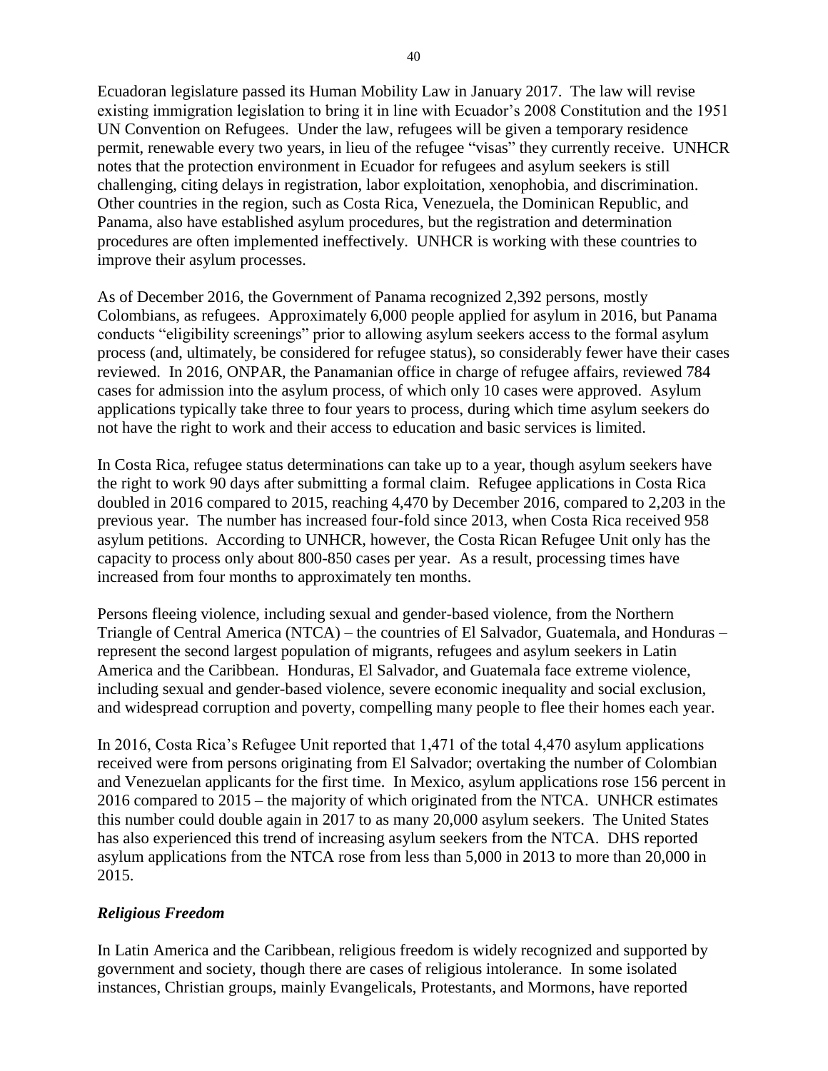Ecuadoran legislature passed its Human Mobility Law in January 2017. The law will revise existing immigration legislation to bring it in line with Ecuador's 2008 Constitution and the 1951 UN Convention on Refugees. Under the law, refugees will be given a temporary residence permit, renewable every two years, in lieu of the refugee "visas" they currently receive. UNHCR notes that the protection environment in Ecuador for refugees and asylum seekers is still challenging, citing delays in registration, labor exploitation, xenophobia, and discrimination. Other countries in the region, such as Costa Rica, Venezuela, the Dominican Republic, and Panama, also have established asylum procedures, but the registration and determination procedures are often implemented ineffectively. UNHCR is working with these countries to improve their asylum processes.

As of December 2016, the Government of Panama recognized 2,392 persons, mostly Colombians, as refugees. Approximately 6,000 people applied for asylum in 2016, but Panama conducts "eligibility screenings" prior to allowing asylum seekers access to the formal asylum process (and, ultimately, be considered for refugee status), so considerably fewer have their cases reviewed. In 2016, ONPAR, the Panamanian office in charge of refugee affairs, reviewed 784 cases for admission into the asylum process, of which only 10 cases were approved. Asylum applications typically take three to four years to process, during which time asylum seekers do not have the right to work and their access to education and basic services is limited.

In Costa Rica, refugee status determinations can take up to a year, though asylum seekers have the right to work 90 days after submitting a formal claim. Refugee applications in Costa Rica doubled in 2016 compared to 2015, reaching 4,470 by December 2016, compared to 2,203 in the previous year. The number has increased four-fold since 2013, when Costa Rica received 958 asylum petitions. According to UNHCR, however, the Costa Rican Refugee Unit only has the capacity to process only about 800-850 cases per year. As a result, processing times have increased from four months to approximately ten months.

Persons fleeing violence, including sexual and gender-based violence, from the Northern Triangle of Central America (NTCA) – the countries of El Salvador, Guatemala, and Honduras – represent the second largest population of migrants, refugees and asylum seekers in Latin America and the Caribbean. Honduras, El Salvador, and Guatemala face extreme violence, including sexual and gender-based violence, severe economic inequality and social exclusion, and widespread corruption and poverty, compelling many people to flee their homes each year.

In 2016, Costa Rica's Refugee Unit reported that 1,471 of the total 4,470 asylum applications received were from persons originating from El Salvador; overtaking the number of Colombian and Venezuelan applicants for the first time. In Mexico, asylum applications rose 156 percent in 2016 compared to 2015 – the majority of which originated from the NTCA. UNHCR estimates this number could double again in 2017 to as many 20,000 asylum seekers. The United States has also experienced this trend of increasing asylum seekers from the NTCA. DHS reported asylum applications from the NTCA rose from less than 5,000 in 2013 to more than 20,000 in 2015.

### *Religious Freedom*

In Latin America and the Caribbean, religious freedom is widely recognized and supported by government and society, though there are cases of religious intolerance. In some isolated instances, Christian groups, mainly Evangelicals, Protestants, and Mormons, have reported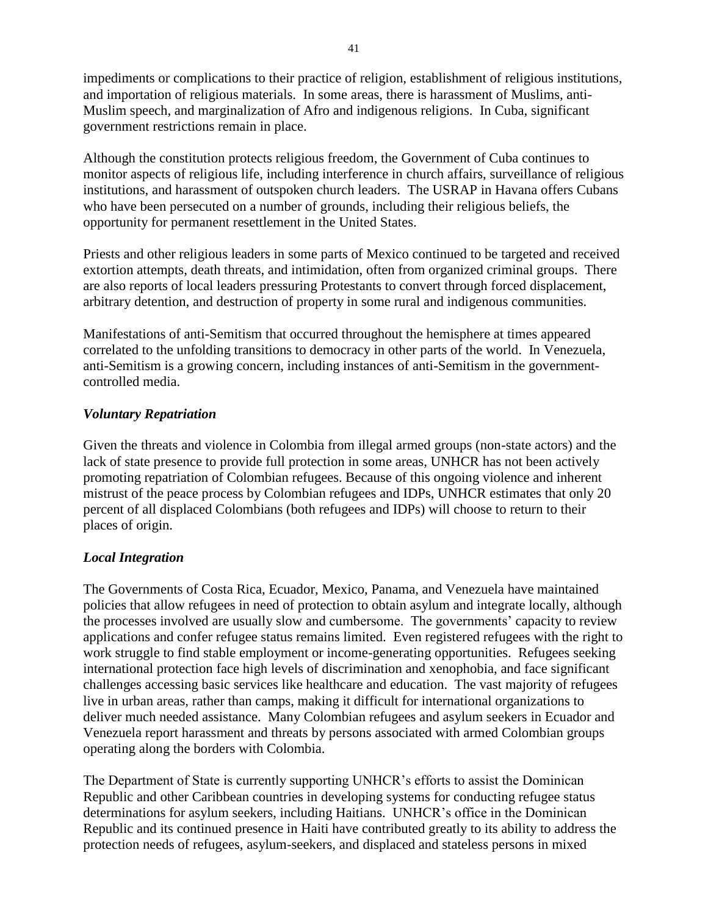impediments or complications to their practice of religion, establishment of religious institutions, and importation of religious materials. In some areas, there is harassment of Muslims, anti-Muslim speech, and marginalization of Afro and indigenous religions. In Cuba, significant government restrictions remain in place.

Although the constitution protects religious freedom, the Government of Cuba continues to monitor aspects of religious life, including interference in church affairs, surveillance of religious institutions, and harassment of outspoken church leaders. The USRAP in Havana offers Cubans who have been persecuted on a number of grounds, including their religious beliefs, the opportunity for permanent resettlement in the United States.

Priests and other religious leaders in some parts of Mexico continued to be targeted and received extortion attempts, death threats, and intimidation, often from organized criminal groups. There are also reports of local leaders pressuring Protestants to convert through forced displacement, arbitrary detention, and destruction of property in some rural and indigenous communities.

Manifestations of anti-Semitism that occurred throughout the hemisphere at times appeared correlated to the unfolding transitions to democracy in other parts of the world. In Venezuela, anti-Semitism is a growing concern, including instances of anti-Semitism in the government-controlled media.

### *Voluntary Repatriation*

Given the threats and violence in Colombia from illegal armed groups (non-state actors) and the lack of state presence to provide full protection in some areas, UNHCR has not been actively promoting repatriation of Colombian refugees. Because of this ongoing violence and inherent mistrust of the peace process by Colombian refugees and IDPs, UNHCR estimates that only 20 percent of all displaced Colombians (both refugees and IDPs) will choose to return to their places of origin.

### *Local Integration*

The Governments of Costa Rica, Ecuador, Mexico, Panama, and Venezuela have maintained policies that allow refugees in need of protection to obtain asylum and integrate locally, although the processes involved are usually slow and cumbersome. The governments' capacity to review applications and confer refugee status remains limited. Even registered refugees with the right to work struggle to find stable employment or income-generating opportunities. Refugees seeking international protection face high levels of discrimination and xenophobia, and face significant challenges accessing basic services like healthcare and education. The vast majority of refugees live in urban areas, rather than camps, making it difficult for international organizations to deliver much needed assistance. Many Colombian refugees and asylum seekers in Ecuador and Venezuela report harassment and threats by persons associated with armed Colombian groups operating along the borders with Colombia.

The Department of State is currently supporting UNHCR's efforts to assist the Dominican Republic and other Caribbean countries in developing systems for conducting refugee status determinations for asylum seekers, including Haitians. UNHCR's office in the Dominican Republic and its continued presence in Haiti have contributed greatly to its ability to address the protection needs of refugees, asylum-seekers, and displaced and stateless persons in mixed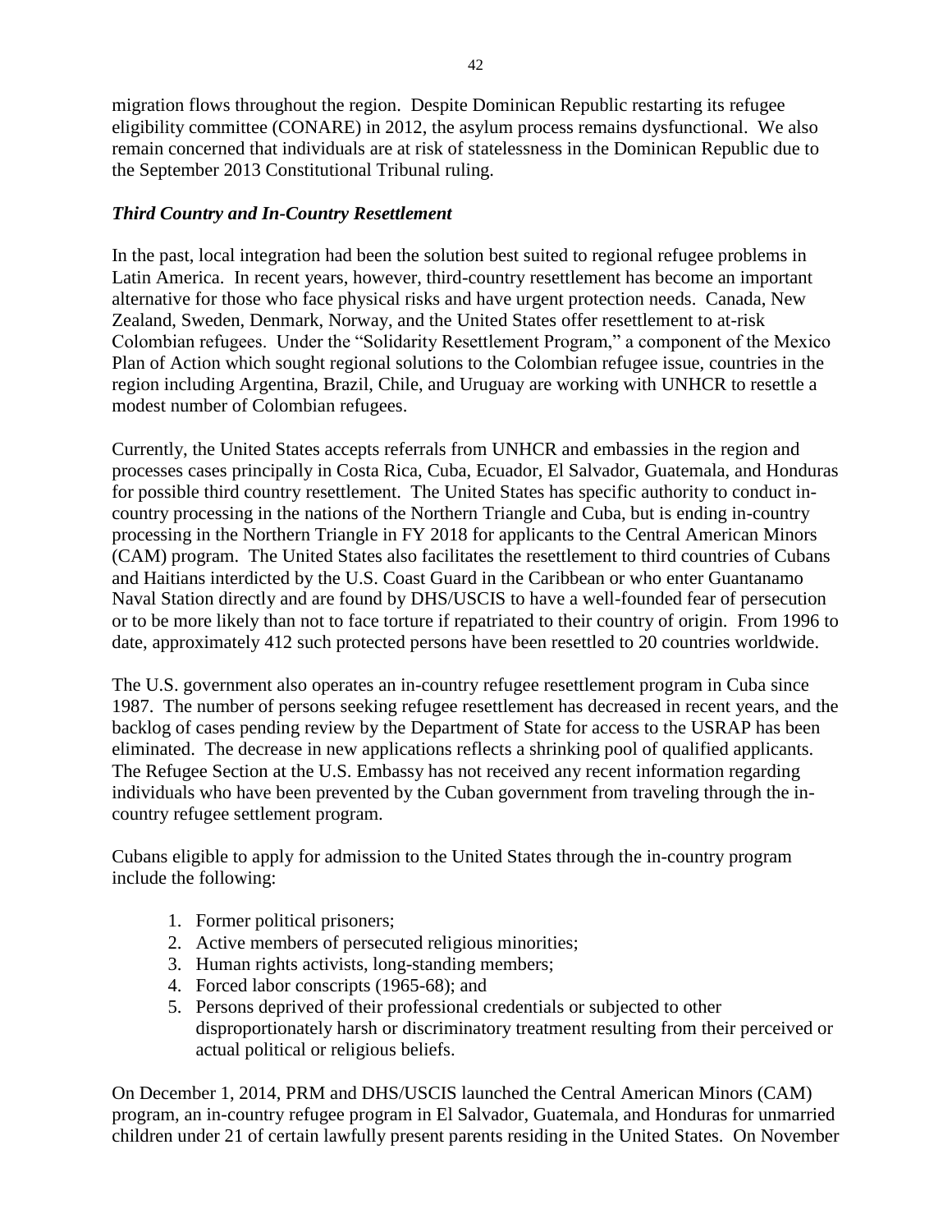migration flows throughout the region. Despite Dominican Republic restarting its refugee eligibility committee (CONARE) in 2012, the asylum process remains dysfunctional. We also remain concerned that individuals are at risk of statelessness in the Dominican Republic due to the September 2013 Constitutional Tribunal ruling.

### *Third Country and In-Country Resettlement*

In the past, local integration had been the solution best suited to regional refugee problems in Latin America. In recent years, however, third-country resettlement has become an important alternative for those who face physical risks and have urgent protection needs. Canada, New Zealand, Sweden, Denmark, Norway, and the United States offer resettlement to at-risk Colombian refugees. Under the "Solidarity Resettlement Program," a component of the Mexico Plan of Action which sought regional solutions to the Colombian refugee issue, countries in the region including Argentina, Brazil, Chile, and Uruguay are working with UNHCR to resettle a modest number of Colombian refugees.

Currently, the United States accepts referrals from UNHCR and embassies in the region and processes cases principally in Costa Rica, Cuba, Ecuador, El Salvador, Guatemala, and Honduras for possible third country resettlement. The United States has specific authority to conduct in-country processing in the nations of the Northern Triangle and Cuba, but is ending in-country processing in the Northern Triangle in FY 2018 for applicants to the Central American Minors (CAM) program. The United States also facilitates the resettlement to third countries of Cubans and Haitians interdicted by the U.S. Coast Guard in the Caribbean or who enter Guantanamo Naval Station directly and are found by DHS/USCIS to have a well-founded fear of persecution or to be more likely than not to face torture if repatriated to their country of origin. From 1996 to date, approximately 412 such protected persons have been resettled to 20 countries worldwide.

The U.S. government also operates an in-country refugee resettlement program in Cuba since 1987. The number of persons seeking refugee resettlement has decreased in recent years, and the backlog of cases pending review by the Department of State for access to the USRAP has been eliminated. The decrease in new applications reflects a shrinking pool of qualified applicants. The Refugee Section at the U.S. Embassy has not received any recent information regarding individuals who have been prevented by the Cuban government from traveling through the in-country refugee settlement program.

Cubans eligible to apply for admission to the United States through the in-country program include the following:

1. Former political prisoners;
2. Active members of persecuted religious minorities;
3. Human rights activists, long-standing members;
4. Forced labor conscripts (1965-68); and
5. Persons deprived of their professional credentials or subjected to other disproportionately harsh or discriminatory treatment resulting from their perceived or actual political or religious beliefs.

On December 1, 2014, PRM and DHS/USCIS launched the Central American Minors (CAM) program, an in-country refugee program in El Salvador, Guatemala, and Honduras for unmarried children under 21 of certain lawfully present parents residing in the United States. On November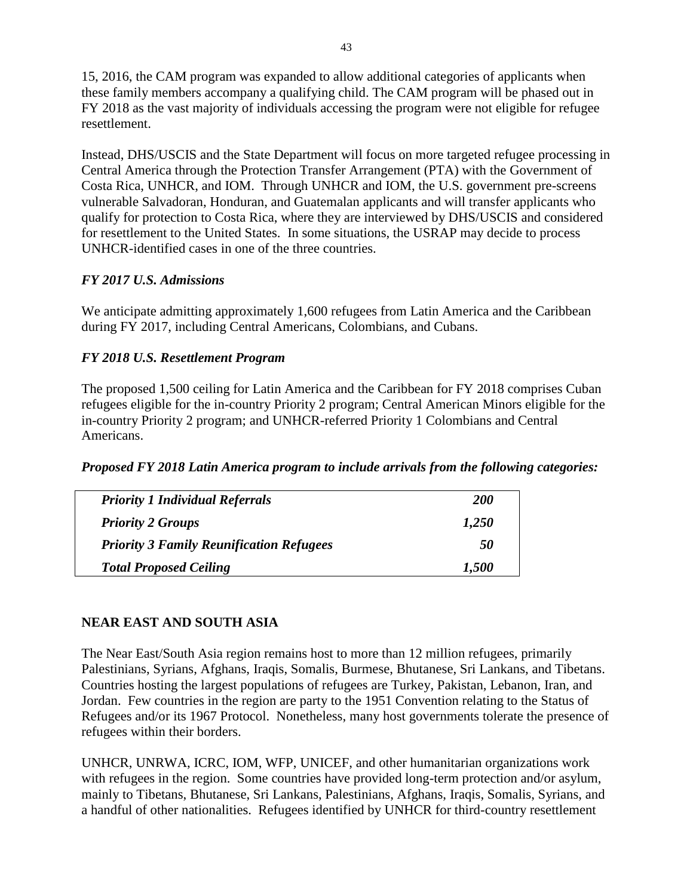15, 2016, the CAM program was expanded to allow additional categories of applicants when these family members accompany a qualifying child. The CAM program will be phased out in FY 2018 as the vast majority of individuals accessing the program were not eligible for refugee resettlement.

Instead, DHS/USCIS and the State Department will focus on more targeted refugee processing in Central America through the Protection Transfer Arrangement (PTA) with the Government of Costa Rica, UNHCR, and IOM. Through UNHCR and IOM, the U.S. government pre-screens vulnerable Salvadoran, Honduran, and Guatemalan applicants and will transfer applicants who qualify for protection to Costa Rica, where they are interviewed by DHS/USCIS and considered for resettlement to the United States. In some situations, the USRAP may decide to process UNHCR-identified cases in one of the three countries.

### *FY 2017 U.S. Admissions*

We anticipate admitting approximately 1,600 refugees from Latin America and the Caribbean during FY 2017, including Central Americans, Colombians, and Cubans.

### *FY 2018 U.S. Resettlement Program*

The proposed 1,500 ceiling for Latin America and the Caribbean for FY 2018 comprises Cuban refugees eligible for the in-country Priority 2 program; Central American Minors eligible for the in-country Priority 2 program; and UNHCR-referred Priority 1 Colombians and Central Americans.

***Proposed FY 2018 Latin America program to include arrivals from the following categories:***

| | |
|---|---|
| ***Priority 1 Individual Referrals*** | ***200*** |
| ***Priority 2 Groups*** | ***1,250*** |
| ***Priority 3 Family Reunification Refugees*** | ***50*** |
| ***Total Proposed Ceiling*** | ***1,500*** |

## NEAR EAST AND SOUTH ASIA

The Near East/South Asia region remains host to more than 12 million refugees, primarily Palestinians, Syrians, Afghans, Iraqis, Somalis, Burmese, Bhutanese, Sri Lankans, and Tibetans. Countries hosting the largest populations of refugees are Turkey, Pakistan, Lebanon, Iran, and Jordan. Few countries in the region are party to the 1951 Convention relating to the Status of Refugees and/or its 1967 Protocol. Nonetheless, many host governments tolerate the presence of refugees within their borders.

UNHCR, UNRWA, ICRC, IOM, WFP, UNICEF, and other humanitarian organizations work with refugees in the region. Some countries have provided long-term protection and/or asylum, mainly to Tibetans, Bhutanese, Sri Lankans, Palestinians, Afghans, Iraqis, Somalis, Syrians, and a handful of other nationalities. Refugees identified by UNHCR for third-country resettlement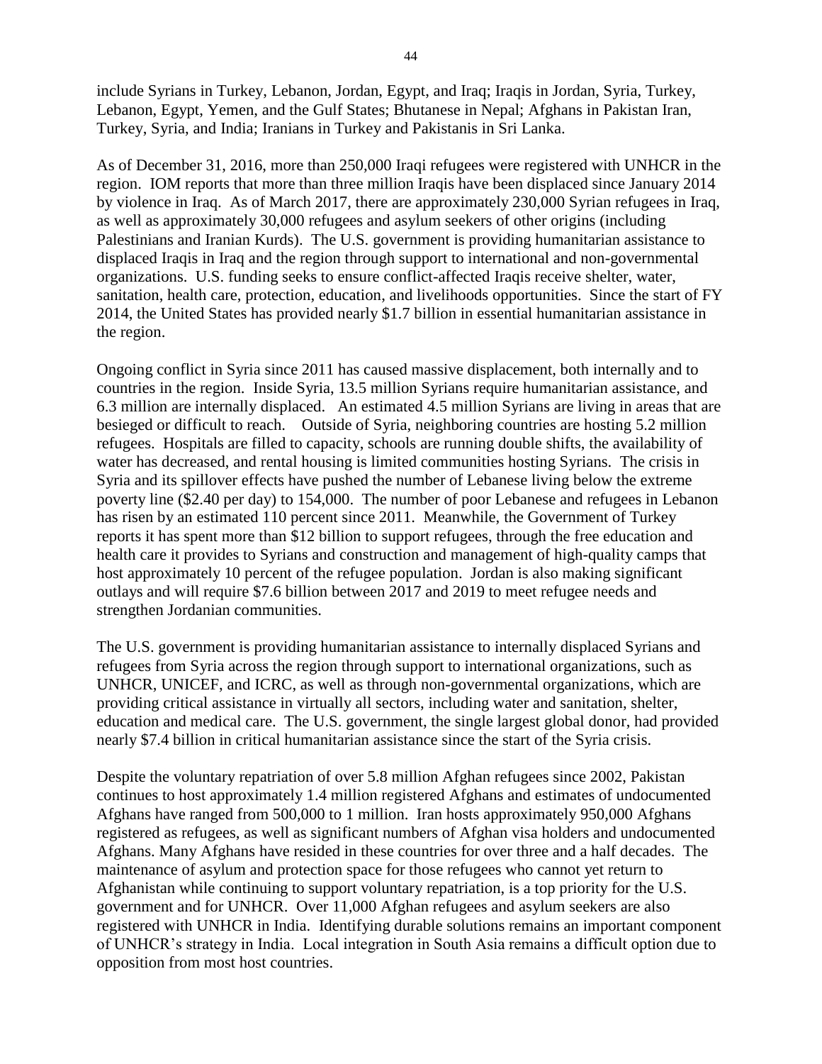include Syrians in Turkey, Lebanon, Jordan, Egypt, and Iraq; Iraqis in Jordan, Syria, Turkey, Lebanon, Egypt, Yemen, and the Gulf States; Bhutanese in Nepal; Afghans in Pakistan Iran, Turkey, Syria, and India; Iranians in Turkey and Pakistanis in Sri Lanka.

As of December 31, 2016, more than 250,000 Iraqi refugees were registered with UNHCR in the region. IOM reports that more than three million Iraqis have been displaced since January 2014 by violence in Iraq. As of March 2017, there are approximately 230,000 Syrian refugees in Iraq, as well as approximately 30,000 refugees and asylum seekers of other origins (including Palestinians and Iranian Kurds). The U.S. government is providing humanitarian assistance to displaced Iraqis in Iraq and the region through support to international and non-governmental organizations. U.S. funding seeks to ensure conflict-affected Iraqis receive shelter, water, sanitation, health care, protection, education, and livelihoods opportunities. Since the start of FY 2014, the United States has provided nearly $1.7 billion in essential humanitarian assistance in the region.

Ongoing conflict in Syria since 2011 has caused massive displacement, both internally and to countries in the region. Inside Syria, 13.5 million Syrians require humanitarian assistance, and 6.3 million are internally displaced. An estimated 4.5 million Syrians are living in areas that are besieged or difficult to reach. Outside of Syria, neighboring countries are hosting 5.2 million refugees. Hospitals are filled to capacity, schools are running double shifts, the availability of water has decreased, and rental housing is limited communities hosting Syrians. The crisis in Syria and its spillover effects have pushed the number of Lebanese living below the extreme poverty line ($2.40 per day) to 154,000. The number of poor Lebanese and refugees in Lebanon has risen by an estimated 110 percent since 2011. Meanwhile, the Government of Turkey reports it has spent more than $12 billion to support refugees, through the free education and health care it provides to Syrians and construction and management of high-quality camps that host approximately 10 percent of the refugee population. Jordan is also making significant outlays and will require $7.6 billion between 2017 and 2019 to meet refugee needs and strengthen Jordanian communities.

The U.S. government is providing humanitarian assistance to internally displaced Syrians and refugees from Syria across the region through support to international organizations, such as UNHCR, UNICEF, and ICRC, as well as through non-governmental organizations, which are providing critical assistance in virtually all sectors, including water and sanitation, shelter, education and medical care. The U.S. government, the single largest global donor, had provided nearly $7.4 billion in critical humanitarian assistance since the start of the Syria crisis.

Despite the voluntary repatriation of over 5.8 million Afghan refugees since 2002, Pakistan continues to host approximately 1.4 million registered Afghans and estimates of undocumented Afghans have ranged from 500,000 to 1 million. Iran hosts approximately 950,000 Afghans registered as refugees, as well as significant numbers of Afghan visa holders and undocumented Afghans. Many Afghans have resided in these countries for over three and a half decades. The maintenance of asylum and protection space for those refugees who cannot yet return to Afghanistan while continuing to support voluntary repatriation, is a top priority for the U.S. government and for UNHCR. Over 11,000 Afghan refugees and asylum seekers are also registered with UNHCR in India. Identifying durable solutions remains an important component of UNHCR's strategy in India. Local integration in South Asia remains a difficult option due to opposition from most host countries.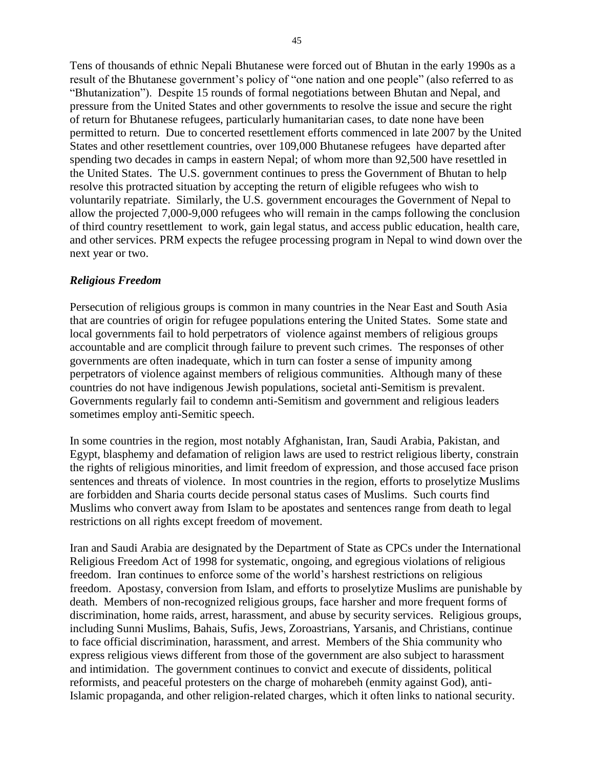Tens of thousands of ethnic Nepali Bhutanese were forced out of Bhutan in the early 1990s as a result of the Bhutanese government's policy of "one nation and one people" (also referred to as "Bhutanization"). Despite 15 rounds of formal negotiations between Bhutan and Nepal, and pressure from the United States and other governments to resolve the issue and secure the right of return for Bhutanese refugees, particularly humanitarian cases, to date none have been permitted to return. Due to concerted resettlement efforts commenced in late 2007 by the United States and other resettlement countries, over 109,000 Bhutanese refugees have departed after spending two decades in camps in eastern Nepal; of whom more than 92,500 have resettled in the United States. The U.S. government continues to press the Government of Bhutan to help resolve this protracted situation by accepting the return of eligible refugees who wish to voluntarily repatriate. Similarly, the U.S. government encourages the Government of Nepal to allow the projected 7,000-9,000 refugees who will remain in the camps following the conclusion of third country resettlement to work, gain legal status, and access public education, health care, and other services. PRM expects the refugee processing program in Nepal to wind down over the next year or two.

### *Religious Freedom*

Persecution of religious groups is common in many countries in the Near East and South Asia that are countries of origin for refugee populations entering the United States. Some state and local governments fail to hold perpetrators of violence against members of religious groups accountable and are complicit through failure to prevent such crimes. The responses of other governments are often inadequate, which in turn can foster a sense of impunity among perpetrators of violence against members of religious communities. Although many of these countries do not have indigenous Jewish populations, societal anti-Semitism is prevalent. Governments regularly fail to condemn anti-Semitism and government and religious leaders sometimes employ anti-Semitic speech.

In some countries in the region, most notably Afghanistan, Iran, Saudi Arabia, Pakistan, and Egypt, blasphemy and defamation of religion laws are used to restrict religious liberty, constrain the rights of religious minorities, and limit freedom of expression, and those accused face prison sentences and threats of violence. In most countries in the region, efforts to proselytize Muslims are forbidden and Sharia courts decide personal status cases of Muslims. Such courts find Muslims who convert away from Islam to be apostates and sentences range from death to legal restrictions on all rights except freedom of movement.

Iran and Saudi Arabia are designated by the Department of State as CPCs under the International Religious Freedom Act of 1998 for systematic, ongoing, and egregious violations of religious freedom. Iran continues to enforce some of the world's harshest restrictions on religious freedom. Apostasy, conversion from Islam, and efforts to proselytize Muslims are punishable by death. Members of non-recognized religious groups, face harsher and more frequent forms of discrimination, home raids, arrest, harassment, and abuse by security services. Religious groups, including Sunni Muslims, Bahais, Sufis, Jews, Zoroastrians, Yarsanis, and Christians, continue to face official discrimination, harassment, and arrest. Members of the Shia community who express religious views different from those of the government are also subject to harassment and intimidation. The government continues to convict and execute of dissidents, political reformists, and peaceful protesters on the charge of moharebeh (enmity against God), anti-Islamic propaganda, and other religion-related charges, which it often links to national security.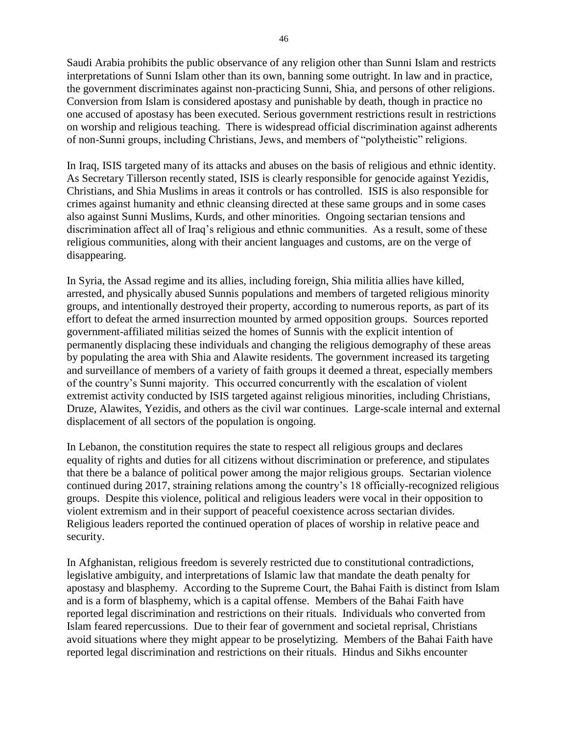Saudi Arabia prohibits the public observance of any religion other than Sunni Islam and restricts interpretations of Sunni Islam other than its own, banning some outright. In law and in practice, the government discriminates against non-practicing Sunni, Shia, and persons of other religions. Conversion from Islam is considered apostasy and punishable by death, though in practice no one accused of apostasy has been executed. Serious government restrictions result in restrictions on worship and religious teaching. There is widespread official discrimination against adherents of non-Sunni groups, including Christians, Jews, and members of "polytheistic" religions.

In Iraq, ISIS targeted many of its attacks and abuses on the basis of religious and ethnic identity. As Secretary Tillerson recently stated, ISIS is clearly responsible for genocide against Yezidis, Christians, and Shia Muslims in areas it controls or has controlled. ISIS is also responsible for crimes against humanity and ethnic cleansing directed at these same groups and in some cases also against Sunni Muslims, Kurds, and other minorities. Ongoing sectarian tensions and discrimination affect all of Iraq's religious and ethnic communities. As a result, some of these religious communities, along with their ancient languages and customs, are on the verge of disappearing.

In Syria, the Assad regime and its allies, including foreign, Shia militia allies have killed, arrested, and physically abused Sunnis populations and members of targeted religious minority groups, and intentionally destroyed their property, according to numerous reports, as part of its effort to defeat the armed insurrection mounted by armed opposition groups. Sources reported government-affiliated militias seized the homes of Sunnis with the explicit intention of permanently displacing these individuals and changing the religious demography of these areas by populating the area with Shia and Alawite residents. The government increased its targeting and surveillance of members of a variety of faith groups it deemed a threat, especially members of the country's Sunni majority. This occurred concurrently with the escalation of violent extremist activity conducted by ISIS targeted against religious minorities, including Christians, Druze, Alawites, Yezidis, and others as the civil war continues. Large-scale internal and external displacement of all sectors of the population is ongoing.

In Lebanon, the constitution requires the state to respect all religious groups and declares equality of rights and duties for all citizens without discrimination or preference, and stipulates that there be a balance of political power among the major religious groups. Sectarian violence continued during 2017, straining relations among the country's 18 officially-recognized religious groups. Despite this violence, political and religious leaders were vocal in their opposition to violent extremism and in their support of peaceful coexistence across sectarian divides. Religious leaders reported the continued operation of places of worship in relative peace and security.

In Afghanistan, religious freedom is severely restricted due to constitutional contradictions, legislative ambiguity, and interpretations of Islamic law that mandate the death penalty for apostasy and blasphemy. According to the Supreme Court, the Bahai Faith is distinct from Islam and is a form of blasphemy, which is a capital offense. Members of the Bahai Faith have reported legal discrimination and restrictions on their rituals. Individuals who converted from Islam feared repercussions. Due to their fear of government and societal reprisal, Christians avoid situations where they might appear to be proselytizing. Members of the Bahai Faith have reported legal discrimination and restrictions on their rituals. Hindus and Sikhs encounter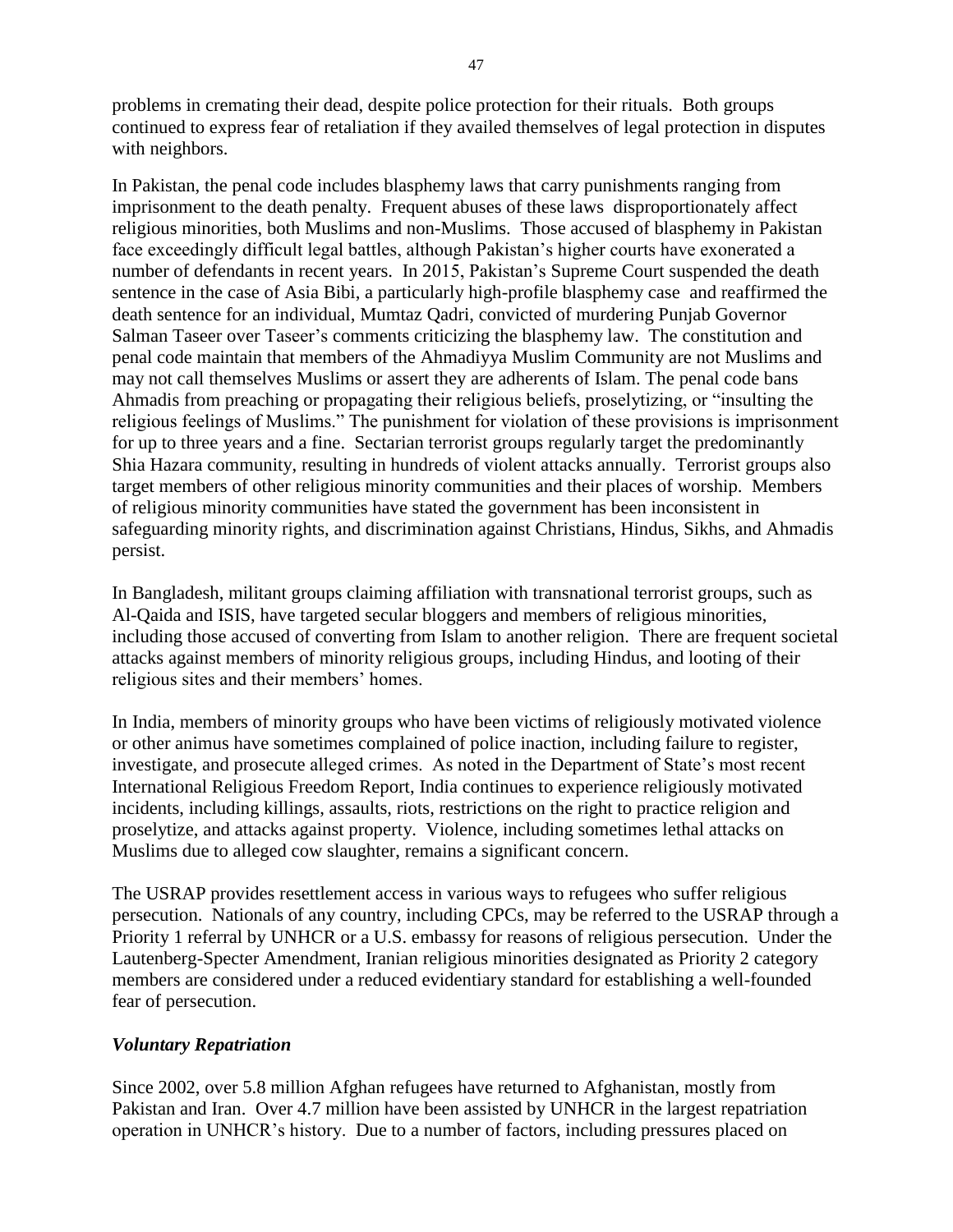problems in cremating their dead, despite police protection for their rituals. Both groups continued to express fear of retaliation if they availed themselves of legal protection in disputes with neighbors.

In Pakistan, the penal code includes blasphemy laws that carry punishments ranging from imprisonment to the death penalty. Frequent abuses of these laws disproportionately affect religious minorities, both Muslims and non-Muslims. Those accused of blasphemy in Pakistan face exceedingly difficult legal battles, although Pakistan's higher courts have exonerated a number of defendants in recent years. In 2015, Pakistan's Supreme Court suspended the death sentence in the case of Asia Bibi, a particularly high-profile blasphemy case and reaffirmed the death sentence for an individual, Mumtaz Qadri, convicted of murdering Punjab Governor Salman Taseer over Taseer's comments criticizing the blasphemy law. The constitution and penal code maintain that members of the Ahmadiyya Muslim Community are not Muslims and may not call themselves Muslims or assert they are adherents of Islam. The penal code bans Ahmadis from preaching or propagating their religious beliefs, proselytizing, or "insulting the religious feelings of Muslims." The punishment for violation of these provisions is imprisonment for up to three years and a fine. Sectarian terrorist groups regularly target the predominantly Shia Hazara community, resulting in hundreds of violent attacks annually. Terrorist groups also target members of other religious minority communities and their places of worship. Members of religious minority communities have stated the government has been inconsistent in safeguarding minority rights, and discrimination against Christians, Hindus, Sikhs, and Ahmadis persist.

In Bangladesh, militant groups claiming affiliation with transnational terrorist groups, such as Al-Qaida and ISIS, have targeted secular bloggers and members of religious minorities, including those accused of converting from Islam to another religion. There are frequent societal attacks against members of minority religious groups, including Hindus, and looting of their religious sites and their members' homes.

In India, members of minority groups who have been victims of religiously motivated violence or other animus have sometimes complained of police inaction, including failure to register, investigate, and prosecute alleged crimes. As noted in the Department of State's most recent International Religious Freedom Report, India continues to experience religiously motivated incidents, including killings, assaults, riots, restrictions on the right to practice religion and proselytize, and attacks against property. Violence, including sometimes lethal attacks on Muslims due to alleged cow slaughter, remains a significant concern.

The USRAP provides resettlement access in various ways to refugees who suffer religious persecution. Nationals of any country, including CPCs, may be referred to the USRAP through a Priority 1 referral by UNHCR or a U.S. embassy for reasons of religious persecution. Under the Lautenberg-Specter Amendment, Iranian religious minorities designated as Priority 2 category members are considered under a reduced evidentiary standard for establishing a well-founded fear of persecution.

### ***Voluntary Repatriation***

Since 2002, over 5.8 million Afghan refugees have returned to Afghanistan, mostly from Pakistan and Iran. Over 4.7 million have been assisted by UNHCR in the largest repatriation operation in UNHCR's history. Due to a number of factors, including pressures placed on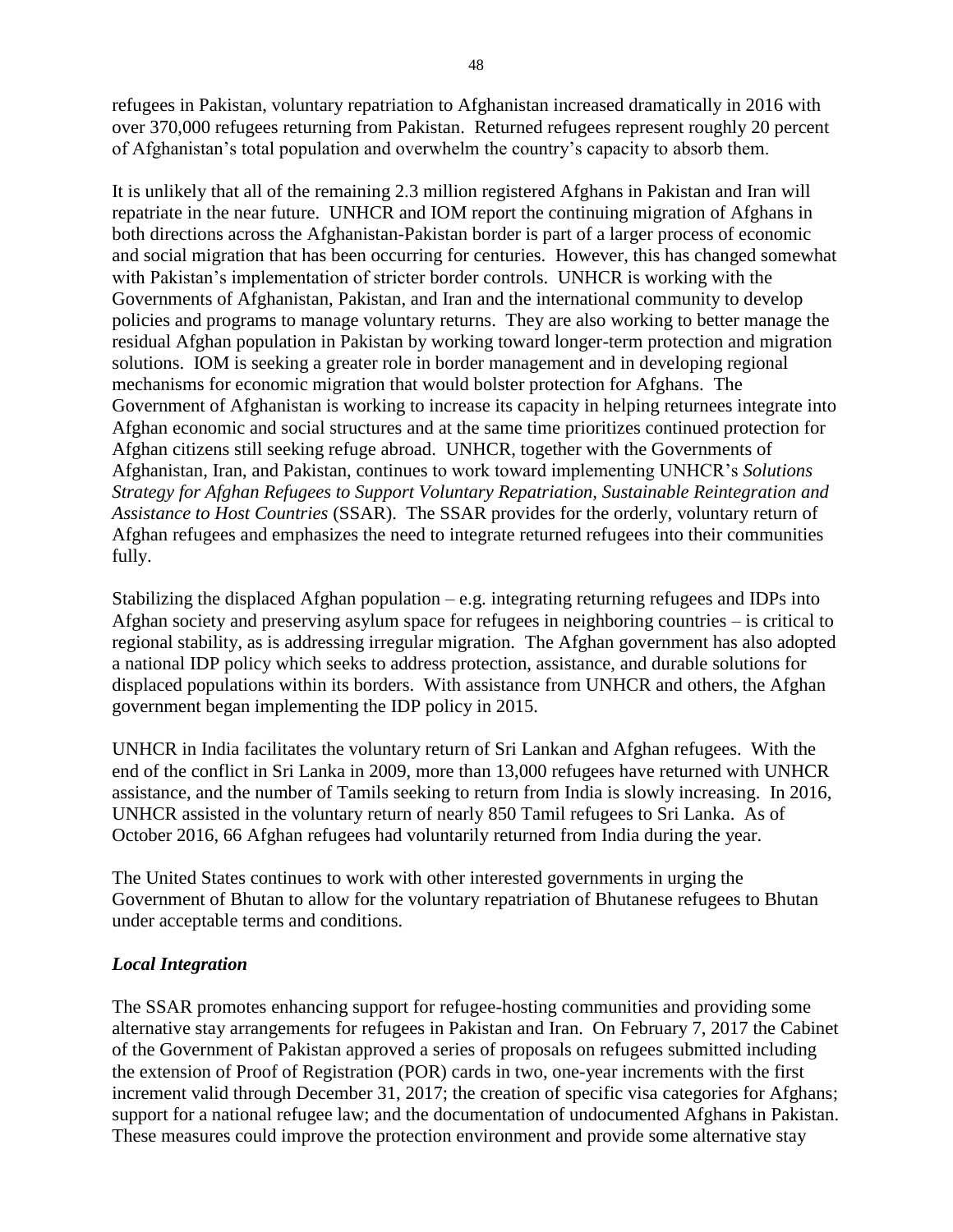refugees in Pakistan, voluntary repatriation to Afghanistan increased dramatically in 2016 with over 370,000 refugees returning from Pakistan. Returned refugees represent roughly 20 percent of Afghanistan's total population and overwhelm the country's capacity to absorb them.

It is unlikely that all of the remaining 2.3 million registered Afghans in Pakistan and Iran will repatriate in the near future. UNHCR and IOM report the continuing migration of Afghans in both directions across the Afghanistan-Pakistan border is part of a larger process of economic and social migration that has been occurring for centuries. However, this has changed somewhat with Pakistan's implementation of stricter border controls. UNHCR is working with the Governments of Afghanistan, Pakistan, and Iran and the international community to develop policies and programs to manage voluntary returns. They are also working to better manage the residual Afghan population in Pakistan by working toward longer-term protection and migration solutions. IOM is seeking a greater role in border management and in developing regional mechanisms for economic migration that would bolster protection for Afghans. The Government of Afghanistan is working to increase its capacity in helping returnees integrate into Afghan economic and social structures and at the same time prioritizes continued protection for Afghan citizens still seeking refuge abroad. UNHCR, together with the Governments of Afghanistan, Iran, and Pakistan, continues to work toward implementing UNHCR's *Solutions Strategy for Afghan Refugees to Support Voluntary Repatriation, Sustainable Reintegration and Assistance to Host Countries* (SSAR). The SSAR provides for the orderly, voluntary return of Afghan refugees and emphasizes the need to integrate returned refugees into their communities fully.

Stabilizing the displaced Afghan population – e.g. integrating returning refugees and IDPs into Afghan society and preserving asylum space for refugees in neighboring countries – is critical to regional stability, as is addressing irregular migration. The Afghan government has also adopted a national IDP policy which seeks to address protection, assistance, and durable solutions for displaced populations within its borders. With assistance from UNHCR and others, the Afghan government began implementing the IDP policy in 2015.

UNHCR in India facilitates the voluntary return of Sri Lankan and Afghan refugees. With the end of the conflict in Sri Lanka in 2009, more than 13,000 refugees have returned with UNHCR assistance, and the number of Tamils seeking to return from India is slowly increasing. In 2016, UNHCR assisted in the voluntary return of nearly 850 Tamil refugees to Sri Lanka. As of October 2016, 66 Afghan refugees had voluntarily returned from India during the year.

The United States continues to work with other interested governments in urging the Government of Bhutan to allow for the voluntary repatriation of Bhutanese refugees to Bhutan under acceptable terms and conditions.

### *Local Integration*

The SSAR promotes enhancing support for refugee-hosting communities and providing some alternative stay arrangements for refugees in Pakistan and Iran. On February 7, 2017 the Cabinet of the Government of Pakistan approved a series of proposals on refugees submitted including the extension of Proof of Registration (POR) cards in two, one-year increments with the first increment valid through December 31, 2017; the creation of specific visa categories for Afghans; support for a national refugee law; and the documentation of undocumented Afghans in Pakistan. These measures could improve the protection environment and provide some alternative stay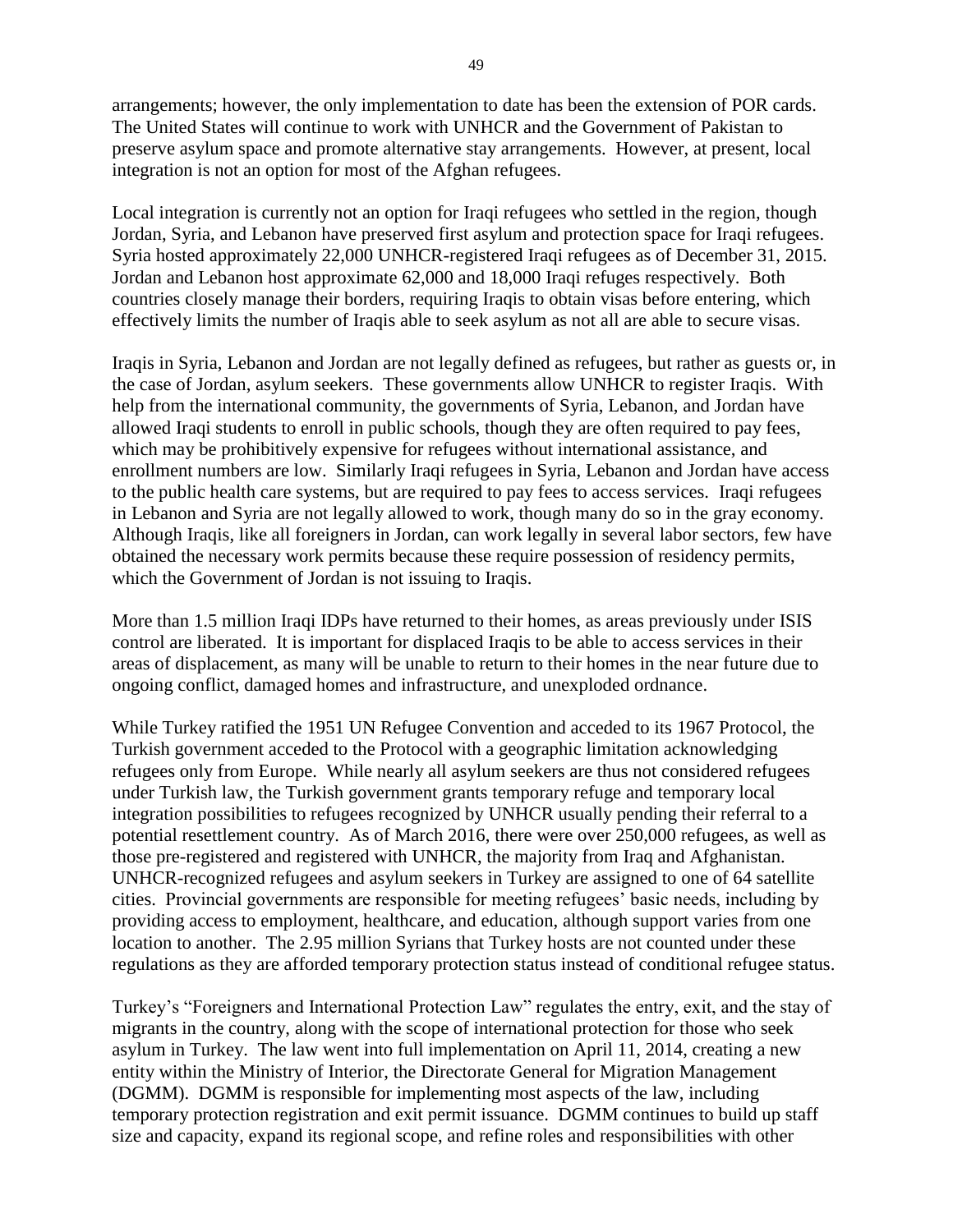arrangements; however, the only implementation to date has been the extension of POR cards. The United States will continue to work with UNHCR and the Government of Pakistan to preserve asylum space and promote alternative stay arrangements. However, at present, local integration is not an option for most of the Afghan refugees.

Local integration is currently not an option for Iraqi refugees who settled in the region, though Jordan, Syria, and Lebanon have preserved first asylum and protection space for Iraqi refugees. Syria hosted approximately 22,000 UNHCR-registered Iraqi refugees as of December 31, 2015. Jordan and Lebanon host approximate 62,000 and 18,000 Iraqi refuges respectively. Both countries closely manage their borders, requiring Iraqis to obtain visas before entering, which effectively limits the number of Iraqis able to seek asylum as not all are able to secure visas.

Iraqis in Syria, Lebanon and Jordan are not legally defined as refugees, but rather as guests or, in the case of Jordan, asylum seekers. These governments allow UNHCR to register Iraqis. With help from the international community, the governments of Syria, Lebanon, and Jordan have allowed Iraqi students to enroll in public schools, though they are often required to pay fees, which may be prohibitively expensive for refugees without international assistance, and enrollment numbers are low. Similarly Iraqi refugees in Syria, Lebanon and Jordan have access to the public health care systems, but are required to pay fees to access services. Iraqi refugees in Lebanon and Syria are not legally allowed to work, though many do so in the gray economy. Although Iraqis, like all foreigners in Jordan, can work legally in several labor sectors, few have obtained the necessary work permits because these require possession of residency permits, which the Government of Jordan is not issuing to Iraqis.

More than 1.5 million Iraqi IDPs have returned to their homes, as areas previously under ISIS control are liberated. It is important for displaced Iraqis to be able to access services in their areas of displacement, as many will be unable to return to their homes in the near future due to ongoing conflict, damaged homes and infrastructure, and unexploded ordnance.

While Turkey ratified the 1951 UN Refugee Convention and acceded to its 1967 Protocol, the Turkish government acceded to the Protocol with a geographic limitation acknowledging refugees only from Europe. While nearly all asylum seekers are thus not considered refugees under Turkish law, the Turkish government grants temporary refuge and temporary local integration possibilities to refugees recognized by UNHCR usually pending their referral to a potential resettlement country. As of March 2016, there were over 250,000 refugees, as well as those pre-registered and registered with UNHCR, the majority from Iraq and Afghanistan. UNHCR-recognized refugees and asylum seekers in Turkey are assigned to one of 64 satellite cities. Provincial governments are responsible for meeting refugees' basic needs, including by providing access to employment, healthcare, and education, although support varies from one location to another. The 2.95 million Syrians that Turkey hosts are not counted under these regulations as they are afforded temporary protection status instead of conditional refugee status.

Turkey's "Foreigners and International Protection Law" regulates the entry, exit, and the stay of migrants in the country, along with the scope of international protection for those who seek asylum in Turkey. The law went into full implementation on April 11, 2014, creating a new entity within the Ministry of Interior, the Directorate General for Migration Management (DGMM). DGMM is responsible for implementing most aspects of the law, including temporary protection registration and exit permit issuance. DGMM continues to build up staff size and capacity, expand its regional scope, and refine roles and responsibilities with other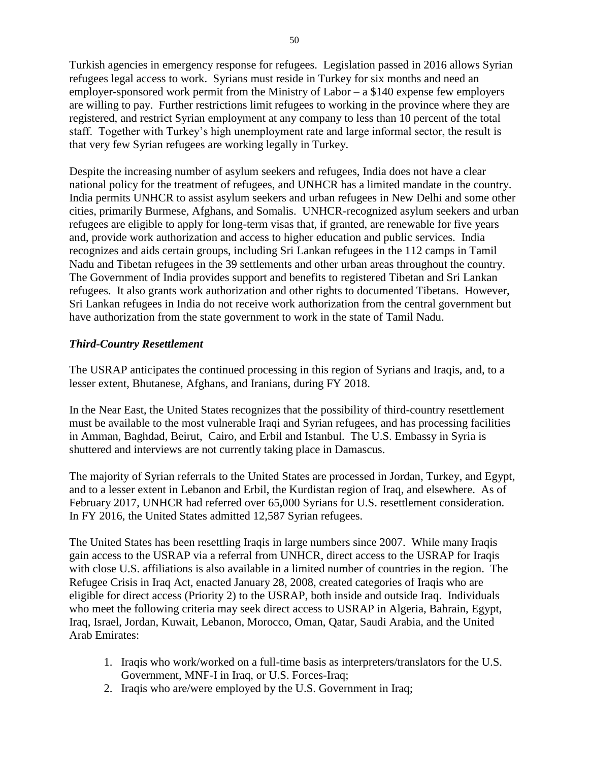Turkish agencies in emergency response for refugees. Legislation passed in 2016 allows Syrian refugees legal access to work. Syrians must reside in Turkey for six months and need an employer-sponsored work permit from the Ministry of Labor – a $140 expense few employers are willing to pay. Further restrictions limit refugees to working in the province where they are registered, and restrict Syrian employment at any company to less than 10 percent of the total staff. Together with Turkey's high unemployment rate and large informal sector, the result is that very few Syrian refugees are working legally in Turkey.

Despite the increasing number of asylum seekers and refugees, India does not have a clear national policy for the treatment of refugees, and UNHCR has a limited mandate in the country. India permits UNHCR to assist asylum seekers and urban refugees in New Delhi and some other cities, primarily Burmese, Afghans, and Somalis. UNHCR-recognized asylum seekers and urban refugees are eligible to apply for long-term visas that, if granted, are renewable for five years and, provide work authorization and access to higher education and public services. India recognizes and aids certain groups, including Sri Lankan refugees in the 112 camps in Tamil Nadu and Tibetan refugees in the 39 settlements and other urban areas throughout the country. The Government of India provides support and benefits to registered Tibetan and Sri Lankan refugees. It also grants work authorization and other rights to documented Tibetans. However, Sri Lankan refugees in India do not receive work authorization from the central government but have authorization from the state government to work in the state of Tamil Nadu.

### *Third-Country Resettlement*

The USRAP anticipates the continued processing in this region of Syrians and Iraqis, and, to a lesser extent, Bhutanese, Afghans, and Iranians, during FY 2018.

In the Near East, the United States recognizes that the possibility of third-country resettlement must be available to the most vulnerable Iraqi and Syrian refugees, and has processing facilities in Amman, Baghdad, Beirut, Cairo, and Erbil and Istanbul. The U.S. Embassy in Syria is shuttered and interviews are not currently taking place in Damascus.

The majority of Syrian referrals to the United States are processed in Jordan, Turkey, and Egypt, and to a lesser extent in Lebanon and Erbil, the Kurdistan region of Iraq, and elsewhere. As of February 2017, UNHCR had referred over 65,000 Syrians for U.S. resettlement consideration. In FY 2016, the United States admitted 12,587 Syrian refugees.

The United States has been resettling Iraqis in large numbers since 2007. While many Iraqis gain access to the USRAP via a referral from UNHCR, direct access to the USRAP for Iraqis with close U.S. affiliations is also available in a limited number of countries in the region. The Refugee Crisis in Iraq Act, enacted January 28, 2008, created categories of Iraqis who are eligible for direct access (Priority 2) to the USRAP, both inside and outside Iraq. Individuals who meet the following criteria may seek direct access to USRAP in Algeria, Bahrain, Egypt, Iraq, Israel, Jordan, Kuwait, Lebanon, Morocco, Oman, Qatar, Saudi Arabia, and the United Arab Emirates:

1. Iraqis who work/worked on a full-time basis as interpreters/translators for the U.S. Government, MNF-I in Iraq, or U.S. Forces-Iraq;
2. Iraqis who are/were employed by the U.S. Government in Iraq;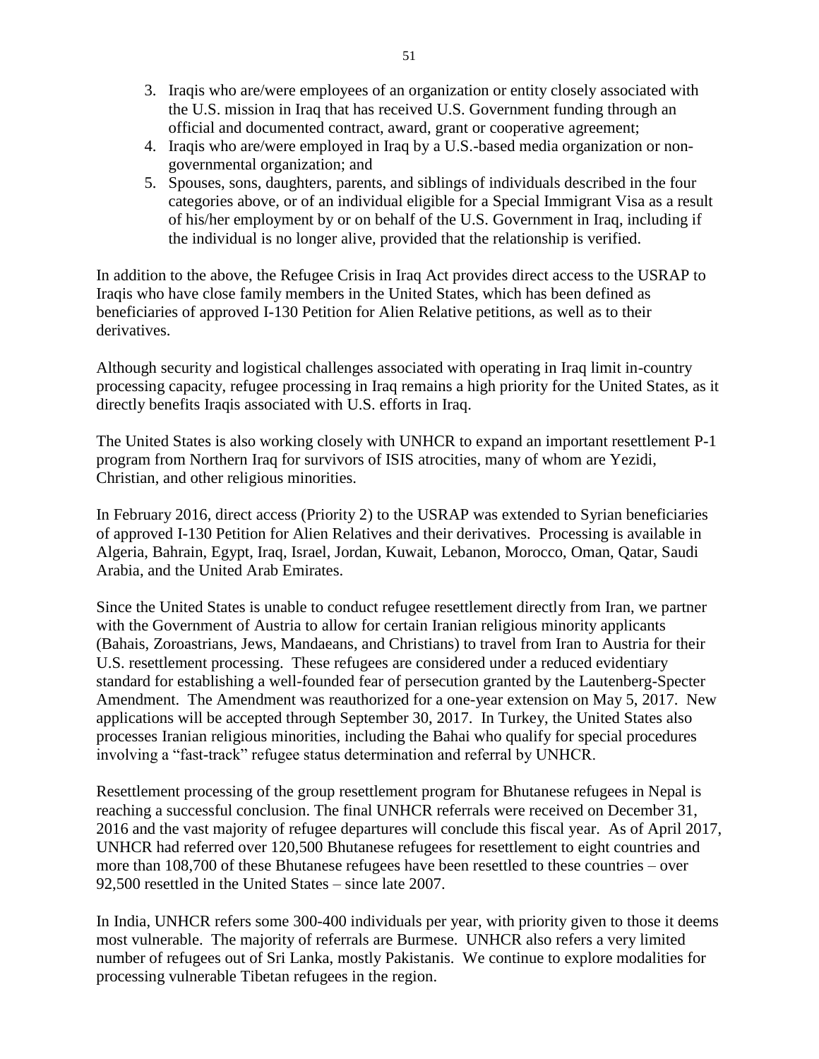3. Iraqis who are/were employees of an organization or entity closely associated with the U.S. mission in Iraq that has received U.S. Government funding through an official and documented contract, award, grant or cooperative agreement;
4. Iraqis who are/were employed in Iraq by a U.S.-based media organization or non-governmental organization; and
5. Spouses, sons, daughters, parents, and siblings of individuals described in the four categories above, or of an individual eligible for a Special Immigrant Visa as a result of his/her employment by or on behalf of the U.S. Government in Iraq, including if the individual is no longer alive, provided that the relationship is verified.

In addition to the above, the Refugee Crisis in Iraq Act provides direct access to the USRAP to Iraqis who have close family members in the United States, which has been defined as beneficiaries of approved I-130 Petition for Alien Relative petitions, as well as to their derivatives.

Although security and logistical challenges associated with operating in Iraq limit in-country processing capacity, refugee processing in Iraq remains a high priority for the United States, as it directly benefits Iraqis associated with U.S. efforts in Iraq.

The United States is also working closely with UNHCR to expand an important resettlement P-1 program from Northern Iraq for survivors of ISIS atrocities, many of whom are Yezidi, Christian, and other religious minorities.

In February 2016, direct access (Priority 2) to the USRAP was extended to Syrian beneficiaries of approved I-130 Petition for Alien Relatives and their derivatives. Processing is available in Algeria, Bahrain, Egypt, Iraq, Israel, Jordan, Kuwait, Lebanon, Morocco, Oman, Qatar, Saudi Arabia, and the United Arab Emirates.

Since the United States is unable to conduct refugee resettlement directly from Iran, we partner with the Government of Austria to allow for certain Iranian religious minority applicants (Bahais, Zoroastrians, Jews, Mandaeans, and Christians) to travel from Iran to Austria for their U.S. resettlement processing. These refugees are considered under a reduced evidentiary standard for establishing a well-founded fear of persecution granted by the Lautenberg-Specter Amendment. The Amendment was reauthorized for a one-year extension on May 5, 2017. New applications will be accepted through September 30, 2017. In Turkey, the United States also processes Iranian religious minorities, including the Bahai who qualify for special procedures involving a "fast-track" refugee status determination and referral by UNHCR.

Resettlement processing of the group resettlement program for Bhutanese refugees in Nepal is reaching a successful conclusion. The final UNHCR referrals were received on December 31, 2016 and the vast majority of refugee departures will conclude this fiscal year. As of April 2017, UNHCR had referred over 120,500 Bhutanese refugees for resettlement to eight countries and more than 108,700 of these Bhutanese refugees have been resettled to these countries – over 92,500 resettled in the United States – since late 2007.

In India, UNHCR refers some 300-400 individuals per year, with priority given to those it deems most vulnerable. The majority of referrals are Burmese. UNHCR also refers a very limited number of refugees out of Sri Lanka, mostly Pakistanis. We continue to explore modalities for processing vulnerable Tibetan refugees in the region.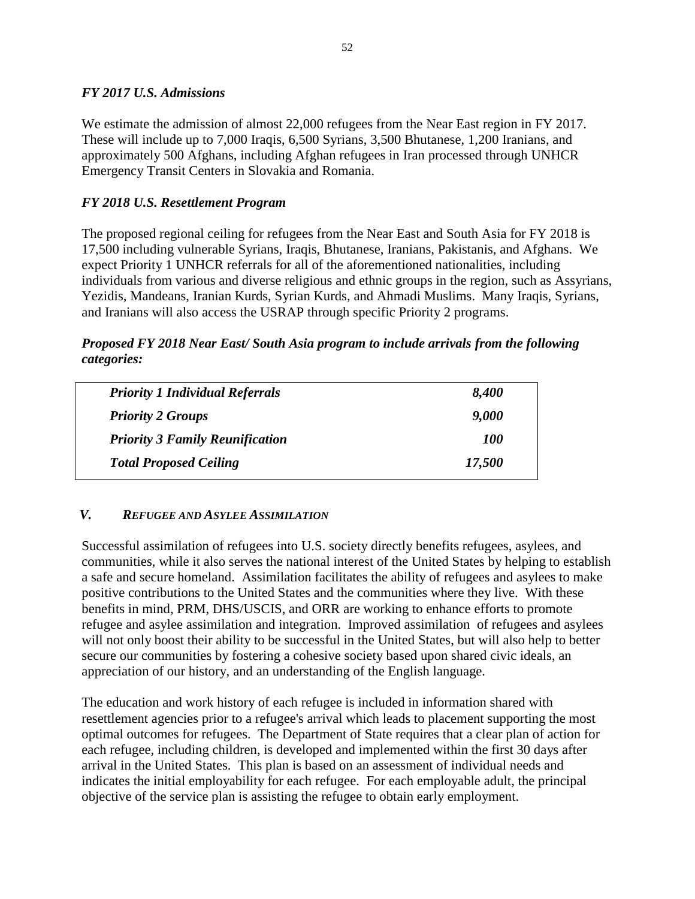### *FY 2017 U.S. Admissions*

We estimate the admission of almost 22,000 refugees from the Near East region in FY 2017. These will include up to 7,000 Iraqis, 6,500 Syrians, 3,500 Bhutanese, 1,200 Iranians, and approximately 500 Afghans, including Afghan refugees in Iran processed through UNHCR Emergency Transit Centers in Slovakia and Romania.

### *FY 2018 U.S. Resettlement Program*

The proposed regional ceiling for refugees from the Near East and South Asia for FY 2018 is 17,500 including vulnerable Syrians, Iraqis, Bhutanese, Iranians, Pakistanis, and Afghans. We expect Priority 1 UNHCR referrals for all of the aforementioned nationalities, including individuals from various and diverse religious and ethnic groups in the region, such as Assyrians, Yezidis, Mandeans, Iranian Kurds, Syrian Kurds, and Ahmadi Muslims. Many Iraqis, Syrians, and Iranians will also access the USRAP through specific Priority 2 programs.

***Proposed FY 2018 Near East/ South Asia program to include arrivals from the following categories:***

| | |
|---|---|
| ***Priority 1 Individual Referrals*** | ***8,400*** |
| ***Priority 2 Groups*** | ***9,000*** |
| ***Priority 3 Family Reunification*** | ***100*** |
| ***Total Proposed Ceiling*** | ***17,500*** |

## *V. REFUGEE AND ASYLEE ASSIMILATION*

Successful assimilation of refugees into U.S. society directly benefits refugees, asylees, and communities, while it also serves the national interest of the United States by helping to establish a safe and secure homeland. Assimilation facilitates the ability of refugees and asylees to make positive contributions to the United States and the communities where they live. With these benefits in mind, PRM, DHS/USCIS, and ORR are working to enhance efforts to promote refugee and asylee assimilation and integration. Improved assimilation of refugees and asylees will not only boost their ability to be successful in the United States, but will also help to better secure our communities by fostering a cohesive society based upon shared civic ideals, an appreciation of our history, and an understanding of the English language.

The education and work history of each refugee is included in information shared with resettlement agencies prior to a refugee's arrival which leads to placement supporting the most optimal outcomes for refugees. The Department of State requires that a clear plan of action for each refugee, including children, is developed and implemented within the first 30 days after arrival in the United States. This plan is based on an assessment of individual needs and indicates the initial employability for each refugee. For each employable adult, the principal objective of the service plan is assisting the refugee to obtain early employment.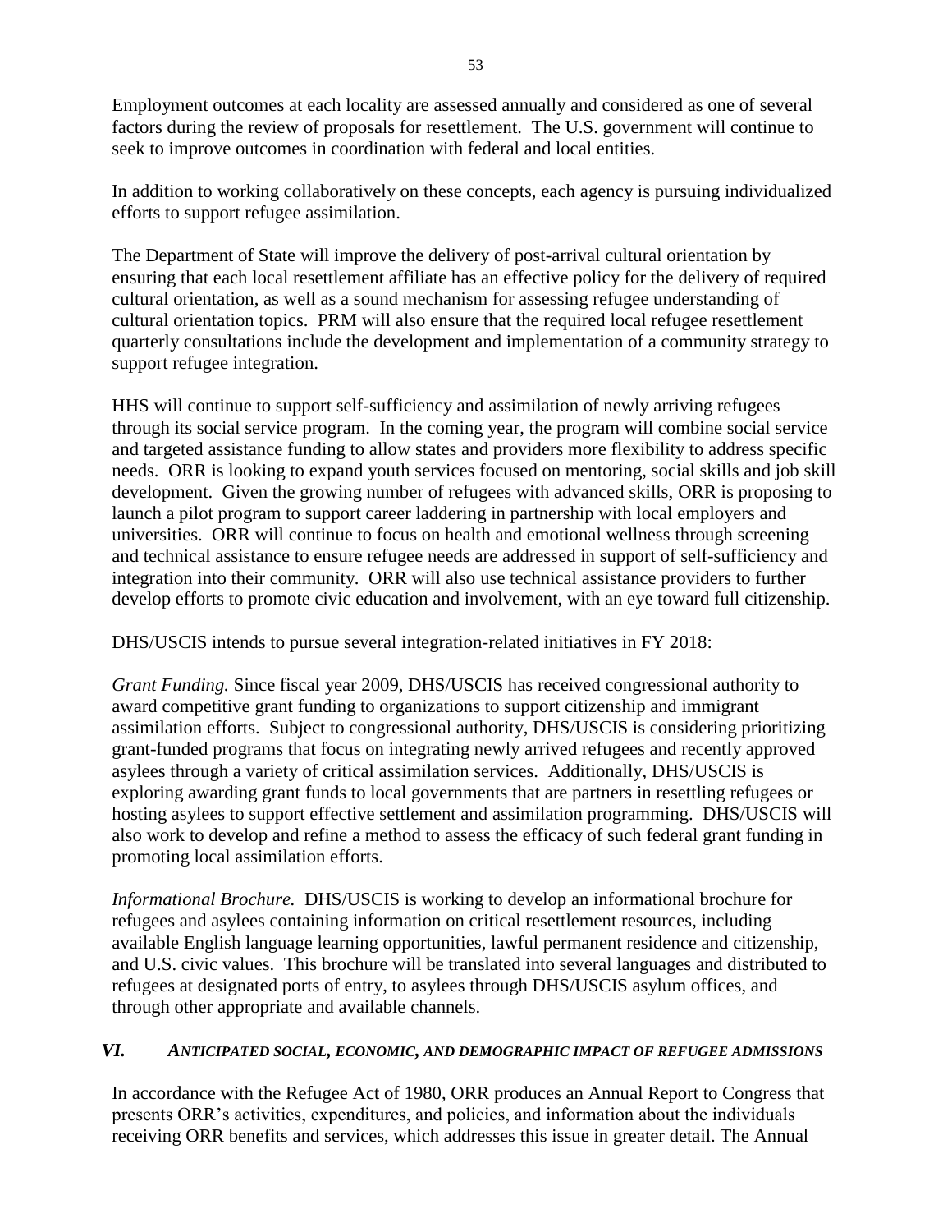Employment outcomes at each locality are assessed annually and considered as one of several factors during the review of proposals for resettlement. The U.S. government will continue to seek to improve outcomes in coordination with federal and local entities.

In addition to working collaboratively on these concepts, each agency is pursuing individualized efforts to support refugee assimilation.

The Department of State will improve the delivery of post-arrival cultural orientation by ensuring that each local resettlement affiliate has an effective policy for the delivery of required cultural orientation, as well as a sound mechanism for assessing refugee understanding of cultural orientation topics. PRM will also ensure that the required local refugee resettlement quarterly consultations include the development and implementation of a community strategy to support refugee integration.

HHS will continue to support self-sufficiency and assimilation of newly arriving refugees through its social service program. In the coming year, the program will combine social service and targeted assistance funding to allow states and providers more flexibility to address specific needs. ORR is looking to expand youth services focused on mentoring, social skills and job skill development. Given the growing number of refugees with advanced skills, ORR is proposing to launch a pilot program to support career laddering in partnership with local employers and universities. ORR will continue to focus on health and emotional wellness through screening and technical assistance to ensure refugee needs are addressed in support of self-sufficiency and integration into their community. ORR will also use technical assistance providers to further develop efforts to promote civic education and involvement, with an eye toward full citizenship.

DHS/USCIS intends to pursue several integration-related initiatives in FY 2018:

*Grant Funding.* Since fiscal year 2009, DHS/USCIS has received congressional authority to award competitive grant funding to organizations to support citizenship and immigrant assimilation efforts. Subject to congressional authority, DHS/USCIS is considering prioritizing grant-funded programs that focus on integrating newly arrived refugees and recently approved asylees through a variety of critical assimilation services. Additionally, DHS/USCIS is exploring awarding grant funds to local governments that are partners in resettling refugees or hosting asylees to support effective settlement and assimilation programming. DHS/USCIS will also work to develop and refine a method to assess the efficacy of such federal grant funding in promoting local assimilation efforts.

*Informational Brochure.* DHS/USCIS is working to develop an informational brochure for refugees and asylees containing information on critical resettlement resources, including available English language learning opportunities, lawful permanent residence and citizenship, and U.S. civic values. This brochure will be translated into several languages and distributed to refugees at designated ports of entry, to asylees through DHS/USCIS asylum offices, and through other appropriate and available channels.

## *VI. ANTICIPATED SOCIAL, ECONOMIC, AND DEMOGRAPHIC IMPACT OF REFUGEE ADMISSIONS*

In accordance with the Refugee Act of 1980, ORR produces an Annual Report to Congress that presents ORR's activities, expenditures, and policies, and information about the individuals receiving ORR benefits and services, which addresses this issue in greater detail. The Annual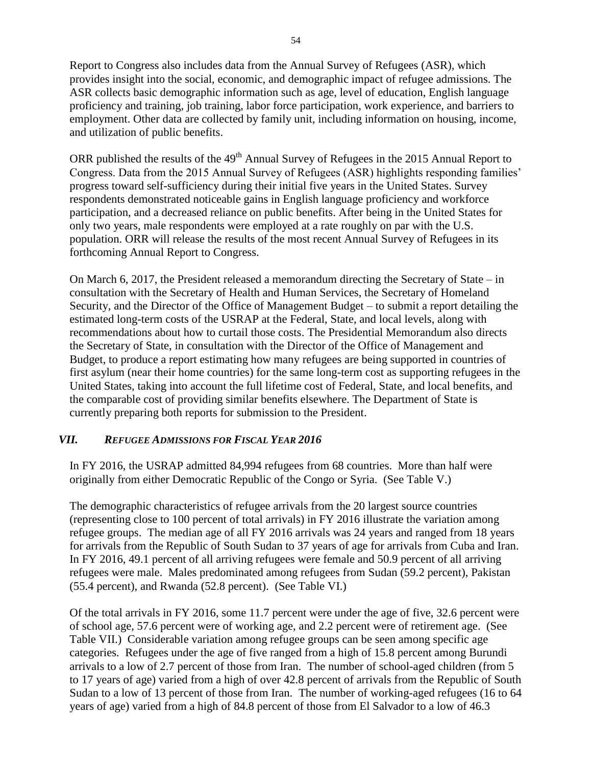Report to Congress also includes data from the Annual Survey of Refugees (ASR), which provides insight into the social, economic, and demographic impact of refugee admissions. The ASR collects basic demographic information such as age, level of education, English language proficiency and training, job training, labor force participation, work experience, and barriers to employment. Other data are collected by family unit, including information on housing, income, and utilization of public benefits.

ORR published the results of the 49th Annual Survey of Refugees in the 2015 Annual Report to Congress. Data from the 2015 Annual Survey of Refugees (ASR) highlights responding families' progress toward self-sufficiency during their initial five years in the United States. Survey respondents demonstrated noticeable gains in English language proficiency and workforce participation, and a decreased reliance on public benefits. After being in the United States for only two years, male respondents were employed at a rate roughly on par with the U.S. population. ORR will release the results of the most recent Annual Survey of Refugees in its forthcoming Annual Report to Congress.

On March 6, 2017, the President released a memorandum directing the Secretary of State – in consultation with the Secretary of Health and Human Services, the Secretary of Homeland Security, and the Director of the Office of Management Budget – to submit a report detailing the estimated long-term costs of the USRAP at the Federal, State, and local levels, along with recommendations about how to curtail those costs. The Presidential Memorandum also directs the Secretary of State, in consultation with the Director of the Office of Management and Budget, to produce a report estimating how many refugees are being supported in countries of first asylum (near their home countries) for the same long-term cost as supporting refugees in the United States, taking into account the full lifetime cost of Federal, State, and local benefits, and the comparable cost of providing similar benefits elsewhere. The Department of State is currently preparing both reports for submission to the President.

## *VII. Refugee Admissions for Fiscal Year 2016*

In FY 2016, the USRAP admitted 84,994 refugees from 68 countries. More than half were originally from either Democratic Republic of the Congo or Syria. (See Table V.)

The demographic characteristics of refugee arrivals from the 20 largest source countries (representing close to 100 percent of total arrivals) in FY 2016 illustrate the variation among refugee groups. The median age of all FY 2016 arrivals was 24 years and ranged from 18 years for arrivals from the Republic of South Sudan to 37 years of age for arrivals from Cuba and Iran. In FY 2016, 49.1 percent of all arriving refugees were female and 50.9 percent of all arriving refugees were male. Males predominated among refugees from Sudan (59.2 percent), Pakistan (55.4 percent), and Rwanda (52.8 percent). (See Table VI.)

Of the total arrivals in FY 2016, some 11.7 percent were under the age of five, 32.6 percent were of school age, 57.6 percent were of working age, and 2.2 percent were of retirement age. (See Table VII.) Considerable variation among refugee groups can be seen among specific age categories. Refugees under the age of five ranged from a high of 15.8 percent among Burundi arrivals to a low of 2.7 percent of those from Iran. The number of school-aged children (from 5 to 17 years of age) varied from a high of over 42.8 percent of arrivals from the Republic of South Sudan to a low of 13 percent of those from Iran. The number of working-aged refugees (16 to 64 years of age) varied from a high of 84.8 percent of those from El Salvador to a low of 46.3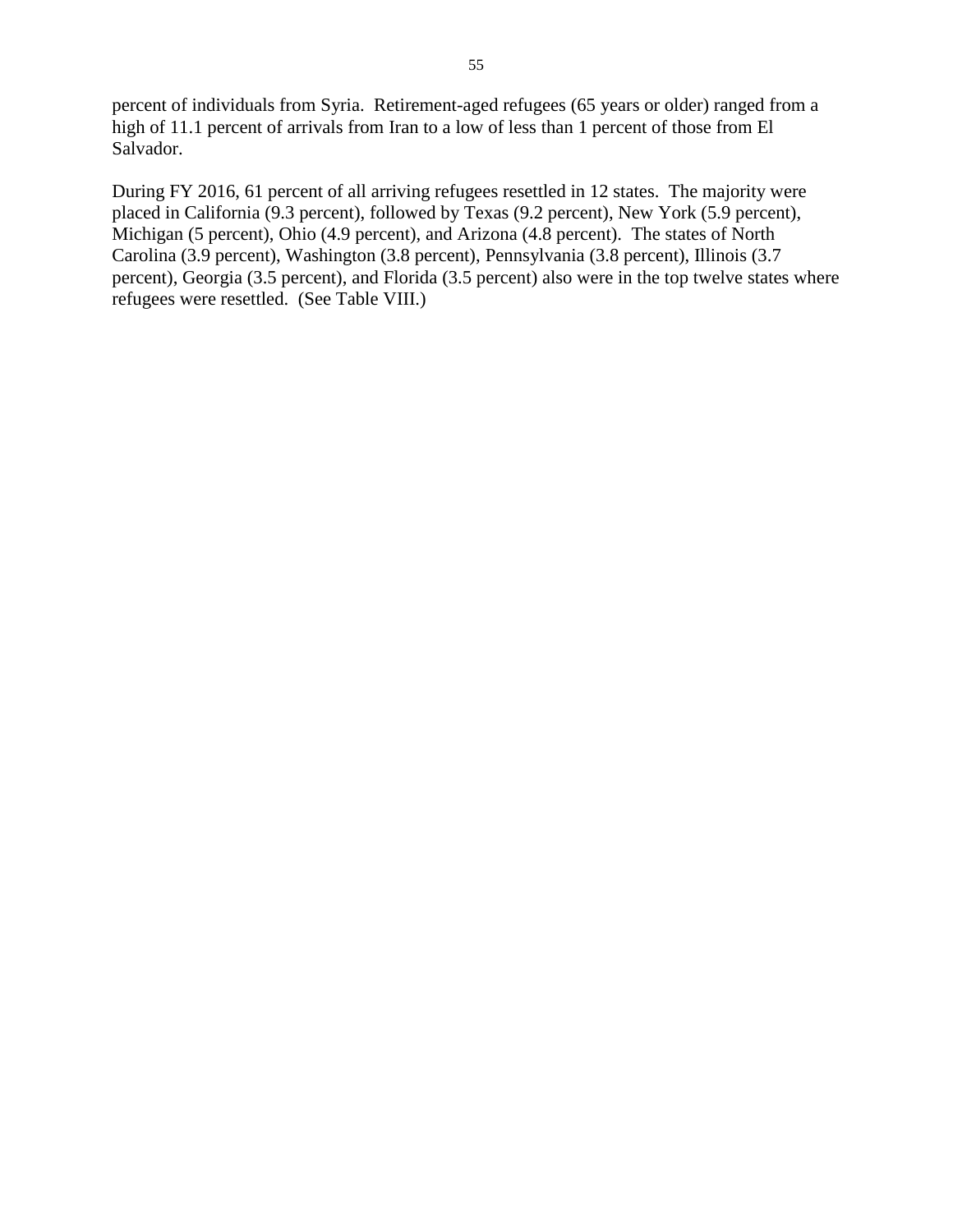percent of individuals from Syria. Retirement-aged refugees (65 years or older) ranged from a high of 11.1 percent of arrivals from Iran to a low of less than 1 percent of those from El Salvador.

During FY 2016, 61 percent of all arriving refugees resettled in 12 states. The majority were placed in California (9.3 percent), followed by Texas (9.2 percent), New York (5.9 percent), Michigan (5 percent), Ohio (4.9 percent), and Arizona (4.8 percent). The states of North Carolina (3.9 percent), Washington (3.8 percent), Pennsylvania (3.8 percent), Illinois (3.7 percent), Georgia (3.5 percent), and Florida (3.5 percent) also were in the top twelve states where refugees were resettled. (See Table VIII.)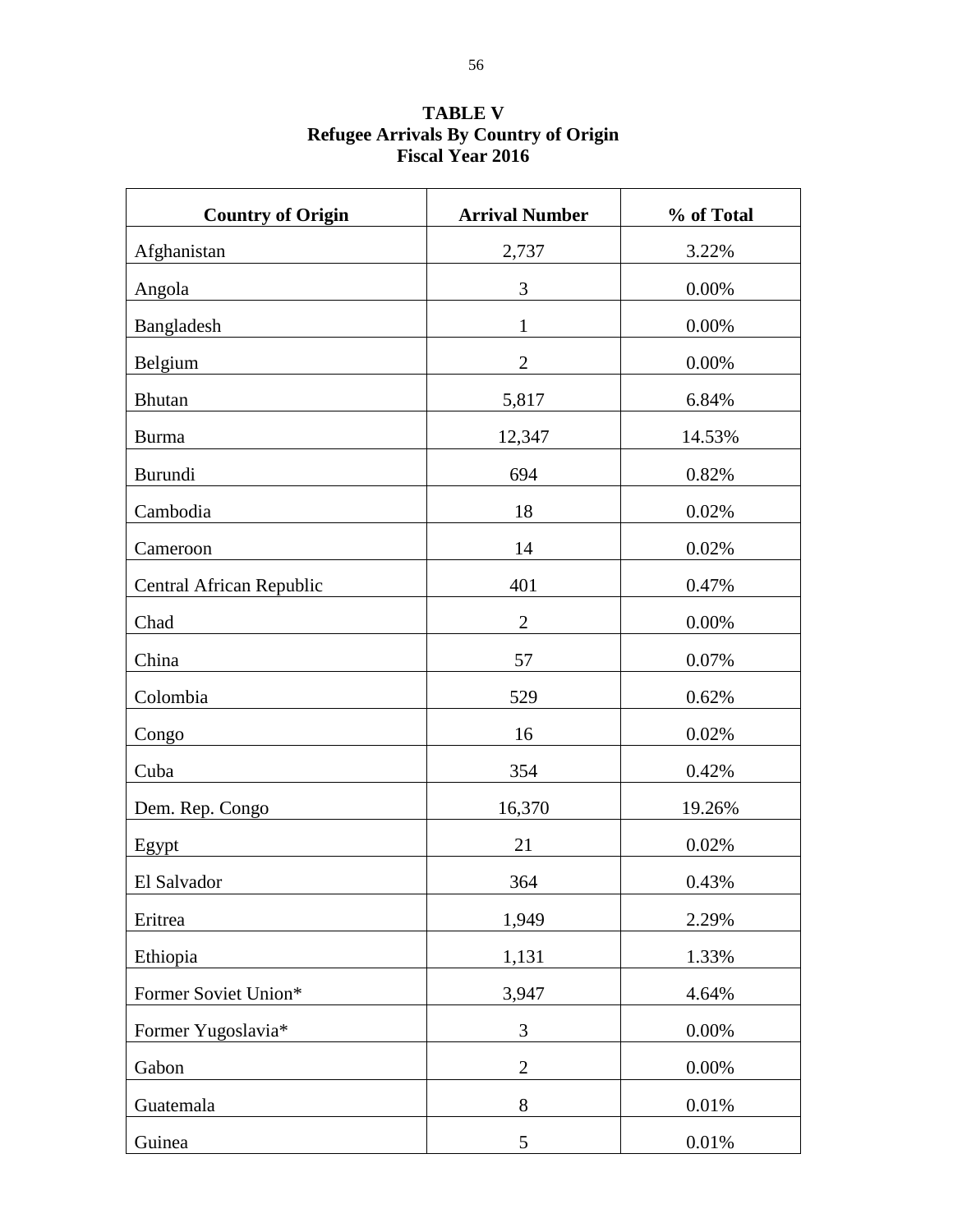**TABLE V**
**Refugee Arrivals By Country of Origin**
**Fiscal Year 2016**

| Country of Origin | Arrival Number | % of Total |
|---|---|---|
| Afghanistan | 2,737 | 3.22% |
| Angola | 3 | 0.00% |
| Bangladesh | 1 | 0.00% |
| Belgium | 2 | 0.00% |
| Bhutan | 5,817 | 6.84% |
| Burma | 12,347 | 14.53% |
| Burundi | 694 | 0.82% |
| Cambodia | 18 | 0.02% |
| Cameroon | 14 | 0.02% |
| Central African Republic | 401 | 0.47% |
| Chad | 2 | 0.00% |
| China | 57 | 0.07% |
| Colombia | 529 | 0.62% |
| Congo | 16 | 0.02% |
| Cuba | 354 | 0.42% |
| Dem. Rep. Congo | 16,370 | 19.26% |
| Egypt | 21 | 0.02% |
| El Salvador | 364 | 0.43% |
| Eritrea | 1,949 | 2.29% |
| Ethiopia | 1,131 | 1.33% |
| Former Soviet Union* | 3,947 | 4.64% |
| Former Yugoslavia* | 3 | 0.00% |
| Gabon | 2 | 0.00% |
| Guatemala | 8 | 0.01% |
| Guinea | 5 | 0.01% |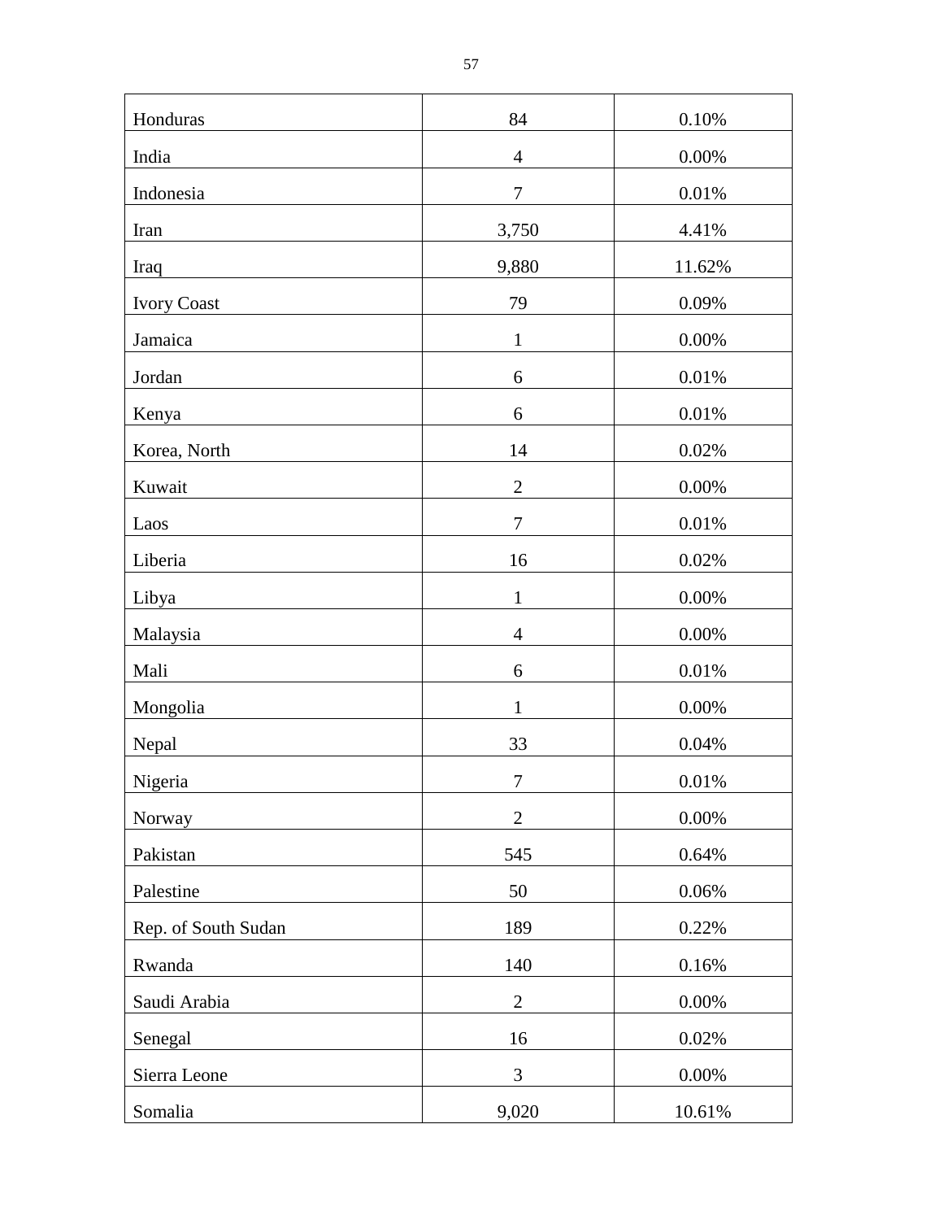| Honduras | 84 | 0.10% |
|---|---|---|
| India | 4 | 0.00% |
| Indonesia | 7 | 0.01% |
| Iran | 3,750 | 4.41% |
| Iraq | 9,880 | 11.62% |
| Ivory Coast | 79 | 0.09% |
| Jamaica | 1 | 0.00% |
| Jordan | 6 | 0.01% |
| Kenya | 6 | 0.01% |
| Korea, North | 14 | 0.02% |
| Kuwait | 2 | 0.00% |
| Laos | 7 | 0.01% |
| Liberia | 16 | 0.02% |
| Libya | 1 | 0.00% |
| Malaysia | 4 | 0.00% |
| Mali | 6 | 0.01% |
| Mongolia | 1 | 0.00% |
| Nepal | 33 | 0.04% |
| Nigeria | 7 | 0.01% |
| Norway | 2 | 0.00% |
| Pakistan | 545 | 0.64% |
| Palestine | 50 | 0.06% |
| Rep. of South Sudan | 189 | 0.22% |
| Rwanda | 140 | 0.16% |
| Saudi Arabia | 2 | 0.00% |
| Senegal | 16 | 0.02% |
| Sierra Leone | 3 | 0.00% |
| Somalia | 9,020 | 10.61% |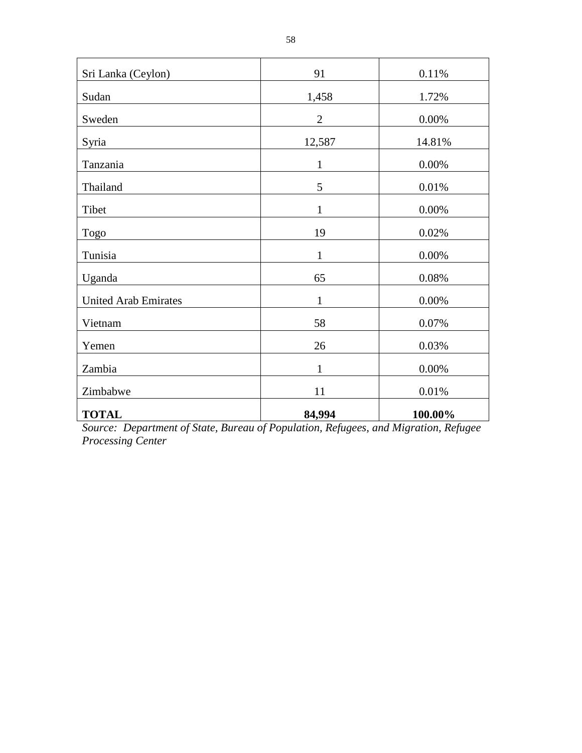| | | |
|---|---|---|
| Sri Lanka (Ceylon) | 91 | 0.11% |
| Sudan | 1,458 | 1.72% |
| Sweden | 2 | 0.00% |
| Syria | 12,587 | 14.81% |
| Tanzania | 1 | 0.00% |
| Thailand | 5 | 0.01% |
| Tibet | 1 | 0.00% |
| Togo | 19 | 0.02% |
| Tunisia | 1 | 0.00% |
| Uganda | 65 | 0.08% |
| United Arab Emirates | 1 | 0.00% |
| Vietnam | 58 | 0.07% |
| Yemen | 26 | 0.03% |
| Zambia | 1 | 0.00% |
| Zimbabwe | 11 | 0.01% |
| **TOTAL** | **84,994** | **100.00%** |

*Source: Department of State, Bureau of Population, Refugees, and Migration, Refugee Processing Center*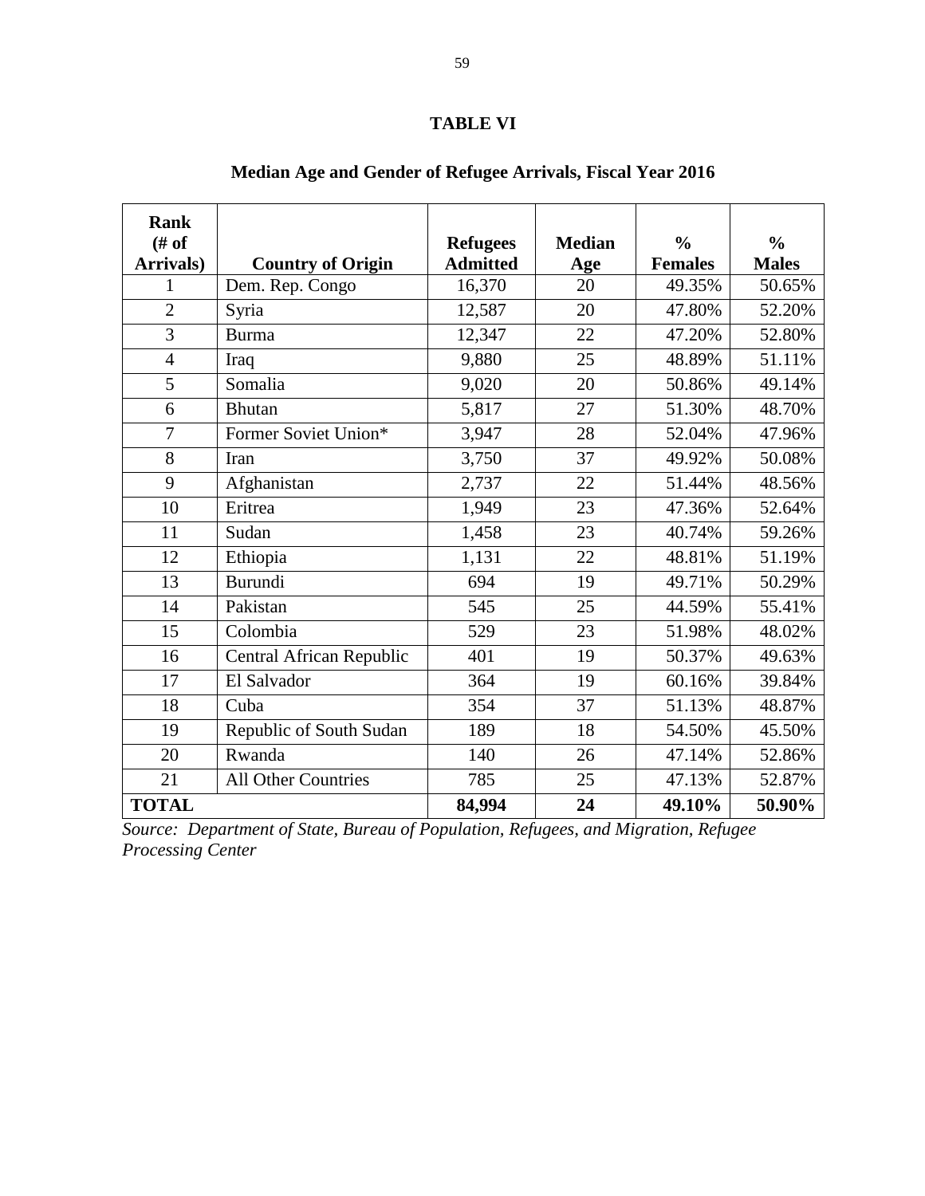**TABLE VI**

**Median Age and Gender of Refugee Arrivals, Fiscal Year 2016**

| Rank (# of Arrivals) | Country of Origin | Refugees Admitted | Median Age | % Females | % Males |
|---|---|---|---|---|---|
| 1 | Dem. Rep. Congo | 16,370 | 20 | 49.35% | 50.65% |
| 2 | Syria | 12,587 | 20 | 47.80% | 52.20% |
| 3 | Burma | 12,347 | 22 | 47.20% | 52.80% |
| 4 | Iraq | 9,880 | 25 | 48.89% | 51.11% |
| 5 | Somalia | 9,020 | 20 | 50.86% | 49.14% |
| 6 | Bhutan | 5,817 | 27 | 51.30% | 48.70% |
| 7 | Former Soviet Union* | 3,947 | 28 | 52.04% | 47.96% |
| 8 | Iran | 3,750 | 37 | 49.92% | 50.08% |
| 9 | Afghanistan | 2,737 | 22 | 51.44% | 48.56% |
| 10 | Eritrea | 1,949 | 23 | 47.36% | 52.64% |
| 11 | Sudan | 1,458 | 23 | 40.74% | 59.26% |
| 12 | Ethiopia | 1,131 | 22 | 48.81% | 51.19% |
| 13 | Burundi | 694 | 19 | 49.71% | 50.29% |
| 14 | Pakistan | 545 | 25 | 44.59% | 55.41% |
| 15 | Colombia | 529 | 23 | 51.98% | 48.02% |
| 16 | Central African Republic | 401 | 19 | 50.37% | 49.63% |
| 17 | El Salvador | 364 | 19 | 60.16% | 39.84% |
| 18 | Cuba | 354 | 37 | 51.13% | 48.87% |
| 19 | Republic of South Sudan | 189 | 18 | 54.50% | 45.50% |
| 20 | Rwanda | 140 | 26 | 47.14% | 52.86% |
| 21 | All Other Countries | 785 | 25 | 47.13% | 52.87% |
| **TOTAL** | | **84,994** | **24** | **49.10%** | **50.90%** |

*Source: Department of State, Bureau of Population, Refugees, and Migration, Refugee Processing Center*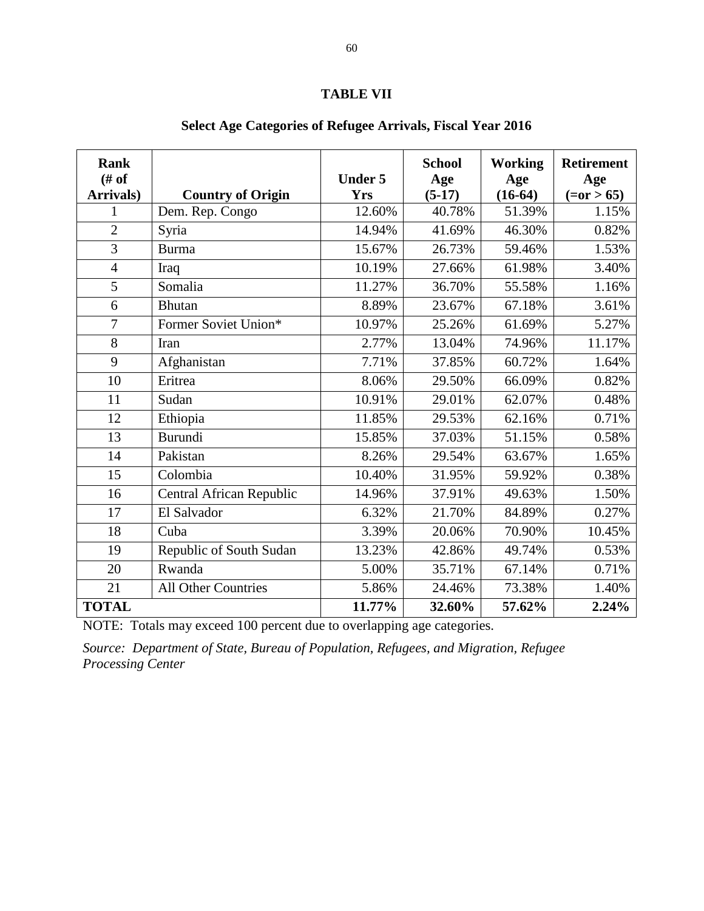## TABLE VII

### Select Age Categories of Refugee Arrivals, Fiscal Year 2016

| Rank (# of Arrivals) | Country of Origin | Under 5 Yrs | School Age (5-17) | Working Age (16-64) | Retirement Age (=or > 65) |
|---|---|---|---|---|---|
| 1 | Dem. Rep. Congo | 12.60% | 40.78% | 51.39% | 1.15% |
| 2 | Syria | 14.94% | 41.69% | 46.30% | 0.82% |
| 3 | Burma | 15.67% | 26.73% | 59.46% | 1.53% |
| 4 | Iraq | 10.19% | 27.66% | 61.98% | 3.40% |
| 5 | Somalia | 11.27% | 36.70% | 55.58% | 1.16% |
| 6 | Bhutan | 8.89% | 23.67% | 67.18% | 3.61% |
| 7 | Former Soviet Union* | 10.97% | 25.26% | 61.69% | 5.27% |
| 8 | Iran | 2.77% | 13.04% | 74.96% | 11.17% |
| 9 | Afghanistan | 7.71% | 37.85% | 60.72% | 1.64% |
| 10 | Eritrea | 8.06% | 29.50% | 66.09% | 0.82% |
| 11 | Sudan | 10.91% | 29.01% | 62.07% | 0.48% |
| 12 | Ethiopia | 11.85% | 29.53% | 62.16% | 0.71% |
| 13 | Burundi | 15.85% | 37.03% | 51.15% | 0.58% |
| 14 | Pakistan | 8.26% | 29.54% | 63.67% | 1.65% |
| 15 | Colombia | 10.40% | 31.95% | 59.92% | 0.38% |
| 16 | Central African Republic | 14.96% | 37.91% | 49.63% | 1.50% |
| 17 | El Salvador | 6.32% | 21.70% | 84.89% | 0.27% |
| 18 | Cuba | 3.39% | 20.06% | 70.90% | 10.45% |
| 19 | Republic of South Sudan | 13.23% | 42.86% | 49.74% | 0.53% |
| 20 | Rwanda | 5.00% | 35.71% | 67.14% | 0.71% |
| 21 | All Other Countries | 5.86% | 24.46% | 73.38% | 1.40% |
| **TOTAL** | | **11.77%** | **32.60%** | **57.62%** | **2.24%** |

NOTE: Totals may exceed 100 percent due to overlapping age categories.

*Source: Department of State, Bureau of Population, Refugees, and Migration, Refugee Processing Center*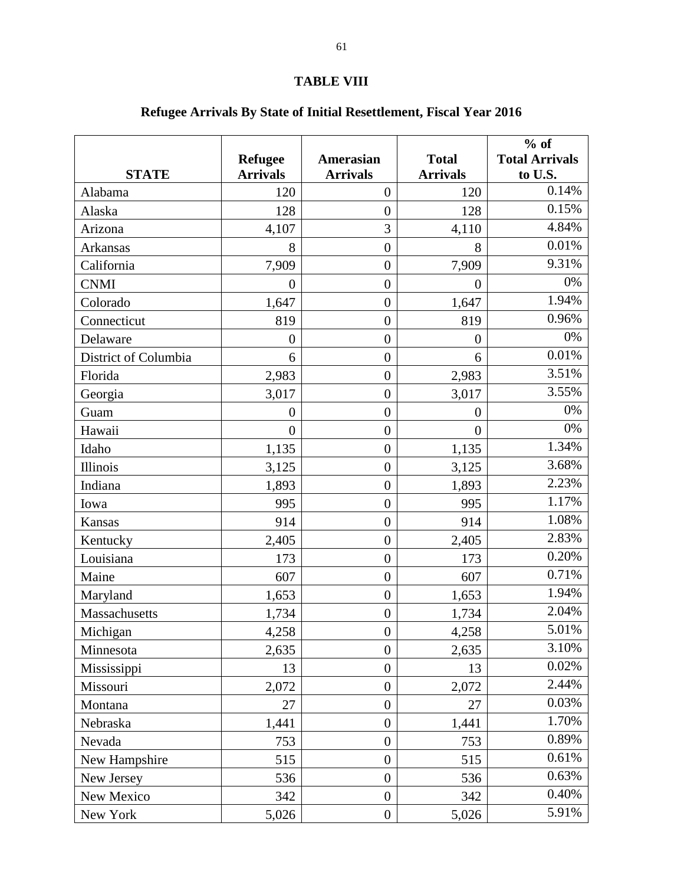**TABLE VIII**

**Refugee Arrivals By State of Initial Resettlement, Fiscal Year 2016**

| STATE | Refugee Arrivals | Amerasian Arrivals | Total Arrivals | % of Total Arrivals to U.S. |
|---|---|---|---|---|
| Alabama | 120 | 0 | 120 | 0.14% |
| Alaska | 128 | 0 | 128 | 0.15% |
| Arizona | 4,107 | 3 | 4,110 | 4.84% |
| Arkansas | 8 | 0 | 8 | 0.01% |
| California | 7,909 | 0 | 7,909 | 9.31% |
| CNMI | 0 | 0 | 0 | 0% |
| Colorado | 1,647 | 0 | 1,647 | 1.94% |
| Connecticut | 819 | 0 | 819 | 0.96% |
| Delaware | 0 | 0 | 0 | 0% |
| District of Columbia | 6 | 0 | 6 | 0.01% |
| Florida | 2,983 | 0 | 2,983 | 3.51% |
| Georgia | 3,017 | 0 | 3,017 | 3.55% |
| Guam | 0 | 0 | 0 | 0% |
| Hawaii | 0 | 0 | 0 | 0% |
| Idaho | 1,135 | 0 | 1,135 | 1.34% |
| Illinois | 3,125 | 0 | 3,125 | 3.68% |
| Indiana | 1,893 | 0 | 1,893 | 2.23% |
| Iowa | 995 | 0 | 995 | 1.17% |
| Kansas | 914 | 0 | 914 | 1.08% |
| Kentucky | 2,405 | 0 | 2,405 | 2.83% |
| Louisiana | 173 | 0 | 173 | 0.20% |
| Maine | 607 | 0 | 607 | 0.71% |
| Maryland | 1,653 | 0 | 1,653 | 1.94% |
| Massachusetts | 1,734 | 0 | 1,734 | 2.04% |
| Michigan | 4,258 | 0 | 4,258 | 5.01% |
| Minnesota | 2,635 | 0 | 2,635 | 3.10% |
| Mississippi | 13 | 0 | 13 | 0.02% |
| Missouri | 2,072 | 0 | 2,072 | 2.44% |
| Montana | 27 | 0 | 27 | 0.03% |
| Nebraska | 1,441 | 0 | 1,441 | 1.70% |
| Nevada | 753 | 0 | 753 | 0.89% |
| New Hampshire | 515 | 0 | 515 | 0.61% |
| New Jersey | 536 | 0 | 536 | 0.63% |
| New Mexico | 342 | 0 | 342 | 0.40% |
| New York | 5,026 | 0 | 5,026 | 5.91% |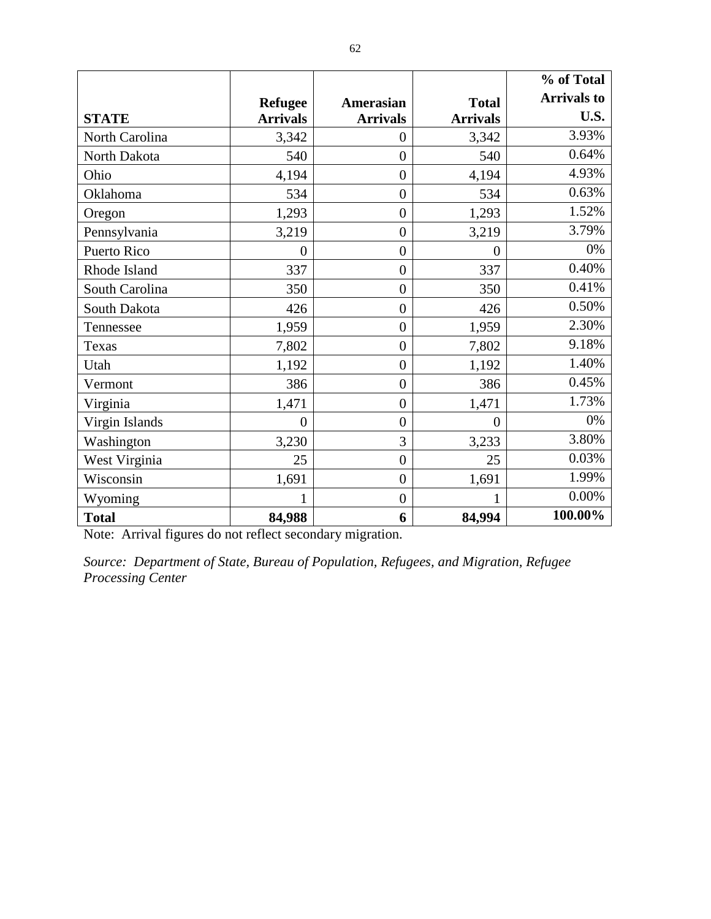| STATE | Refugee Arrivals | Amerasian Arrivals | Total Arrivals | % of Total Arrivals to U.S. |
|---|---|---|---|---|
| North Carolina | 3,342 | 0 | 3,342 | 3.93% |
| North Dakota | 540 | 0 | 540 | 0.64% |
| Ohio | 4,194 | 0 | 4,194 | 4.93% |
| Oklahoma | 534 | 0 | 534 | 0.63% |
| Oregon | 1,293 | 0 | 1,293 | 1.52% |
| Pennsylvania | 3,219 | 0 | 3,219 | 3.79% |
| Puerto Rico | 0 | 0 | 0 | 0% |
| Rhode Island | 337 | 0 | 337 | 0.40% |
| South Carolina | 350 | 0 | 350 | 0.41% |
| South Dakota | 426 | 0 | 426 | 0.50% |
| Tennessee | 1,959 | 0 | 1,959 | 2.30% |
| Texas | 7,802 | 0 | 7,802 | 9.18% |
| Utah | 1,192 | 0 | 1,192 | 1.40% |
| Vermont | 386 | 0 | 386 | 0.45% |
| Virginia | 1,471 | 0 | 1,471 | 1.73% |
| Virgin Islands | 0 | 0 | 0 | 0% |
| Washington | 3,230 | 3 | 3,233 | 3.80% |
| West Virginia | 25 | 0 | 25 | 0.03% |
| Wisconsin | 1,691 | 0 | 1,691 | 1.99% |
| Wyoming | 1 | 0 | 1 | 0.00% |
| **Total** | **84,988** | **6** | **84,994** | **100.00%** |

Note: Arrival figures do not reflect secondary migration.

*Source: Department of State, Bureau of Population, Refugees, and Migration, Refugee Processing Center*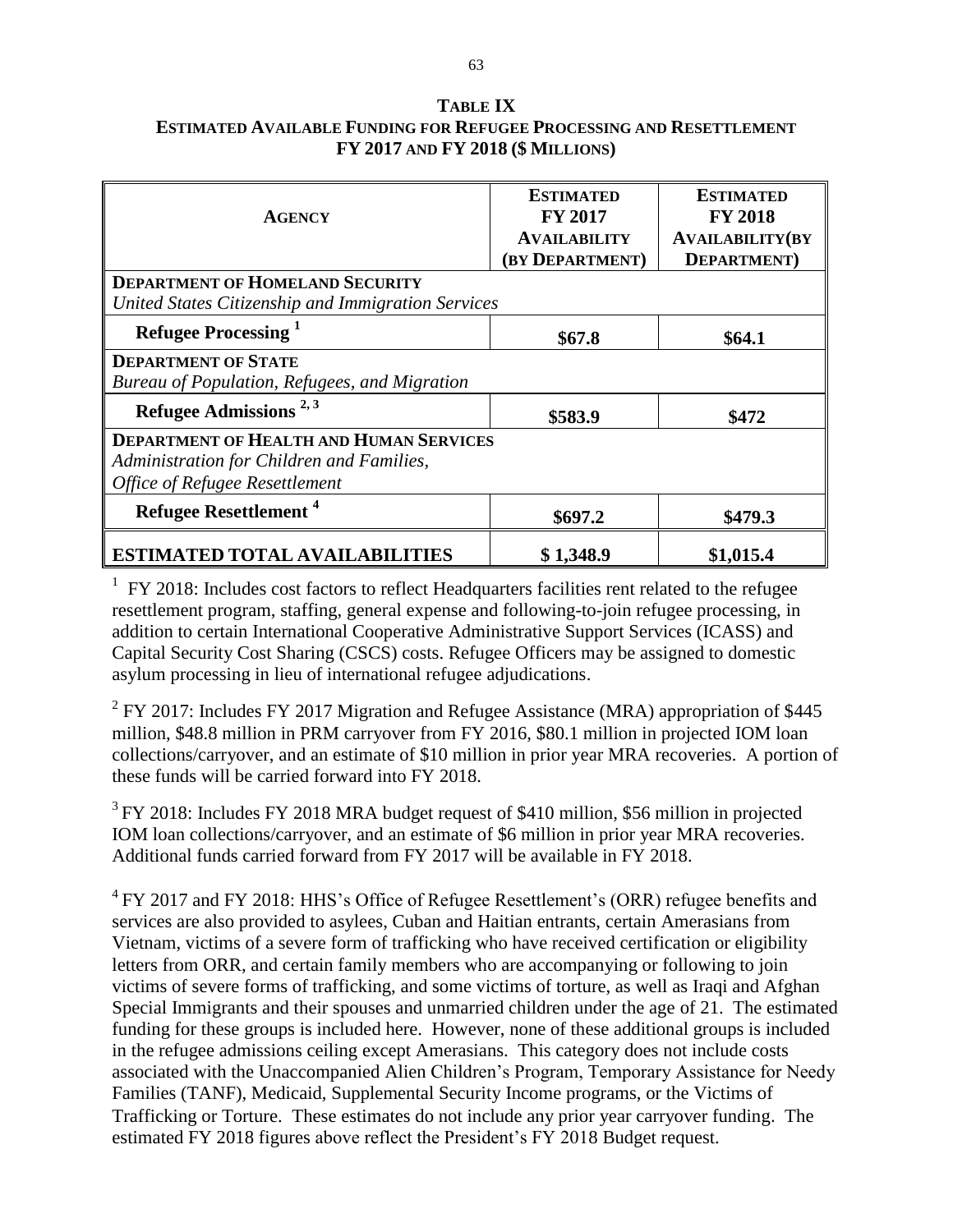**TABLE IX**
**ESTIMATED AVAILABLE FUNDING FOR REFUGEE PROCESSING AND RESETTLEMENT**
**FY 2017 AND FY 2018 ($ MILLIONS)**

| AGENCY | ESTIMATED FY 2017 AVAILABILITY (BY DEPARTMENT) | ESTIMATED FY 2018 AVAILABILITY(BY DEPARTMENT) |
|---|---|---|
| **DEPARTMENT OF HOMELAND SECURITY** *United States Citizenship and Immigration Services* | | |
| **Refugee Processing** [1] | **$67.8** | **$64.1** |
| **DEPARTMENT OF STATE** *Bureau of Population, Refugees, and Migration* | | |
| **Refugee Admissions** [2, 3] | **$583.9** | **$472** |
| **DEPARTMENT OF HEALTH AND HUMAN SERVICES** *Administration for Children and Families, Office of Refugee Resettlement* | | |
| **Refugee Resettlement** [4] | **$697.2** | **$479.3** |
| **ESTIMATED TOTAL AVAILABILITIES** | **$ 1,348.9** | **$1,015.4** |

[1] FY 2018: Includes cost factors to reflect Headquarters facilities rent related to the refugee resettlement program, staffing, general expense and following-to-join refugee processing, in addition to certain International Cooperative Administrative Support Services (ICASS) and Capital Security Cost Sharing (CSCS) costs. Refugee Officers may be assigned to domestic asylum processing in lieu of international refugee adjudications.

[2] FY 2017: Includes FY 2017 Migration and Refugee Assistance (MRA) appropriation of $445 million, $48.8 million in PRM carryover from FY 2016, $80.1 million in projected IOM loan collections/carryover, and an estimate of $10 million in prior year MRA recoveries. A portion of these funds will be carried forward into FY 2018.

[3] FY 2018: Includes FY 2018 MRA budget request of $410 million, $56 million in projected IOM loan collections/carryover, and an estimate of $6 million in prior year MRA recoveries. Additional funds carried forward from FY 2017 will be available in FY 2018.

[4] FY 2017 and FY 2018: HHS's Office of Refugee Resettlement's (ORR) refugee benefits and services are also provided to asylees, Cuban and Haitian entrants, certain Amerasians from Vietnam, victims of a severe form of trafficking who have received certification or eligibility letters from ORR, and certain family members who are accompanying or following to join victims of severe forms of trafficking, and some victims of torture, as well as Iraqi and Afghan Special Immigrants and their spouses and unmarried children under the age of 21. The estimated funding for these groups is included here. However, none of these additional groups is included in the refugee admissions ceiling except Amerasians. This category does not include costs associated with the Unaccompanied Alien Children's Program, Temporary Assistance for Needy Families (TANF), Medicaid, Supplemental Security Income programs, or the Victims of Trafficking or Torture. These estimates do not include any prior year carryover funding. The estimated FY 2018 figures above reflect the President's FY 2018 Budget request.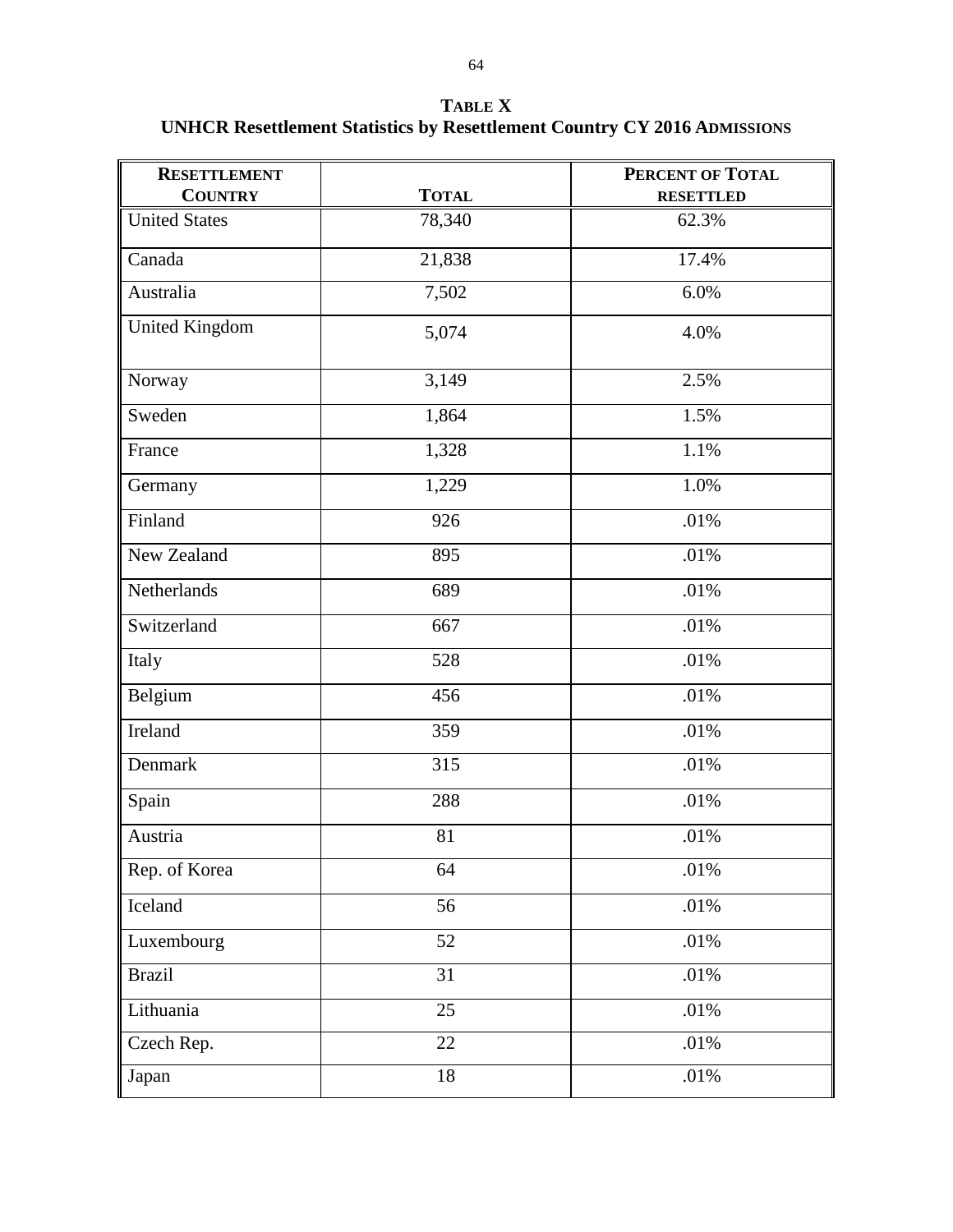**TABLE X**
**UNHCR Resettlement Statistics by Resettlement Country CY 2016 ADMISSIONS**

| RESETTLEMENT COUNTRY | TOTAL | PERCENT OF TOTAL RESETTLED |
|---|---|---|
| United States | 78,340 | 62.3% |
| Canada | 21,838 | 17.4% |
| Australia | 7,502 | 6.0% |
| United Kingdom | 5,074 | 4.0% |
| Norway | 3,149 | 2.5% |
| Sweden | 1,864 | 1.5% |
| France | 1,328 | 1.1% |
| Germany | 1,229 | 1.0% |
| Finland | 926 | .01% |
| New Zealand | 895 | .01% |
| Netherlands | 689 | .01% |
| Switzerland | 667 | .01% |
| Italy | 528 | .01% |
| Belgium | 456 | .01% |
| Ireland | 359 | .01% |
| Denmark | 315 | .01% |
| Spain | 288 | .01% |
| Austria | 81 | .01% |
| Rep. of Korea | 64 | .01% |
| Iceland | 56 | .01% |
| Luxembourg | 52 | .01% |
| Brazil | 31 | .01% |
| Lithuania | 25 | .01% |
| Czech Rep. | 22 | .01% |
| Japan | 18 | .01% |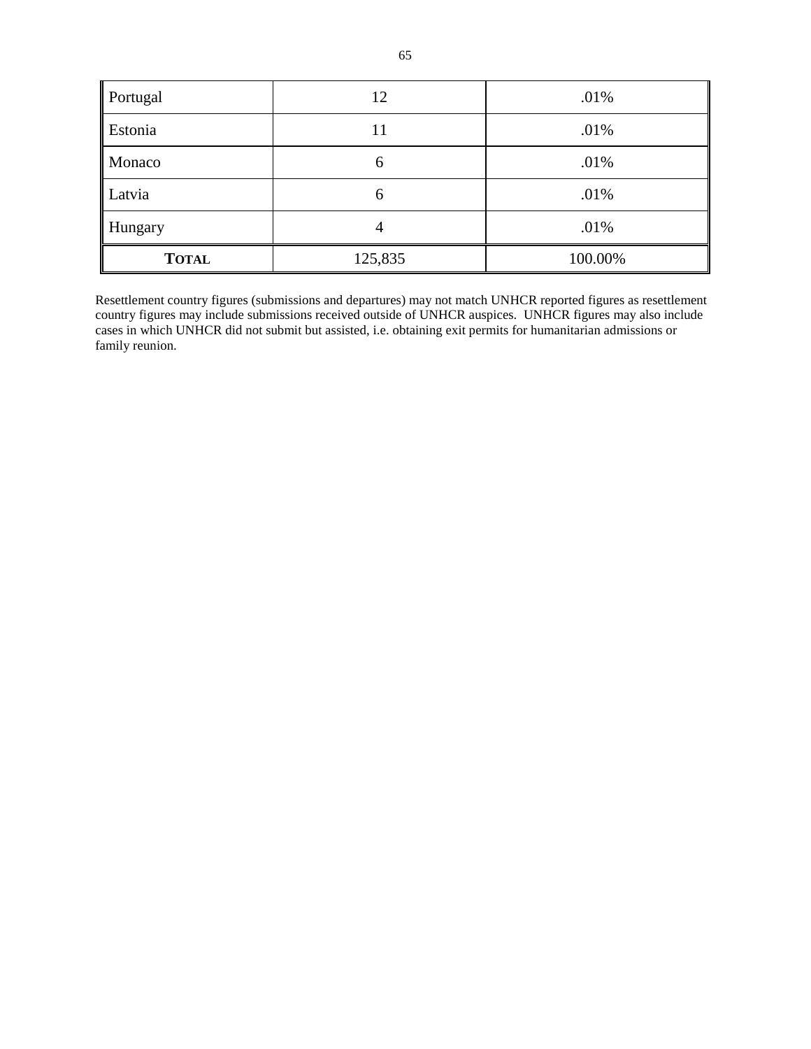| | | |
|---|---|---|
| Portugal | 12 | .01% |
| Estonia | 11 | .01% |
| Monaco | 6 | .01% |
| Latvia | 6 | .01% |
| Hungary | 4 | .01% |
| **TOTAL** | 125,835 | 100.00% |

Resettlement country figures (submissions and departures) may not match UNHCR reported figures as resettlement country figures may include submissions received outside of UNHCR auspices. UNHCR figures may also include cases in which UNHCR did not submit but assisted, i.e. obtaining exit permits for humanitarian admissions or family reunion.